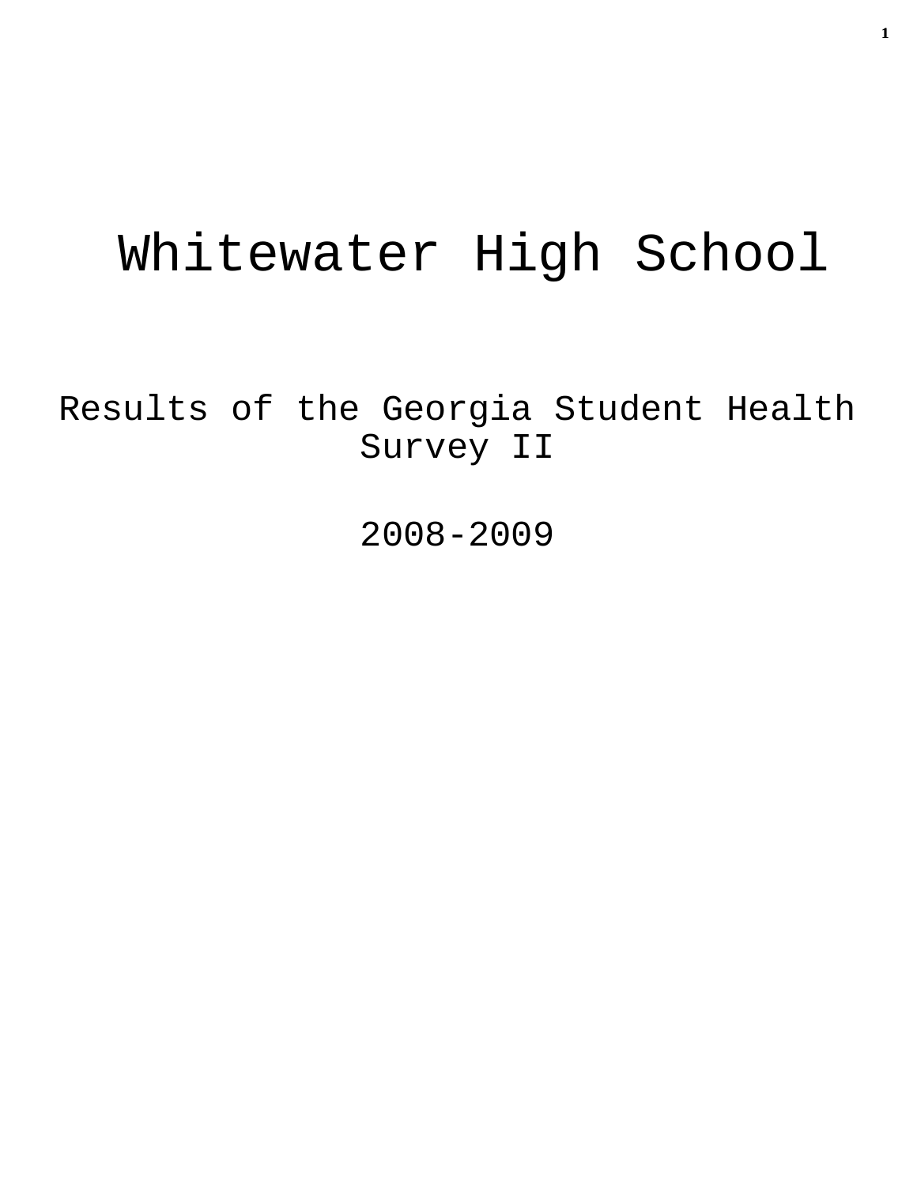# Whitewater High School

## Results of the Georgia Student Health Survey II

## 2008-2009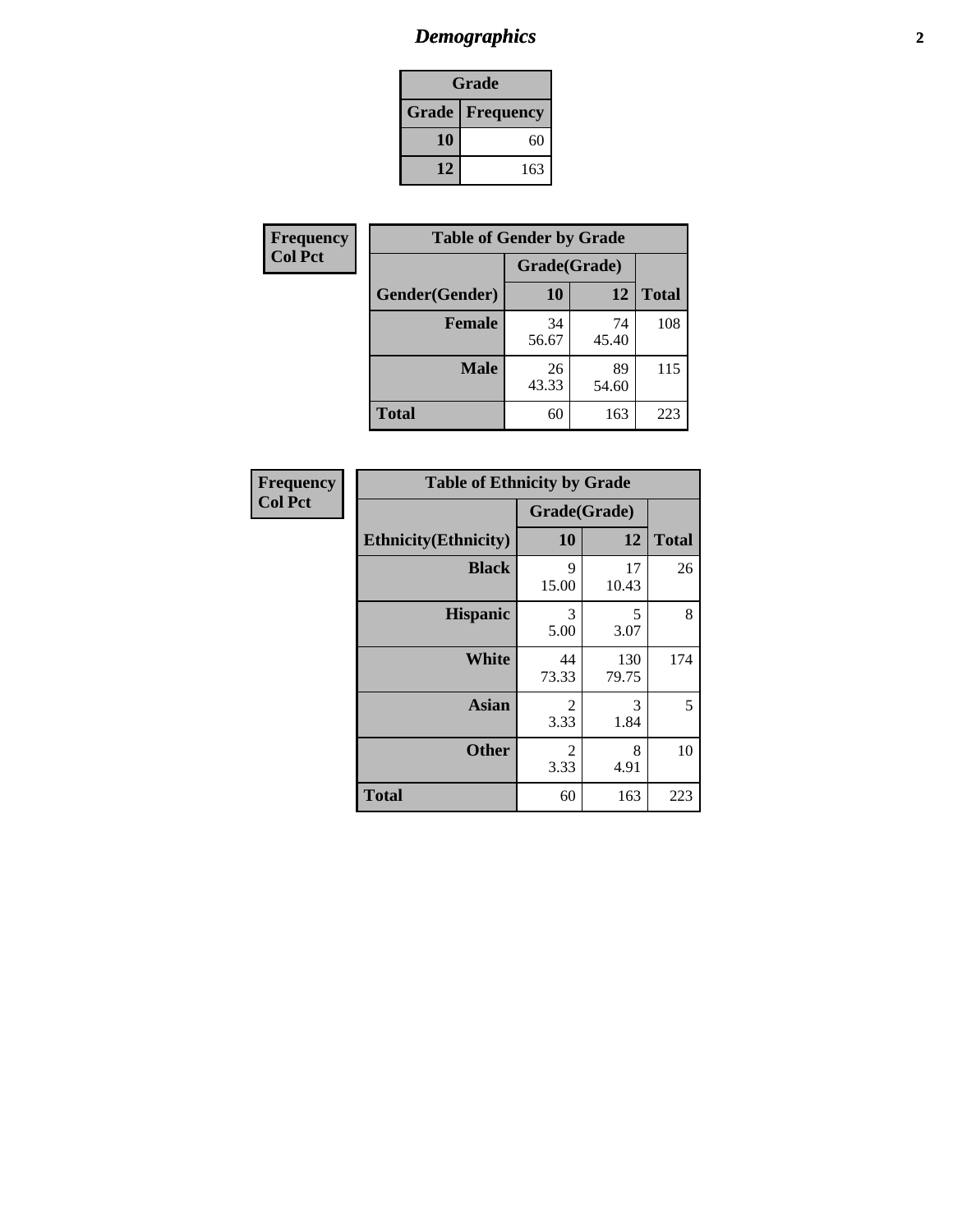# *Demographics*

| Grade | |
|---|---|
| **Grade** | **Frequency** |
| **10** | 60 |
| **12** | 163 |

**Frequency**
**Col Pct**

| **Table of Gender by Grade** | | | |
|---|---|---|---|
| | **Grade(Grade)** | | |
| **Gender(Gender)** | **10** | **12** | **Total** |
| **Female** | 34<br>56.67 | 74<br>45.40 | 108 |
| **Male** | 26<br>43.33 | 89<br>54.60 | 115 |
| **Total** | 60 | 163 | 223 |

**Frequency**
**Col Pct**

| **Table of Ethnicity by Grade** | | | |
|---|---|---|---|
| | **Grade(Grade)** | | |
| **Ethnicity(Ethnicity)** | **10** | **12** | **Total** |
| **Black** | 9<br>15.00 | 17<br>10.43 | 26 |
| **Hispanic** | 3<br>5.00 | 5<br>3.07 | 8 |
| **White** | 44<br>73.33 | 130<br>79.75 | 174 |
| **Asian** | 2<br>3.33 | 3<br>1.84 | 5 |
| **Other** | 2<br>3.33 | 8<br>4.91 | 10 |
| **Total** | 60 | 163 | 223 |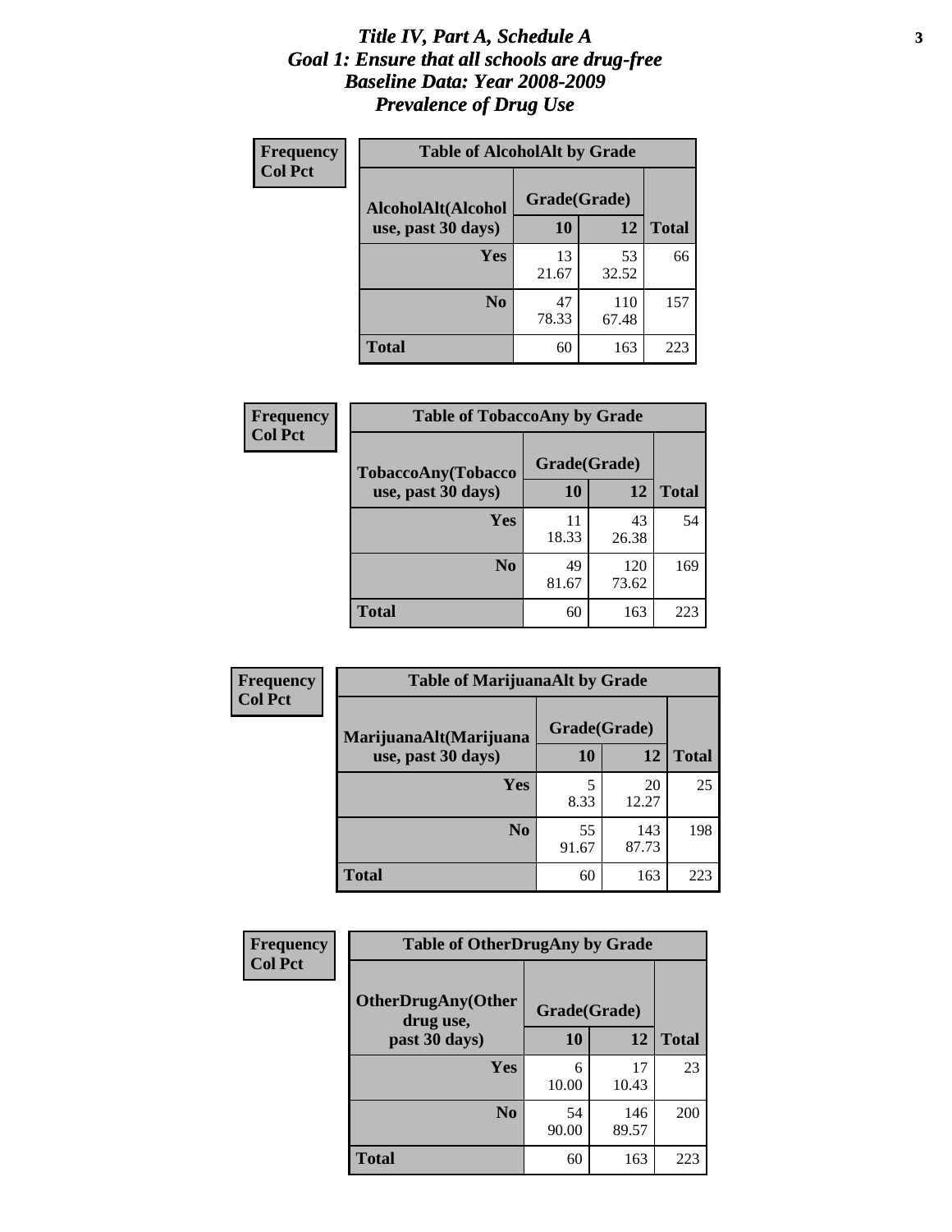# *Title IV, Part A, Schedule A*
# *Goal 1: Ensure that all schools are drug-free*
# *Baseline Data: Year 2008-2009*
# *Prevalence of Drug Use*

**Frequency**
**Col Pct**

**Table of AlcoholAlt by Grade**

| AlcoholAlt(Alcohol use, past 30 days) | Grade(Grade) | | Total |
|---|---|---|---|
| | 10 | 12 | |
| Yes | 13<br>21.67 | 53<br>32.52 | 66 |
| No | 47<br>78.33 | 110<br>67.48 | 157 |
| Total | 60 | 163 | 223 |

**Frequency**
**Col Pct**

**Table of TobaccoAny by Grade**

| TobaccoAny(Tobacco use, past 30 days) | Grade(Grade) | | Total |
|---|---|---|---|
| | 10 | 12 | |
| Yes | 11<br>18.33 | 43<br>26.38 | 54 |
| No | 49<br>81.67 | 120<br>73.62 | 169 |
| Total | 60 | 163 | 223 |

**Frequency**
**Col Pct**

**Table of MarijuanaAlt by Grade**

| MarijuanaAlt(Marijuana use, past 30 days) | Grade(Grade) | | Total |
|---|---|---|---|
| | 10 | 12 | |
| Yes | 5<br>8.33 | 20<br>12.27 | 25 |
| No | 55<br>91.67 | 143<br>87.73 | 198 |
| Total | 60 | 163 | 223 |

**Frequency**
**Col Pct**

**Table of OtherDrugAny by Grade**

| OtherDrugAny(Other drug use, past 30 days) | Grade(Grade) | | Total |
|---|---|---|---|
| | 10 | 12 | |
| Yes | 6<br>10.00 | 17<br>10.43 | 23 |
| No | 54<br>90.00 | 146<br>89.57 | 200 |
| Total | 60 | 163 | 223 |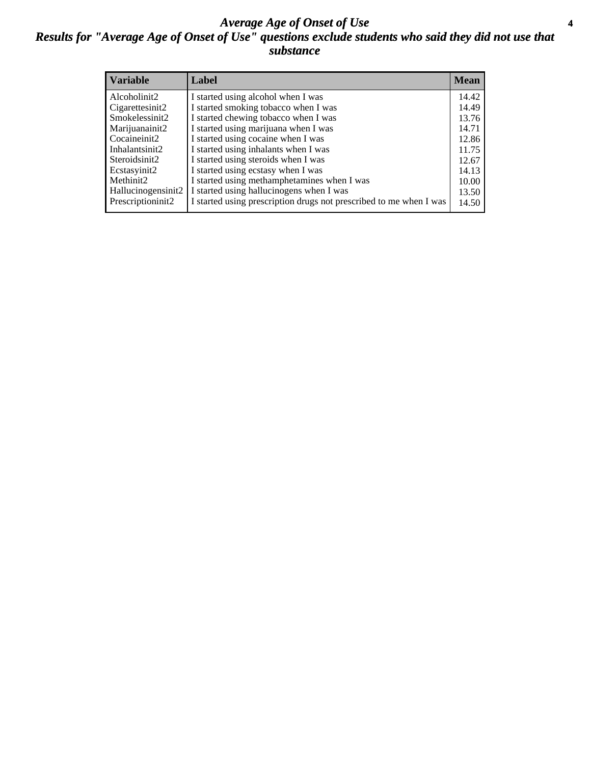# *Average Age of Onset of Use*

## *Results for "Average Age of Onset of Use" questions exclude students who said they did not use that substance*

| Variable | Label | Mean |
|---|---|---|
| Alcoholinit2 | I started using alcohol when I was | 14.42 |
| Cigarettesinit2 | I started smoking tobacco when I was | 14.49 |
| Smokelessinit2 | I started chewing tobacco when I was | 13.76 |
| Marijuanainit2 | I started using marijuana when I was | 14.71 |
| Cocaineinit2 | I started using cocaine when I was | 12.86 |
| Inhalantsinit2 | I started using inhalants when I was | 11.75 |
| Steroidsinit2 | I started using steroids when I was | 12.67 |
| Ecstasyinit2 | I started using ecstasy when I was | 14.13 |
| Methinit2 | I started using methamphetamines when I was | 10.00 |
| Hallucinogensinit2 | I started using hallucinogens when I was | 13.50 |
| Prescriptioninit2 | I started using prescription drugs not prescribed to me when I was | 14.50 |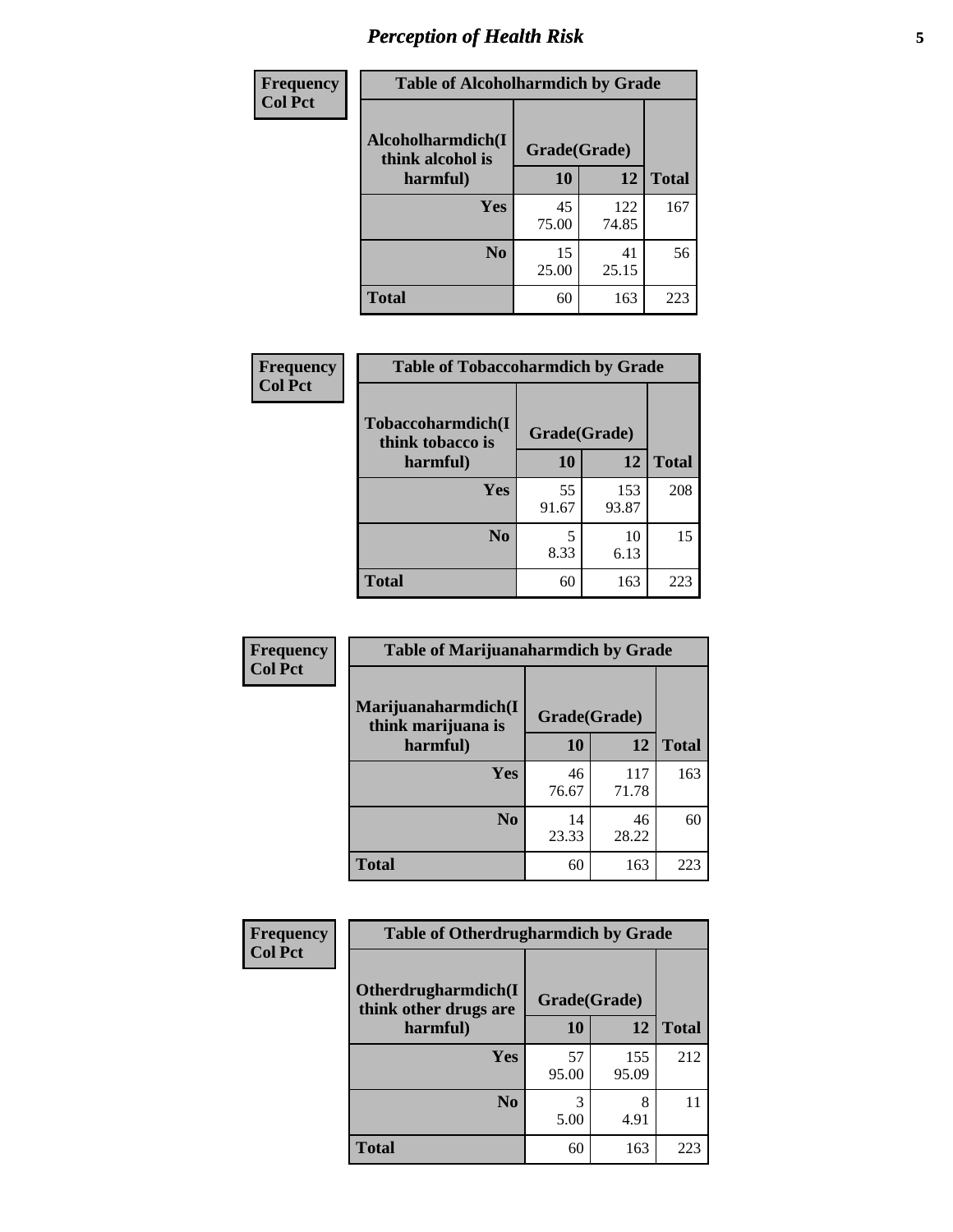# Perception of Health Risk

| Frequency<br>Col Pct | Table of Alcoholharmdich by Grade | | |
|---|---|---|---|
| Alcoholharmdich(I think alcohol is harmful) | Grade(Grade) | | |
| | 10 | 12 | Total |
| Yes | 45<br>75.00 | 122<br>74.85 | 167 |
| No | 15<br>25.00 | 41<br>25.15 | 56 |
| Total | 60 | 163 | 223 |

| Frequency<br>Col Pct | Table of Tobaccoharmdich by Grade | | |
|---|---|---|---|
| Tobaccoharmdich(I think tobacco is harmful) | Grade(Grade) | | |
| | 10 | 12 | Total |
| Yes | 55<br>91.67 | 153<br>93.87 | 208 |
| No | 5<br>8.33 | 10<br>6.13 | 15 |
| Total | 60 | 163 | 223 |

| Frequency<br>Col Pct | Table of Marijuanaharmdich by Grade | | |
|---|---|---|---|
| Marijuanaharmdich(I think marijuana is harmful) | Grade(Grade) | | |
| | 10 | 12 | Total |
| Yes | 46<br>76.67 | 117<br>71.78 | 163 |
| No | 14<br>23.33 | 46<br>28.22 | 60 |
| Total | 60 | 163 | 223 |

| Frequency<br>Col Pct | Table of Otherdrugharmdich by Grade | | |
|---|---|---|---|
| Otherdrugharmdich(I think other drugs are harmful) | Grade(Grade) | | |
| | 10 | 12 | Total |
| Yes | 57<br>95.00 | 155<br>95.09 | 212 |
| No | 3<br>5.00 | 8<br>4.91 | 11 |
| Total | 60 | 163 | 223 |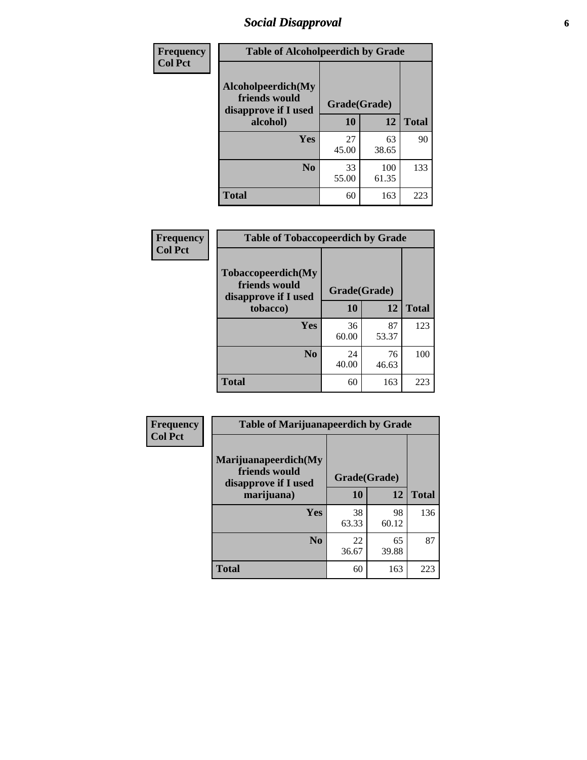## Social Disapproval

| Frequency<br>Col Pct | Table of Alcoholpeerdich by Grade | | |
|---|---|---|---|
| Alcoholpeerdich(My friends would disapprove if I used alcohol) | Grade(Grade) | | |
| | 10 | 12 | Total |
| Yes | 27<br>45.00 | 63<br>38.65 | 90 |
| No | 33<br>55.00 | 100<br>61.35 | 133 |
| Total | 60 | 163 | 223 |

| Frequency<br>Col Pct | Table of Tobaccopeerdich by Grade | | |
|---|---|---|---|
| Tobaccopeerdich(My friends would disapprove if I used tobacco) | Grade(Grade) | | |
| | 10 | 12 | Total |
| Yes | 36<br>60.00 | 87<br>53.37 | 123 |
| No | 24<br>40.00 | 76<br>46.63 | 100 |
| Total | 60 | 163 | 223 |

| Frequency<br>Col Pct | Table of Marijuanapeerdich by Grade | | |
|---|---|---|---|
| Marijuanapeerdich(My friends would disapprove if I used marijuana) | Grade(Grade) | | |
| | 10 | 12 | Total |
| Yes | 38<br>63.33 | 98<br>60.12 | 136 |
| No | 22<br>36.67 | 65<br>39.88 | 87 |
| Total | 60 | 163 | 223 |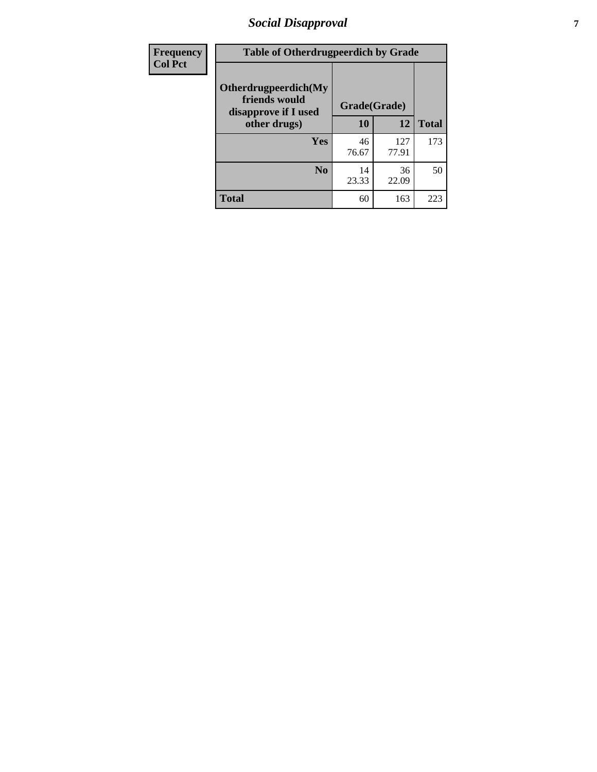| Frequency<br>Col Pct |
|---|

**Table of Otherdrugpeerdich by Grade**

| Otherdrugpeerdich(My friends would disapprove if I used other drugs) | Grade(Grade) | | Total |
|---|---|---|---|
| | 10 | 12 | |
| Yes | 46<br>76.67 | 127<br>77.91 | 173 |
| No | 14<br>23.33 | 36<br>22.09 | 50 |
| Total | 60 | 163 | 223 |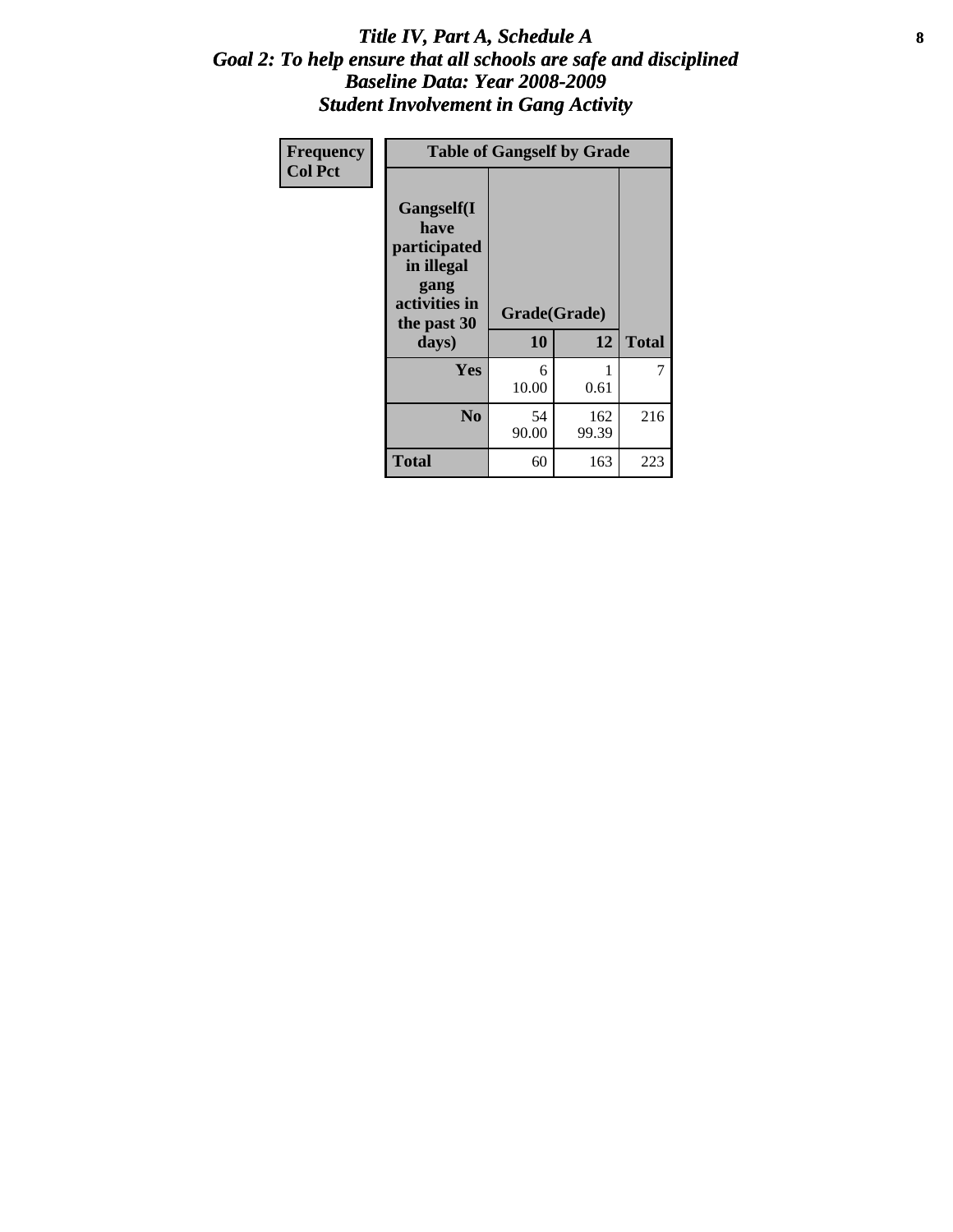# *Title IV, Part A, Schedule A*
## *Goal 2: To help ensure that all schools are safe and disciplined*
## *Baseline Data: Year 2008-2009*
## *Student Involvement in Gang Activity*

| Frequency<br>Col Pct | Table of Gangself by Grade | | |
|---|---|---|---|
| **Gangself(I have participated in illegal gang activities in the past 30 days)** | **Grade(Grade)** | | |
| | **10** | **12** | **Total** |
| **Yes** | 6<br>10.00 | 1<br>0.61 | 7 |
| **No** | 54<br>90.00 | 162<br>99.39 | 216 |
| **Total** | 60 | 163 | 223 |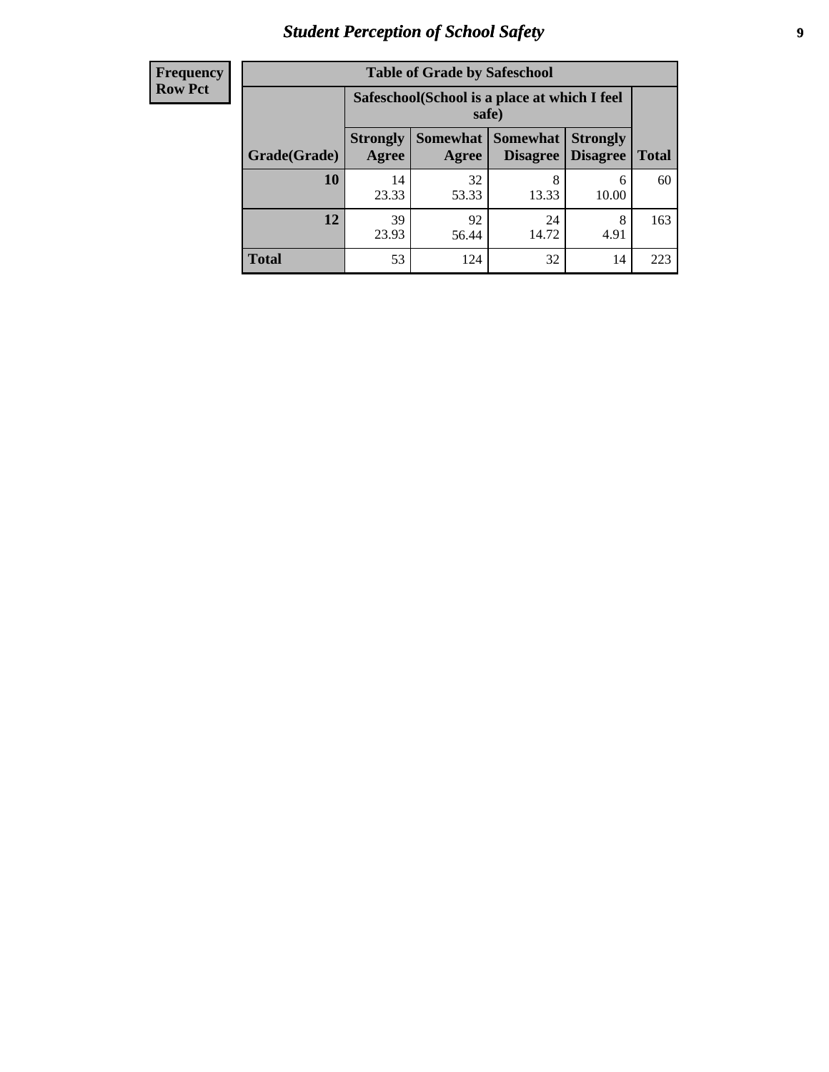| Frequency Row Pct | Table of Grade by Safeschool | | | | |
|---|---|---|---|---|---|
| | Safeschool(School is a place at which I feel safe) | | | | |
| Grade(Grade) | Strongly Agree | Somewhat Agree | Somewhat Disagree | Strongly Disagree | Total |
| **10** | 14<br>23.33 | 32<br>53.33 | 8<br>13.33 | 6<br>10.00 | 60 |
| **12** | 39<br>23.93 | 92<br>56.44 | 24<br>14.72 | 8<br>4.91 | 163 |
| **Total** | 53 | 124 | 32 | 14 | 223 |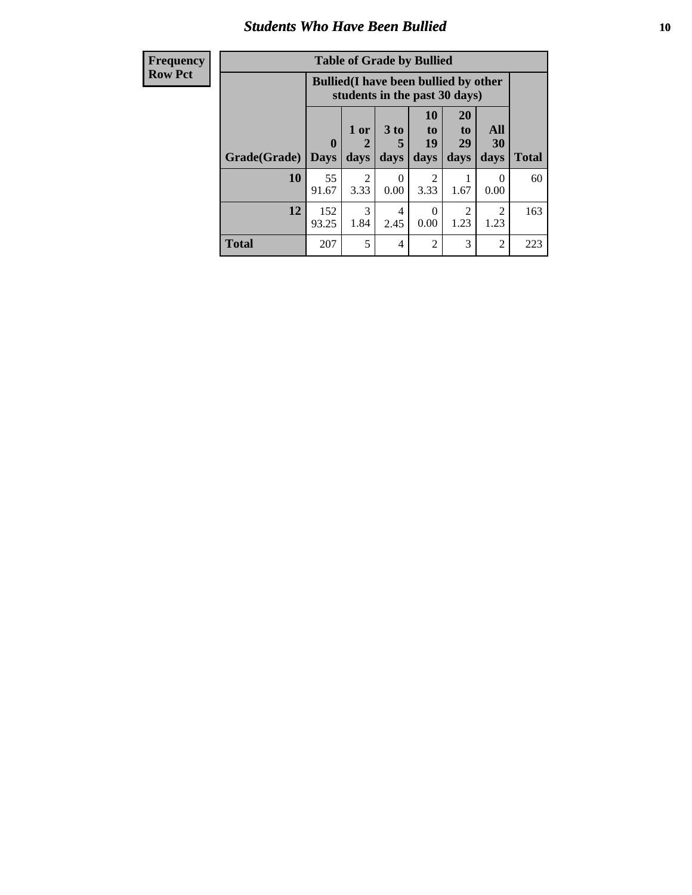# Students Who Have Been Bullied

| Frequency<br>Row Pct |
|---|

**Table of Grade by Bullied**

| Grade(Grade) | Bullied(I have been bullied by other students in the past 30 days) | | | | | | Total |
|---|---|---|---|---|---|---|---|
| | 0 Days | 1 or 2 days | 3 to 5 days | 10 to 19 days | 20 to 29 days | All 30 days | |
| 10 | 55<br>91.67 | 2<br>3.33 | 0<br>0.00 | 2<br>3.33 | 1<br>1.67 | 0<br>0.00 | 60 |
| 12 | 152<br>93.25 | 3<br>1.84 | 4<br>2.45 | 0<br>0.00 | 2<br>1.23 | 2<br>1.23 | 163 |
| Total | 207 | 5 | 4 | 2 | 3 | 2 | 223 |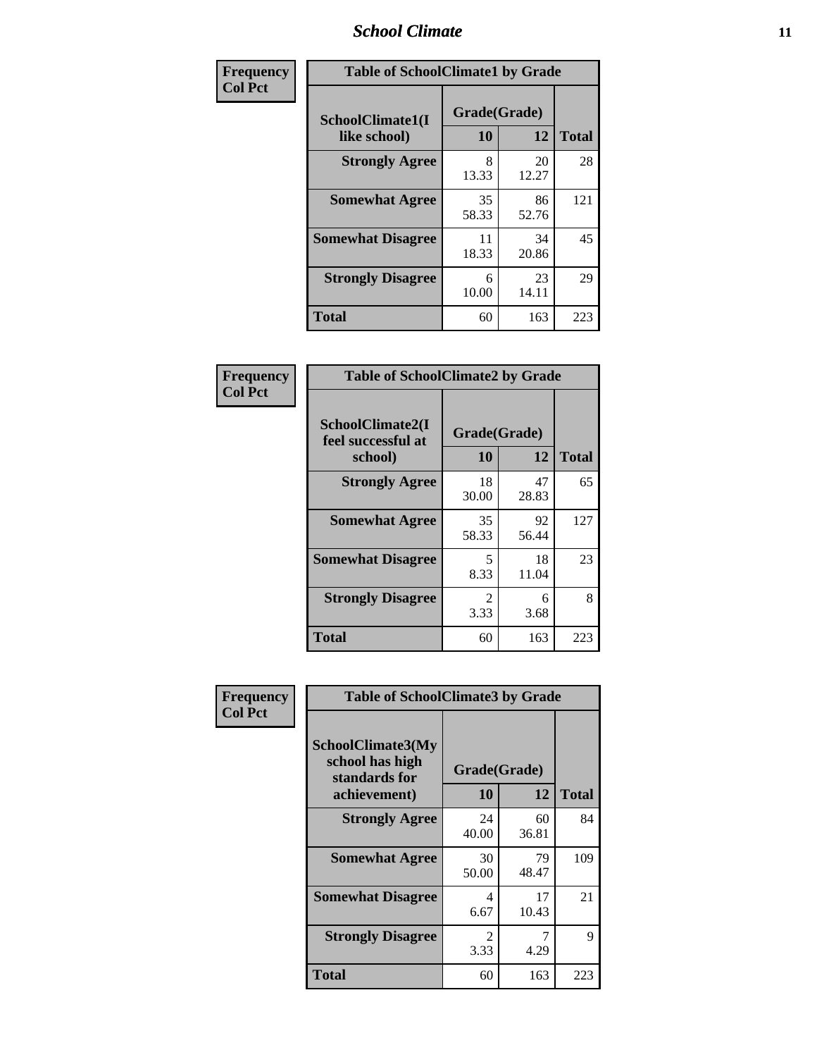| Frequency<br>Col Pct | Table of SchoolClimate1 by Grade | | |
|---|---|---|---|
| SchoolClimate1(I like school) | Grade(Grade) | | |
| | 10 | 12 | Total |
| Strongly Agree | 8<br>13.33 | 20<br>12.27 | 28 |
| Somewhat Agree | 35<br>58.33 | 86<br>52.76 | 121 |
| Somewhat Disagree | 11<br>18.33 | 34<br>20.86 | 45 |
| Strongly Disagree | 6<br>10.00 | 23<br>14.11 | 29 |
| Total | 60 | 163 | 223 |

| Frequency<br>Col Pct | Table of SchoolClimate2 by Grade | | |
|---|---|---|---|
| SchoolClimate2(I feel successful at school) | Grade(Grade) | | |
| | 10 | 12 | Total |
| Strongly Agree | 18<br>30.00 | 47<br>28.83 | 65 |
| Somewhat Agree | 35<br>58.33 | 92<br>56.44 | 127 |
| Somewhat Disagree | 5<br>8.33 | 18<br>11.04 | 23 |
| Strongly Disagree | 2<br>3.33 | 6<br>3.68 | 8 |
| Total | 60 | 163 | 223 |

| Frequency<br>Col Pct | Table of SchoolClimate3 by Grade | | |
|---|---|---|---|
| SchoolClimate3(My school has high standards for achievement) | Grade(Grade) | | |
| | 10 | 12 | Total |
| Strongly Agree | 24<br>40.00 | 60<br>36.81 | 84 |
| Somewhat Agree | 30<br>50.00 | 79<br>48.47 | 109 |
| Somewhat Disagree | 4<br>6.67 | 17<br>10.43 | 21 |
| Strongly Disagree | 2<br>3.33 | 7<br>4.29 | 9 |
| Total | 60 | 163 | 223 |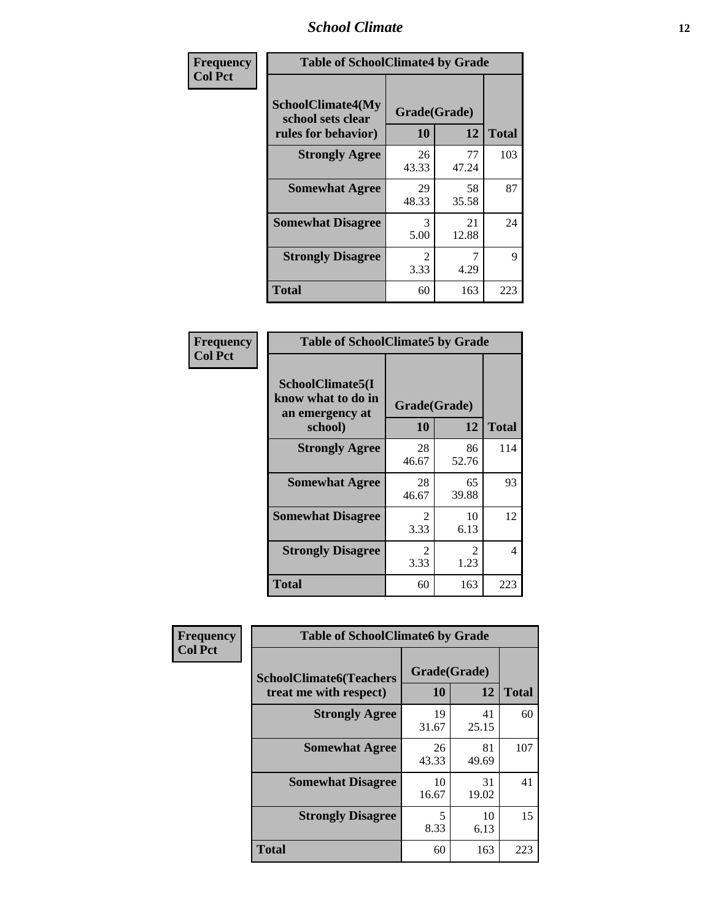| Frequency<br>Col Pct | Table of SchoolClimate4 by Grade | | |
|---|---|---|---|
| SchoolClimate4(My school sets clear rules for behavior) | Grade(Grade) | | |
| | 10 | 12 | Total |
| Strongly Agree | 26<br>43.33 | 77<br>47.24 | 103 |
| Somewhat Agree | 29<br>48.33 | 58<br>35.58 | 87 |
| Somewhat Disagree | 3<br>5.00 | 21<br>12.88 | 24 |
| Strongly Disagree | 2<br>3.33 | 7<br>4.29 | 9 |
| Total | 60 | 163 | 223 |

| Frequency<br>Col Pct | Table of SchoolClimate5 by Grade | | |
|---|---|---|---|
| SchoolClimate5(I know what to do in an emergency at school) | Grade(Grade) | | |
| | 10 | 12 | Total |
| Strongly Agree | 28<br>46.67 | 86<br>52.76 | 114 |
| Somewhat Agree | 28<br>46.67 | 65<br>39.88 | 93 |
| Somewhat Disagree | 2<br>3.33 | 10<br>6.13 | 12 |
| Strongly Disagree | 2<br>3.33 | 2<br>1.23 | 4 |
| Total | 60 | 163 | 223 |

| Frequency<br>Col Pct | Table of SchoolClimate6 by Grade | | |
|---|---|---|---|
| SchoolClimate6(Teachers treat me with respect) | Grade(Grade) | | |
| | 10 | 12 | Total |
| Strongly Agree | 19<br>31.67 | 41<br>25.15 | 60 |
| Somewhat Agree | 26<br>43.33 | 81<br>49.69 | 107 |
| Somewhat Disagree | 10<br>16.67 | 31<br>19.02 | 41 |
| Strongly Disagree | 5<br>8.33 | 10<br>6.13 | 15 |
| Total | 60 | 163 | 223 |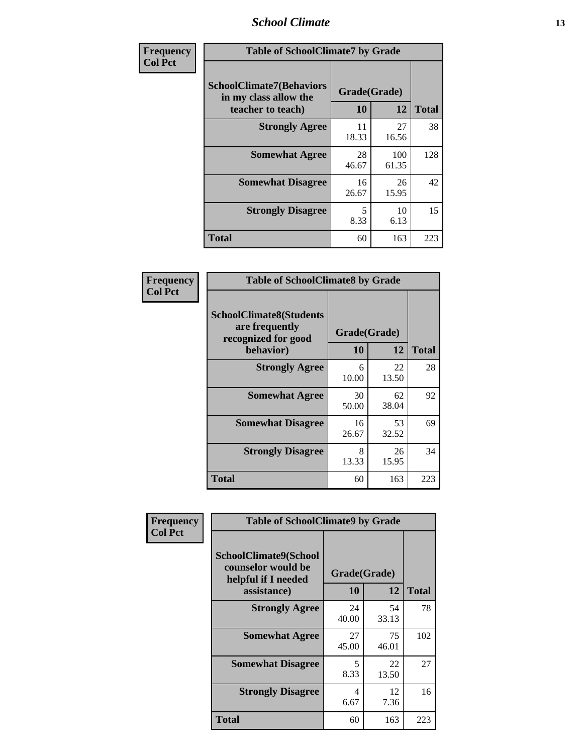**Frequency**
**Col Pct**

| Table of SchoolClimate7 by Grade | | | |
|---|---|---|---|
| **SchoolClimate7(Behaviors in my class allow the teacher to teach)** | **Grade(Grade)** | | **Total** |
| | **10** | **12** | |
| **Strongly Agree** | 11<br>18.33 | 27<br>16.56 | 38 |
| **Somewhat Agree** | 28<br>46.67 | 100<br>61.35 | 128 |
| **Somewhat Disagree** | 16<br>26.67 | 26<br>15.95 | 42 |
| **Strongly Disagree** | 5<br>8.33 | 10<br>6.13 | 15 |
| **Total** | 60 | 163 | 223 |

**Frequency**
**Col Pct**

| Table of SchoolClimate8 by Grade | | | |
|---|---|---|---|
| **SchoolClimate8(Students are frequently recognized for good behavior)** | **Grade(Grade)** | | **Total** |
| | **10** | **12** | |
| **Strongly Agree** | 6<br>10.00 | 22<br>13.50 | 28 |
| **Somewhat Agree** | 30<br>50.00 | 62<br>38.04 | 92 |
| **Somewhat Disagree** | 16<br>26.67 | 53<br>32.52 | 69 |
| **Strongly Disagree** | 8<br>13.33 | 26<br>15.95 | 34 |
| **Total** | 60 | 163 | 223 |

**Frequency**
**Col Pct**

| Table of SchoolClimate9 by Grade | | | |
|---|---|---|---|
| **SchoolClimate9(School counselor would be helpful if I needed assistance)** | **Grade(Grade)** | | **Total** |
| | **10** | **12** | |
| **Strongly Agree** | 24<br>40.00 | 54<br>33.13 | 78 |
| **Somewhat Agree** | 27<br>45.00 | 75<br>46.01 | 102 |
| **Somewhat Disagree** | 5<br>8.33 | 22<br>13.50 | 27 |
| **Strongly Disagree** | 4<br>6.67 | 12<br>7.36 | 16 |
| **Total** | 60 | 163 | 223 |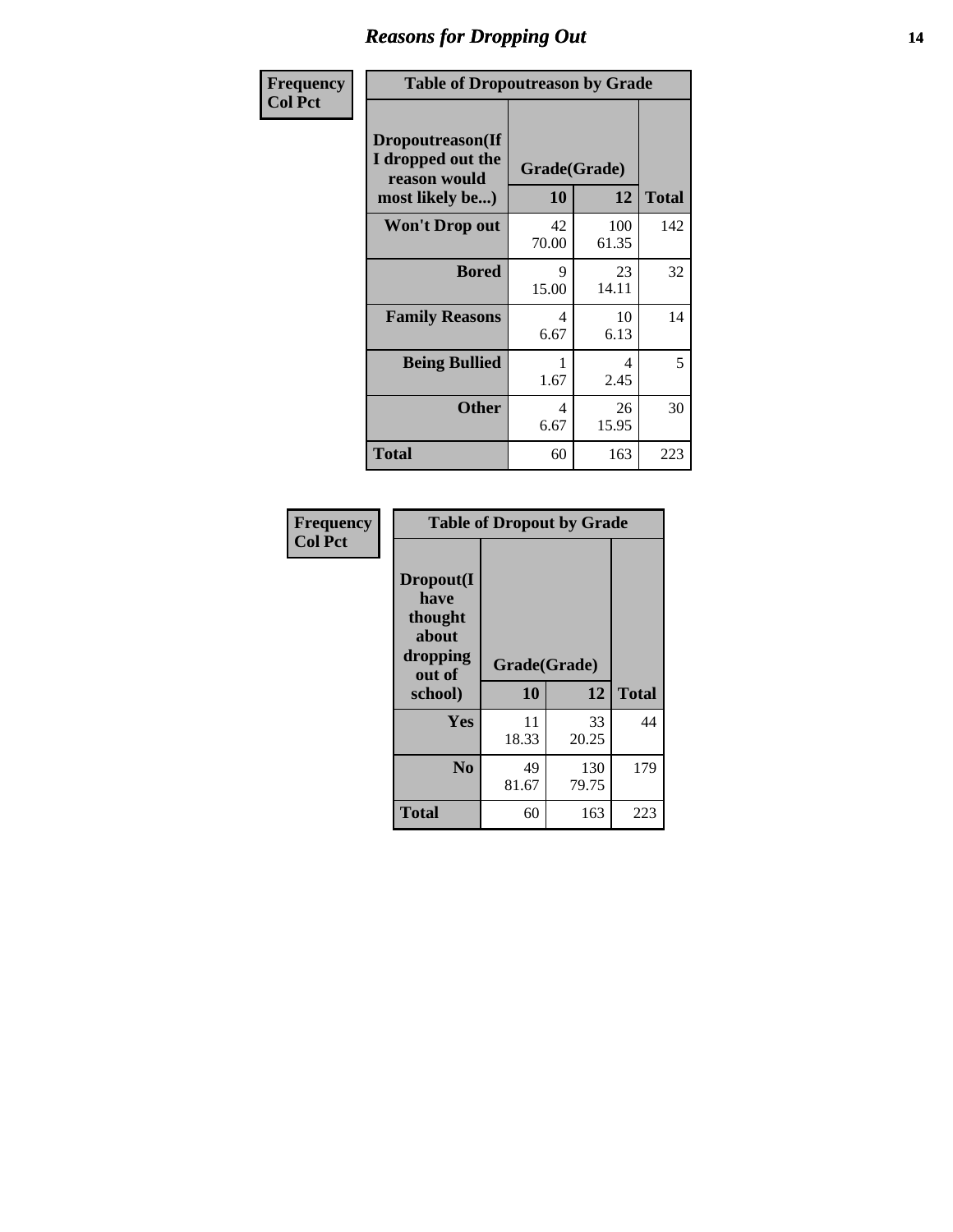# Reasons for Dropping Out

**Frequency**
**Col Pct**

**Table of Dropoutreason by Grade**

| Dropoutreason(If I dropped out the reason would most likely be...) | Grade(Grade) | | |
|---|---|---|---|
| | 10 | 12 | Total |
| Won't Drop out | 42<br>70.00 | 100<br>61.35 | 142 |
| Bored | 9<br>15.00 | 23<br>14.11 | 32 |
| Family Reasons | 4<br>6.67 | 10<br>6.13 | 14 |
| Being Bullied | 1<br>1.67 | 4<br>2.45 | 5 |
| Other | 4<br>6.67 | 26<br>15.95 | 30 |
| Total | 60 | 163 | 223 |

**Frequency**
**Col Pct**

**Table of Dropout by Grade**

| Dropout(I have thought about dropping out of school) | Grade(Grade) | | |
|---|---|---|---|
| | 10 | 12 | Total |
| Yes | 11<br>18.33 | 33<br>20.25 | 44 |
| No | 49<br>81.67 | 130<br>79.75 | 179 |
| Total | 60 | 163 | 223 |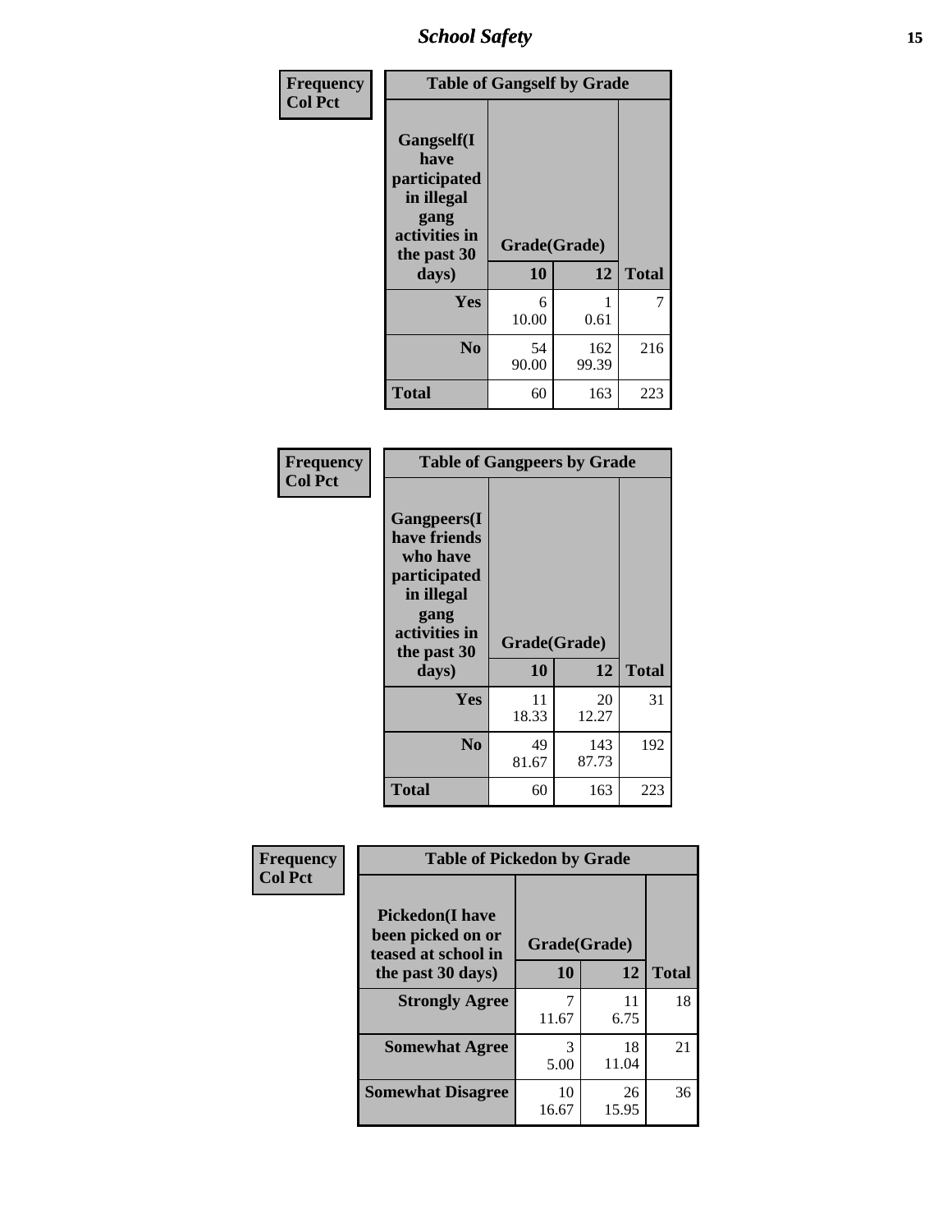| Frequency Col Pct | Table of Gangself by Grade | | |
|---|---|---|---|
| Gangself(I have participated in illegal gang activities in the past 30 days) | Grade(Grade) | | |
| | 10 | 12 | Total |
| Yes | 6<br>10.00 | 1<br>0.61 | 7 |
| No | 54<br>90.00 | 162<br>99.39 | 216 |
| Total | 60 | 163 | 223 |

| Frequency Col Pct | Table of Gangpeers by Grade | | |
|---|---|---|---|
| Gangpeers(I have friends who have participated in illegal gang activities in the past 30 days) | Grade(Grade) | | |
| | 10 | 12 | Total |
| Yes | 11<br>18.33 | 20<br>12.27 | 31 |
| No | 49<br>81.67 | 143<br>87.73 | 192 |
| Total | 60 | 163 | 223 |

| Frequency Col Pct | Table of Pickedon by Grade | | |
|---|---|---|---|
| Pickedon(I have been picked on or teased at school in the past 30 days) | Grade(Grade) | | |
| | 10 | 12 | Total |
| Strongly Agree | 7<br>11.67 | 11<br>6.75 | 18 |
| Somewhat Agree | 3<br>5.00 | 18<br>11.04 | 21 |
| Somewhat Disagree | 10<br>16.67 | 26<br>15.95 | 36 |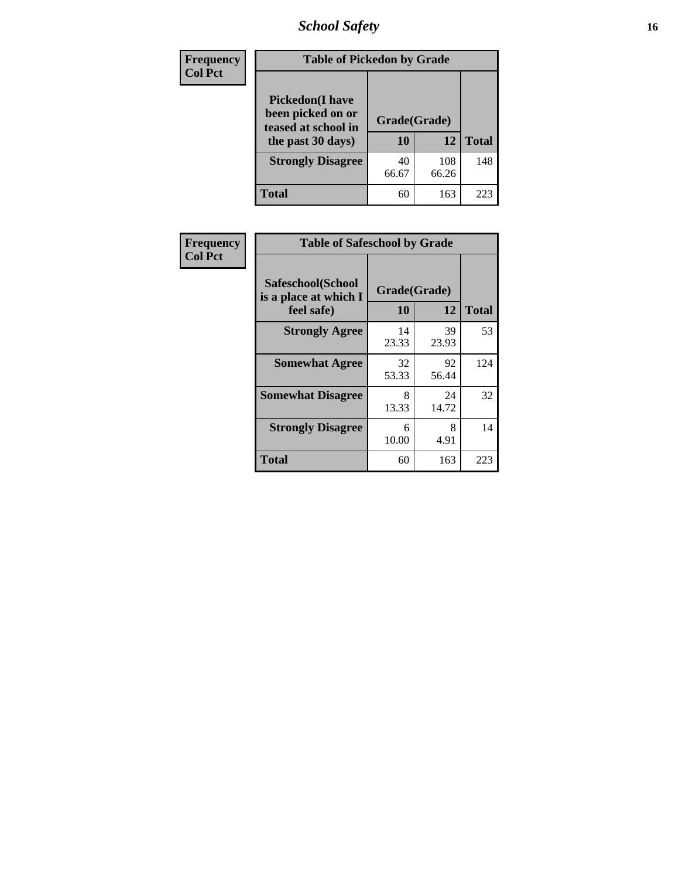# School Safety

| Frequency<br>Col Pct | Table of Pickedon by Grade | | |
|---|---|---|---|
| **Pickedon(I have been picked on or teased at school in the past 30 days)** | **Grade(Grade)** | | |
| | **10** | **12** | **Total** |
| **Strongly Disagree** | 40<br>66.67 | 108<br>66.26 | 148 |
| **Total** | 60 | 163 | 223 |

| Frequency<br>Col Pct | Table of Safeschool by Grade | | |
|---|---|---|---|
| **Safeschool(School is a place at which I feel safe)** | **Grade(Grade)** | | |
| | **10** | **12** | **Total** |
| **Strongly Agree** | 14<br>23.33 | 39<br>23.93 | 53 |
| **Somewhat Agree** | 32<br>53.33 | 92<br>56.44 | 124 |
| **Somewhat Disagree** | 8<br>13.33 | 24<br>14.72 | 32 |
| **Strongly Disagree** | 6<br>10.00 | 8<br>4.91 | 14 |
| **Total** | 60 | 163 | 223 |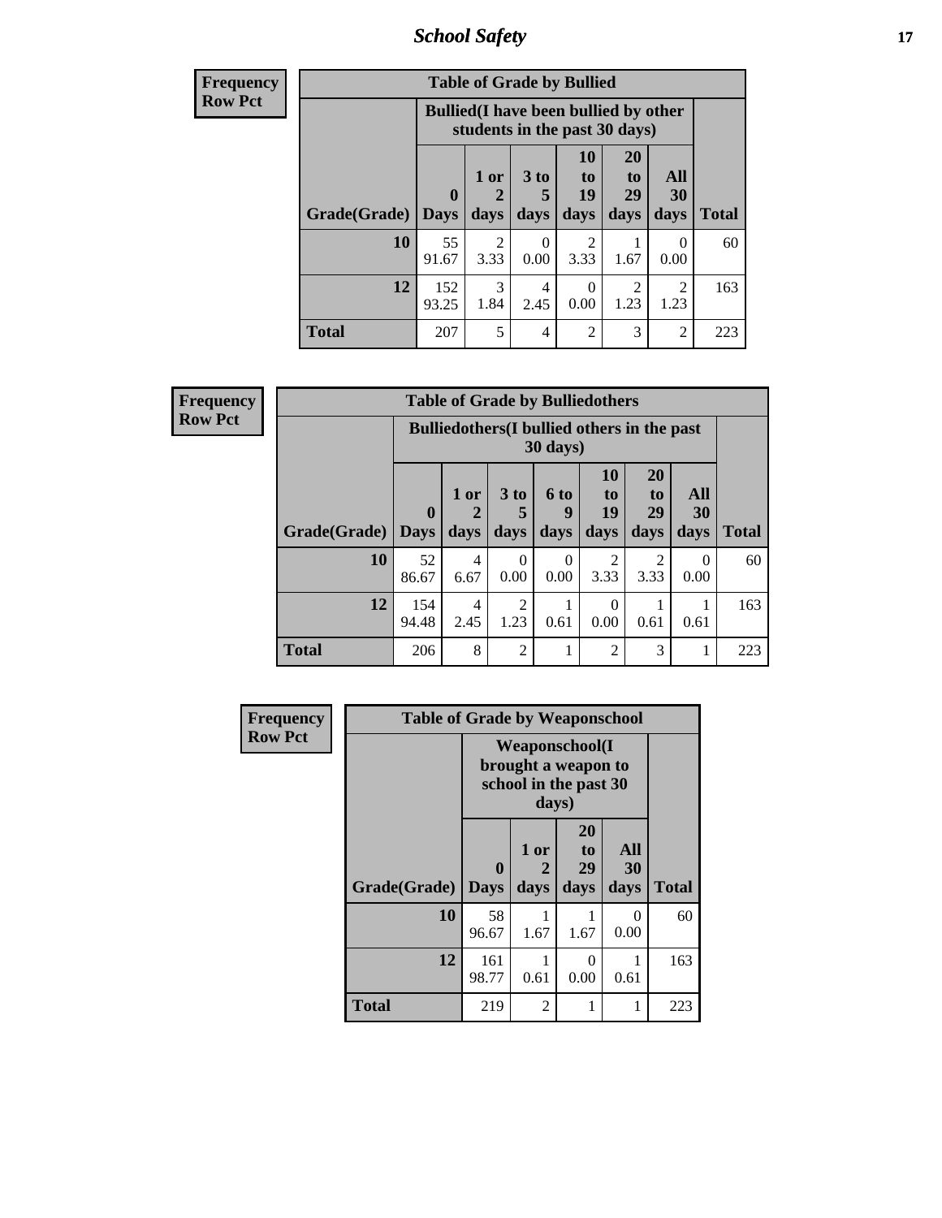| Frequency<br>Row Pct |
|---|

| Table of Grade by Bullied | | | | | | | |
|---|---|---|---|---|---|---|---|
| | Bullied(I have been bullied by other students in the past 30 days) | | | | | | |
| Grade(Grade) | 0 Days | 1 or 2 days | 3 to 5 days | 10 to 19 days | 20 to 29 days | All 30 days | Total |
| 10 | 55<br>91.67 | 2<br>3.33 | 0<br>0.00 | 2<br>3.33 | 1<br>1.67 | 0<br>0.00 | 60 |
| 12 | 152<br>93.25 | 3<br>1.84 | 4<br>2.45 | 0<br>0.00 | 2<br>1.23 | 2<br>1.23 | 163 |
| Total | 207 | 5 | 4 | 2 | 3 | 2 | 223 |

| Frequency<br>Row Pct |
|---|

| Table of Grade by Bulliedothers | | | | | | | | |
|---|---|---|---|---|---|---|---|---|
| | Bulliedothers(I bullied others in the past 30 days) | | | | | | | |
| Grade(Grade) | 0 Days | 1 or 2 days | 3 to 5 days | 6 to 9 days | 10 to 19 days | 20 to 29 days | All 30 days | Total |
| 10 | 52<br>86.67 | 4<br>6.67 | 0<br>0.00 | 0<br>0.00 | 2<br>3.33 | 2<br>3.33 | 0<br>0.00 | 60 |
| 12 | 154<br>94.48 | 4<br>2.45 | 2<br>1.23 | 1<br>0.61 | 0<br>0.00 | 1<br>0.61 | 1<br>0.61 | 163 |
| Total | 206 | 8 | 2 | 1 | 2 | 3 | 1 | 223 |

| Frequency<br>Row Pct |
|---|

| Table of Grade by Weaponschool | | | | | |
|---|---|---|---|---|---|
| | Weaponschool(I brought a weapon to school in the past 30 days) | | | | |
| Grade(Grade) | 0 Days | 1 or 2 days | 20 to 29 days | All 30 days | Total |
| 10 | 58<br>96.67 | 1<br>1.67 | 1<br>1.67 | 0<br>0.00 | 60 |
| 12 | 161<br>98.77 | 1<br>0.61 | 0<br>0.00 | 1<br>0.61 | 163 |
| Total | 219 | 2 | 1 | 1 | 223 |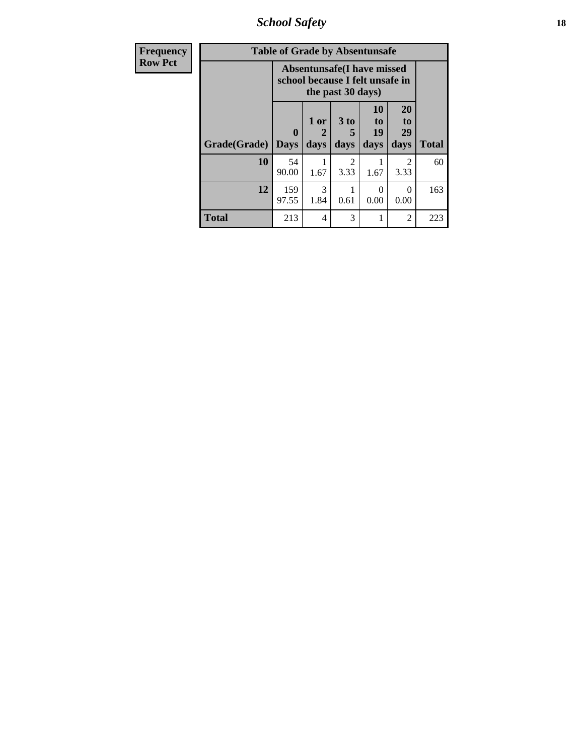| Frequency<br>Row Pct |
|---|

| Table of Grade by Absentunsafe | | | | | | |
|---|---|---|---|---|---|---|
| | Absentunsafe(I have missed school because I felt unsafe in the past 30 days) | | | | | |
| Grade(Grade) | 0 Days | 1 or 2 days | 3 to 5 days | 10 to 19 days | 20 to 29 days | Total |
| 10 | 54<br>90.00 | 1<br>1.67 | 2<br>3.33 | 1<br>1.67 | 2<br>3.33 | 60 |
| 12 | 159<br>97.55 | 3<br>1.84 | 1<br>0.61 | 0<br>0.00 | 0<br>0.00 | 163 |
| Total | 213 | 4 | 3 | 1 | 2 | 223 |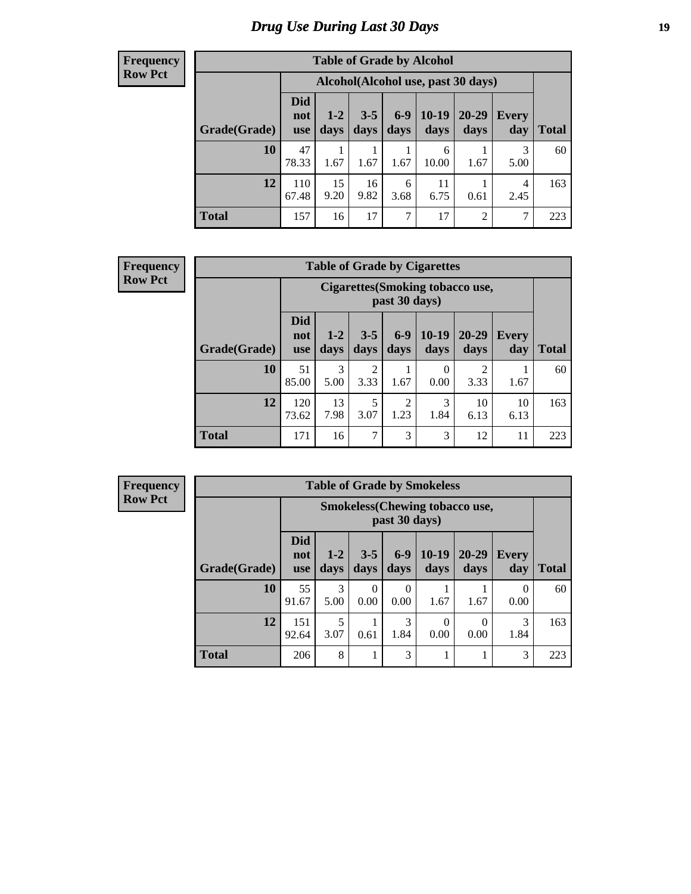# Drug Use During Last 30 Days

**Frequency**
**Row Pct**

| Table of Grade by Alcohol | | | | | | | | |
|---|---|---|---|---|---|---|---|---|
| | Alcohol(Alcohol use, past 30 days) | | | | | | | |
| Grade(Grade) | Did not use | 1-2 days | 3-5 days | 6-9 days | 10-19 days | 20-29 days | Every day | Total |
| 10 | 47<br>78.33 | 1<br>1.67 | 1<br>1.67 | 1<br>1.67 | 6<br>10.00 | 1<br>1.67 | 3<br>5.00 | 60 |
| 12 | 110<br>67.48 | 15<br>9.20 | 16<br>9.82 | 6<br>3.68 | 11<br>6.75 | 1<br>0.61 | 4<br>2.45 | 163 |
| Total | 157 | 16 | 17 | 7 | 17 | 2 | 7 | 223 |

**Frequency**
**Row Pct**

| Table of Grade by Cigarettes | | | | | | | | |
|---|---|---|---|---|---|---|---|---|
| | Cigarettes(Smoking tobacco use, past 30 days) | | | | | | | |
| Grade(Grade) | Did not use | 1-2 days | 3-5 days | 6-9 days | 10-19 days | 20-29 days | Every day | Total |
| 10 | 51<br>85.00 | 3<br>5.00 | 2<br>3.33 | 1<br>1.67 | 0<br>0.00 | 2<br>3.33 | 1<br>1.67 | 60 |
| 12 | 120<br>73.62 | 13<br>7.98 | 5<br>3.07 | 2<br>1.23 | 3<br>1.84 | 10<br>6.13 | 10<br>6.13 | 163 |
| Total | 171 | 16 | 7 | 3 | 3 | 12 | 11 | 223 |

**Frequency**
**Row Pct**

| Table of Grade by Smokeless | | | | | | | | |
|---|---|---|---|---|---|---|---|---|
| | Smokeless(Chewing tobacco use, past 30 days) | | | | | | | |
| Grade(Grade) | Did not use | 1-2 days | 3-5 days | 6-9 days | 10-19 days | 20-29 days | Every day | Total |
| 10 | 55<br>91.67 | 3<br>5.00 | 0<br>0.00 | 0<br>0.00 | 1<br>1.67 | 1<br>1.67 | 0<br>0.00 | 60 |
| 12 | 151<br>92.64 | 5<br>3.07 | 1<br>0.61 | 3<br>1.84 | 0<br>0.00 | 0<br>0.00 | 3<br>1.84 | 163 |
| Total | 206 | 8 | 1 | 3 | 1 | 1 | 3 | 223 |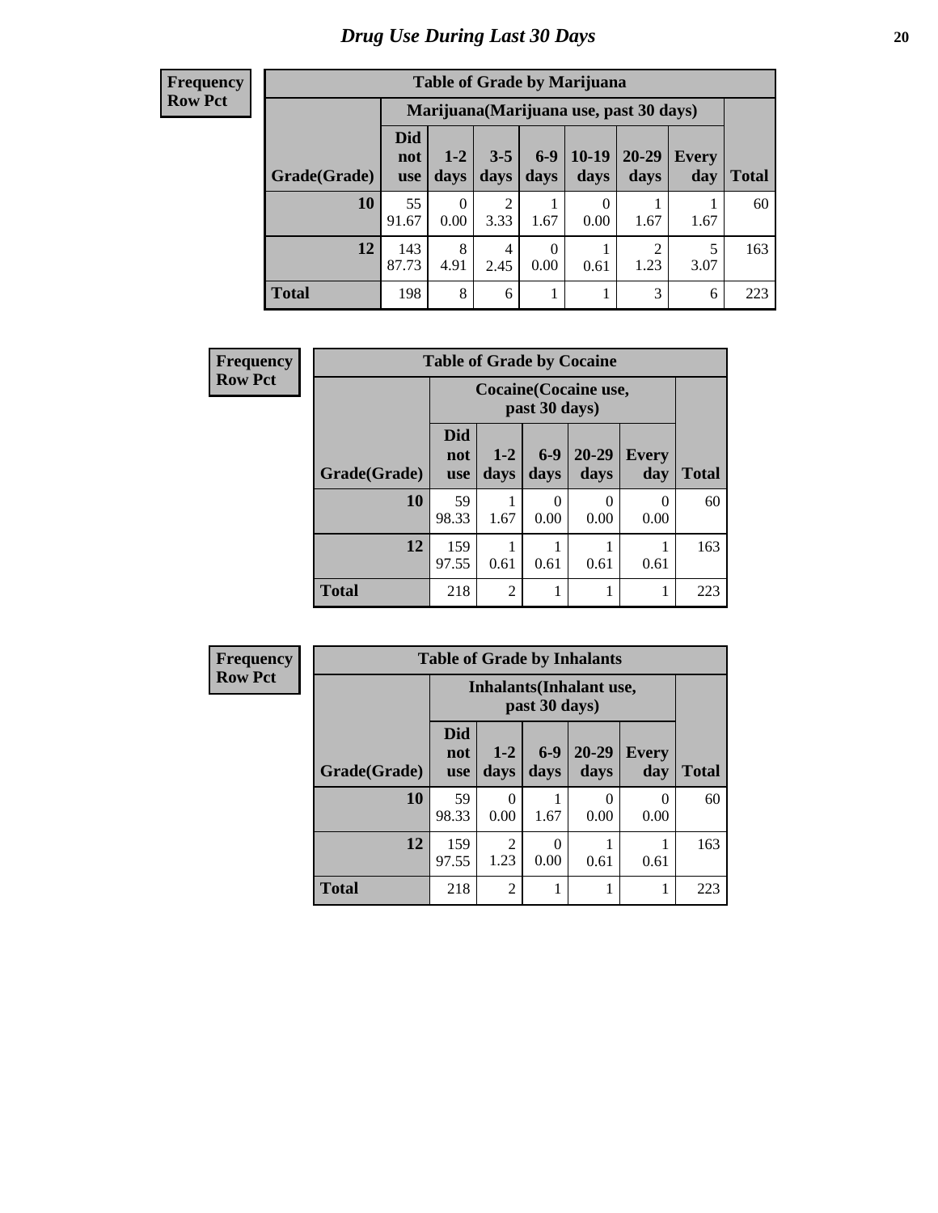# Drug Use During Last 30 Days

**Frequency**
**Row Pct**

| Table of Grade by Marijuana | | | | | | | | |
|---|---|---|---|---|---|---|---|---|
| | Marijuana(Marijuana use, past 30 days) | | | | | | | |
| Grade(Grade) | Did not use | 1-2 days | 3-5 days | 6-9 days | 10-19 days | 20-29 days | Every day | Total |
| 10 | 55<br>91.67 | 0<br>0.00 | 2<br>3.33 | 1<br>1.67 | 0<br>0.00 | 1<br>1.67 | 1<br>1.67 | 60 |
| 12 | 143<br>87.73 | 8<br>4.91 | 4<br>2.45 | 0<br>0.00 | 1<br>0.61 | 2<br>1.23 | 5<br>3.07 | 163 |
| Total | 198 | 8 | 6 | 1 | 1 | 3 | 6 | 223 |

**Frequency**
**Row Pct**

| Table of Grade by Cocaine | | | | | | |
|---|---|---|---|---|---|---|
| | Cocaine(Cocaine use, past 30 days) | | | | | |
| Grade(Grade) | Did not use | 1-2 days | 6-9 days | 20-29 days | Every day | Total |
| 10 | 59<br>98.33 | 1<br>1.67 | 0<br>0.00 | 0<br>0.00 | 0<br>0.00 | 60 |
| 12 | 159<br>97.55 | 1<br>0.61 | 1<br>0.61 | 1<br>0.61 | 1<br>0.61 | 163 |
| Total | 218 | 2 | 1 | 1 | 1 | 223 |

**Frequency**
**Row Pct**

| Table of Grade by Inhalants | | | | | | |
|---|---|---|---|---|---|---|
| | Inhalants(Inhalant use, past 30 days) | | | | | |
| Grade(Grade) | Did not use | 1-2 days | 6-9 days | 20-29 days | Every day | Total |
| 10 | 59<br>98.33 | 0<br>0.00 | 1<br>1.67 | 0<br>0.00 | 0<br>0.00 | 60 |
| 12 | 159<br>97.55 | 2<br>1.23 | 0<br>0.00 | 1<br>0.61 | 1<br>0.61 | 163 |
| Total | 218 | 2 | 1 | 1 | 1 | 223 |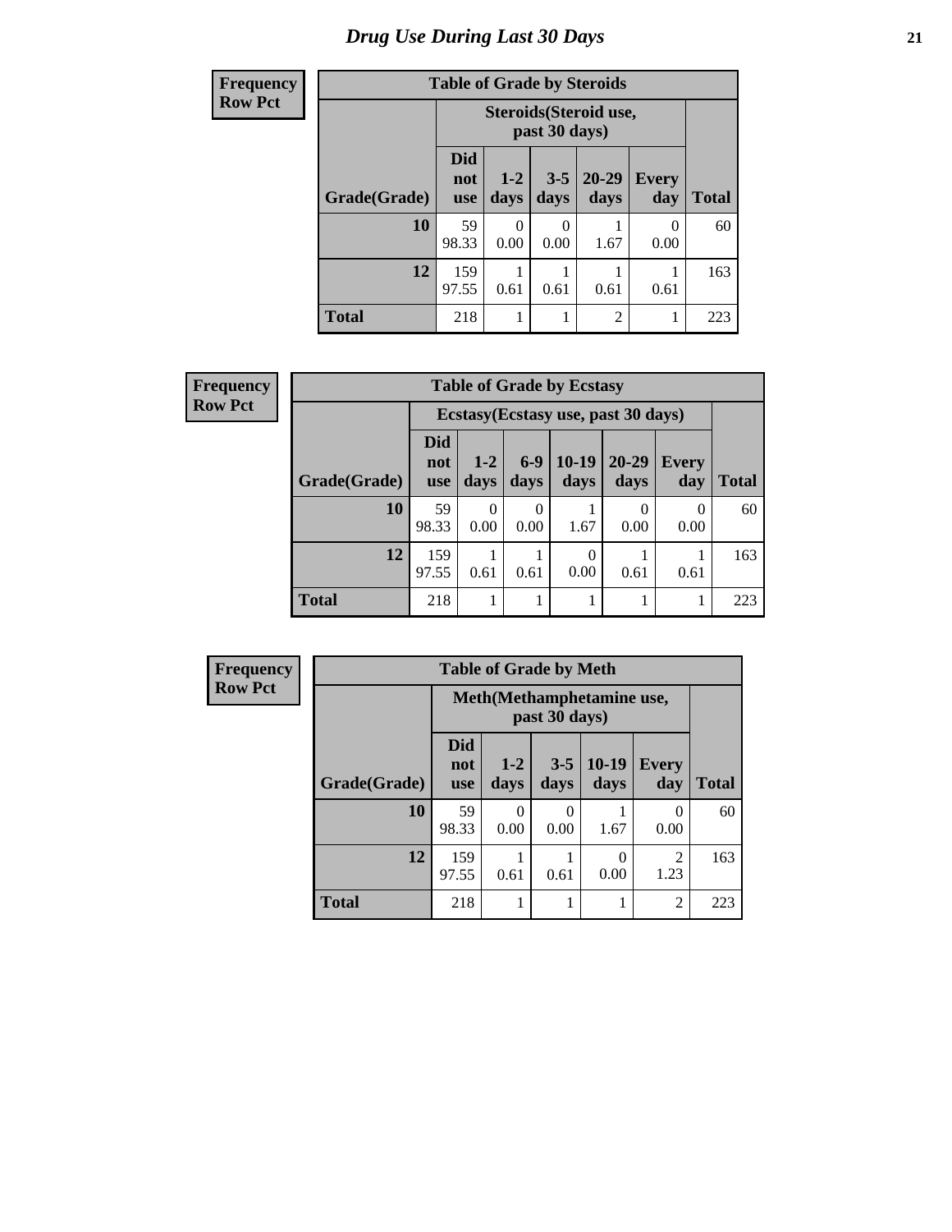# Drug Use During Last 30 Days

**Frequency**
**Row Pct**

| Table of Grade by Steroids | | | | | | |
|---|---|---|---|---|---|---|
| | Steroids(Steroid use, past 30 days) | | | | | |
| Grade(Grade) | Did not use | 1-2 days | 3-5 days | 20-29 days | Every day | Total |
| 10 | 59<br>98.33 | 0<br>0.00 | 0<br>0.00 | 1<br>1.67 | 0<br>0.00 | 60 |
| 12 | 159<br>97.55 | 1<br>0.61 | 1<br>0.61 | 1<br>0.61 | 1<br>0.61 | 163 |
| Total | 218 | 1 | 1 | 2 | 1 | 223 |

**Frequency**
**Row Pct**

| Table of Grade by Ecstasy | | | | | | | |
|---|---|---|---|---|---|---|---|
| | Ecstasy(Ecstasy use, past 30 days) | | | | | | |
| Grade(Grade) | Did not use | 1-2 days | 6-9 days | 10-19 days | 20-29 days | Every day | Total |
| 10 | 59<br>98.33 | 0<br>0.00 | 0<br>0.00 | 1<br>1.67 | 0<br>0.00 | 0<br>0.00 | 60 |
| 12 | 159<br>97.55 | 1<br>0.61 | 1<br>0.61 | 0<br>0.00 | 1<br>0.61 | 1<br>0.61 | 163 |
| Total | 218 | 1 | 1 | 1 | 1 | 1 | 223 |

**Frequency**
**Row Pct**

| Table of Grade by Meth | | | | | | |
|---|---|---|---|---|---|---|
| | Meth(Methamphetamine use, past 30 days) | | | | | |
| Grade(Grade) | Did not use | 1-2 days | 3-5 days | 10-19 days | Every day | Total |
| 10 | 59<br>98.33 | 0<br>0.00 | 0<br>0.00 | 1<br>1.67 | 0<br>0.00 | 60 |
| 12 | 159<br>97.55 | 1<br>0.61 | 1<br>0.61 | 0<br>0.00 | 2<br>1.23 | 163 |
| Total | 218 | 1 | 1 | 1 | 2 | 223 |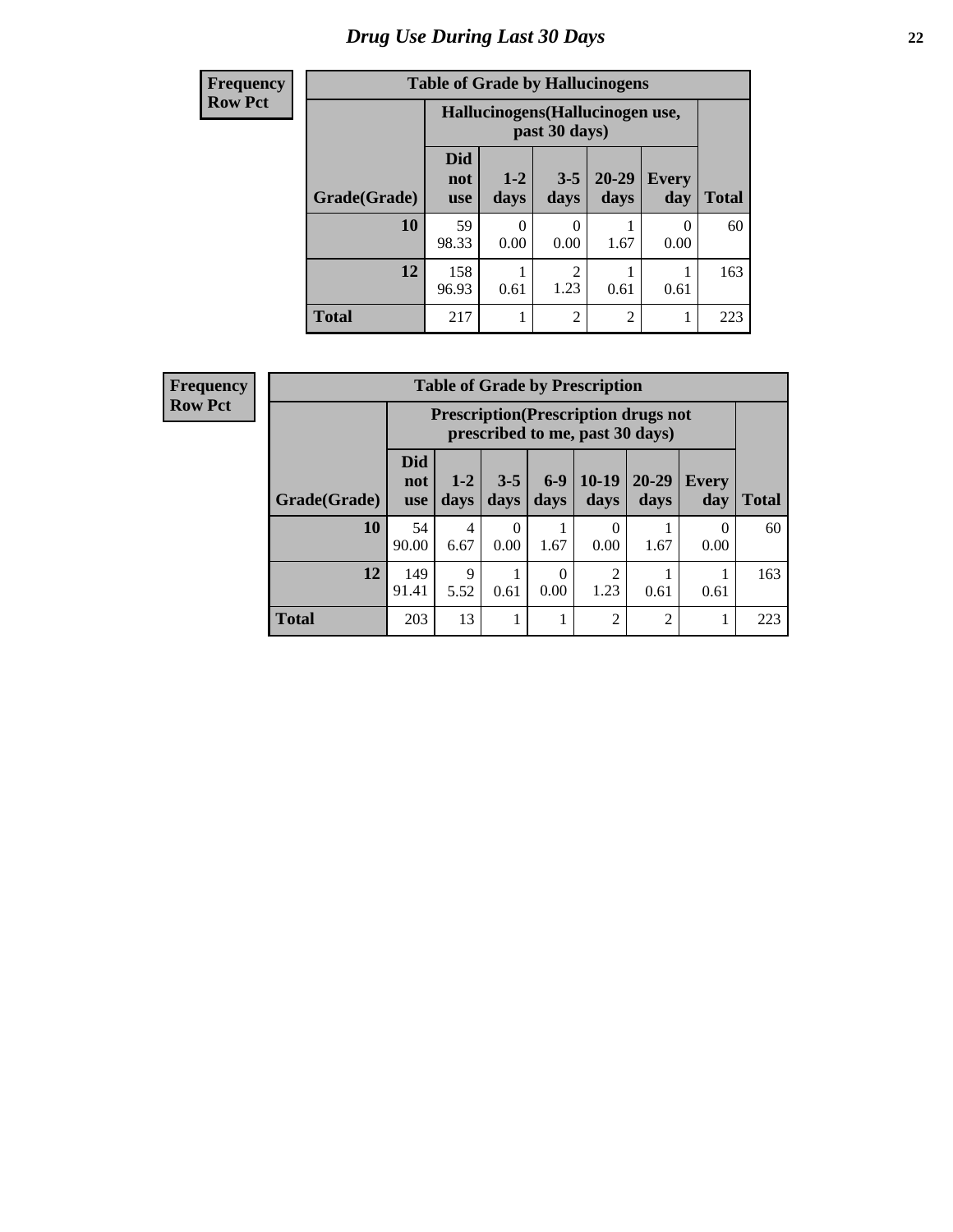# Drug Use During Last 30 Days

| Frequency<br>Row Pct |
|---|

**Table of Grade by Hallucinogens**

| Grade(Grade) | Hallucinogens(Hallucinogen use, past 30 days) | | | | | Total |
|---|---|---|---|---|---|---|
| | Did not use | 1-2 days | 3-5 days | 20-29 days | Every day | |
| 10 | 59<br>98.33 | 0<br>0.00 | 0<br>0.00 | 1<br>1.67 | 0<br>0.00 | 60 |
| 12 | 158<br>96.93 | 1<br>0.61 | 2<br>1.23 | 1<br>0.61 | 1<br>0.61 | 163 |
| Total | 217 | 1 | 2 | 2 | 1 | 223 |

| Frequency<br>Row Pct |
|---|

**Table of Grade by Prescription**

| Grade(Grade) | Prescription(Prescription drugs not prescribed to me, past 30 days) | | | | | | | Total |
|---|---|---|---|---|---|---|---|---|
| | Did not use | 1-2 days | 3-5 days | 6-9 days | 10-19 days | 20-29 days | Every day | |
| 10 | 54<br>90.00 | 4<br>6.67 | 0<br>0.00 | 1<br>1.67 | 0<br>0.00 | 1<br>1.67 | 0<br>0.00 | 60 |
| 12 | 149<br>91.41 | 9<br>5.52 | 1<br>0.61 | 0<br>0.00 | 2<br>1.23 | 1<br>0.61 | 1<br>0.61 | 163 |
| Total | 203 | 13 | 1 | 1 | 2 | 2 | 1 | 223 |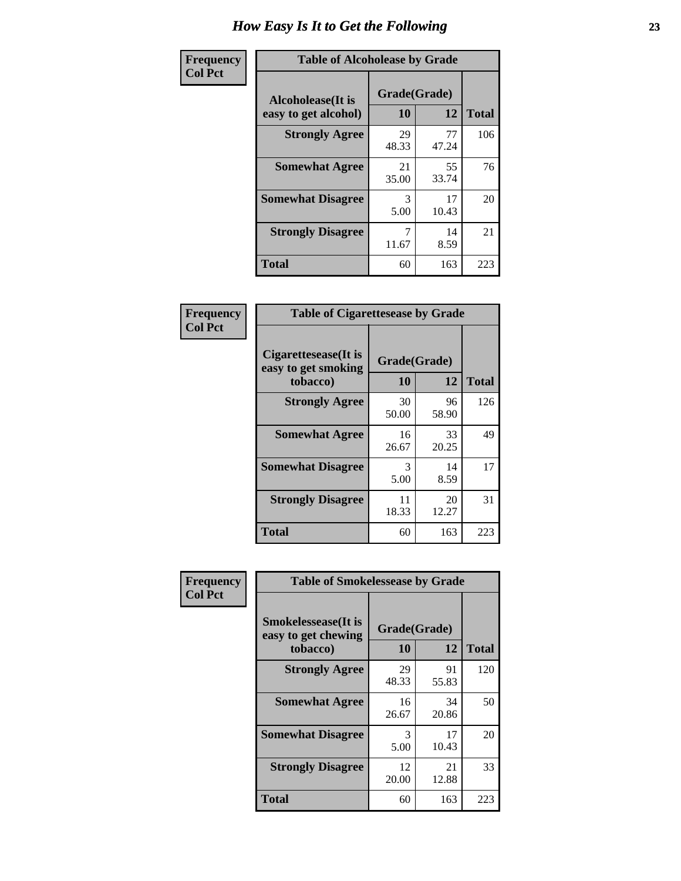# How Easy Is It to Get the Following

**Frequency**
**Col Pct**

**Table of Alcoholease by Grade**

| Alcoholease(It is easy to get alcohol) | Grade(Grade) | | Total |
|---|---|---|---|
| | 10 | 12 | |
| **Strongly Agree** | 29<br>48.33 | 77<br>47.24 | 106 |
| **Somewhat Agree** | 21<br>35.00 | 55<br>33.74 | 76 |
| **Somewhat Disagree** | 3<br>5.00 | 17<br>10.43 | 20 |
| **Strongly Disagree** | 7<br>11.67 | 14<br>8.59 | 21 |
| **Total** | 60 | 163 | 223 |

**Frequency**
**Col Pct**

**Table of Cigarettesease by Grade**

| Cigarettesease(It is easy to get smoking tobacco) | Grade(Grade) | | Total |
|---|---|---|---|
| | 10 | 12 | |
| **Strongly Agree** | 30<br>50.00 | 96<br>58.90 | 126 |
| **Somewhat Agree** | 16<br>26.67 | 33<br>20.25 | 49 |
| **Somewhat Disagree** | 3<br>5.00 | 14<br>8.59 | 17 |
| **Strongly Disagree** | 11<br>18.33 | 20<br>12.27 | 31 |
| **Total** | 60 | 163 | 223 |

**Frequency**
**Col Pct**

**Table of Smokelessease by Grade**

| Smokelessease(It is easy to get chewing tobacco) | Grade(Grade) | | Total |
|---|---|---|---|
| | 10 | 12 | |
| **Strongly Agree** | 29<br>48.33 | 91<br>55.83 | 120 |
| **Somewhat Agree** | 16<br>26.67 | 34<br>20.86 | 50 |
| **Somewhat Disagree** | 3<br>5.00 | 17<br>10.43 | 20 |
| **Strongly Disagree** | 12<br>20.00 | 21<br>12.88 | 33 |
| **Total** | 60 | 163 | 223 |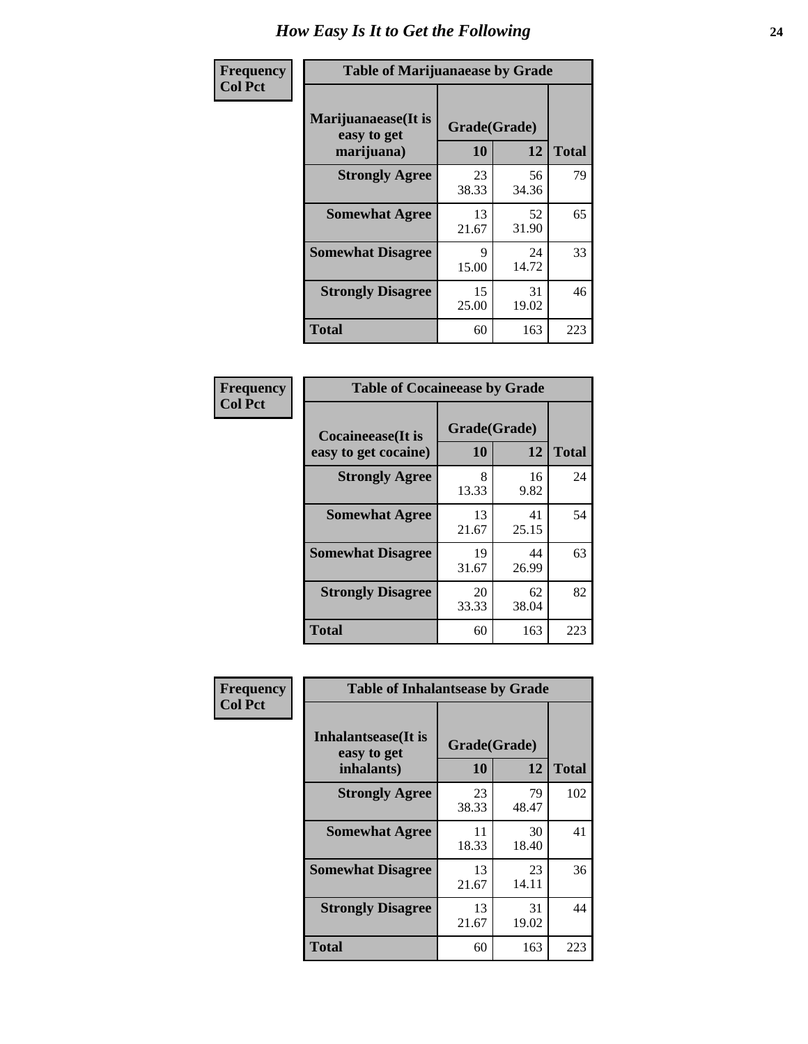# How Easy Is It to Get the Following

**Frequency**
**Col Pct**

| Table of Marijuanaease by Grade | | | |
|---|---|---|---|
| **Marijuanaease(It is easy to get marijuana)** | **Grade(Grade)** | | |
| | **10** | **12** | **Total** |
| **Strongly Agree** | 23<br>38.33 | 56<br>34.36 | 79 |
| **Somewhat Agree** | 13<br>21.67 | 52<br>31.90 | 65 |
| **Somewhat Disagree** | 9<br>15.00 | 24<br>14.72 | 33 |
| **Strongly Disagree** | 15<br>25.00 | 31<br>19.02 | 46 |
| **Total** | 60 | 163 | 223 |

**Frequency**
**Col Pct**

| Table of Cocaineease by Grade | | | |
|---|---|---|---|
| **Cocaineease(It is easy to get cocaine)** | **Grade(Grade)** | | |
| | **10** | **12** | **Total** |
| **Strongly Agree** | 8<br>13.33 | 16<br>9.82 | 24 |
| **Somewhat Agree** | 13<br>21.67 | 41<br>25.15 | 54 |
| **Somewhat Disagree** | 19<br>31.67 | 44<br>26.99 | 63 |
| **Strongly Disagree** | 20<br>33.33 | 62<br>38.04 | 82 |
| **Total** | 60 | 163 | 223 |

**Frequency**
**Col Pct**

| Table of Inhalantsease by Grade | | | |
|---|---|---|---|
| **Inhalantsease(It is easy to get inhalants)** | **Grade(Grade)** | | |
| | **10** | **12** | **Total** |
| **Strongly Agree** | 23<br>38.33 | 79<br>48.47 | 102 |
| **Somewhat Agree** | 11<br>18.33 | 30<br>18.40 | 41 |
| **Somewhat Disagree** | 13<br>21.67 | 23<br>14.11 | 36 |
| **Strongly Disagree** | 13<br>21.67 | 31<br>19.02 | 44 |
| **Total** | 60 | 163 | 223 |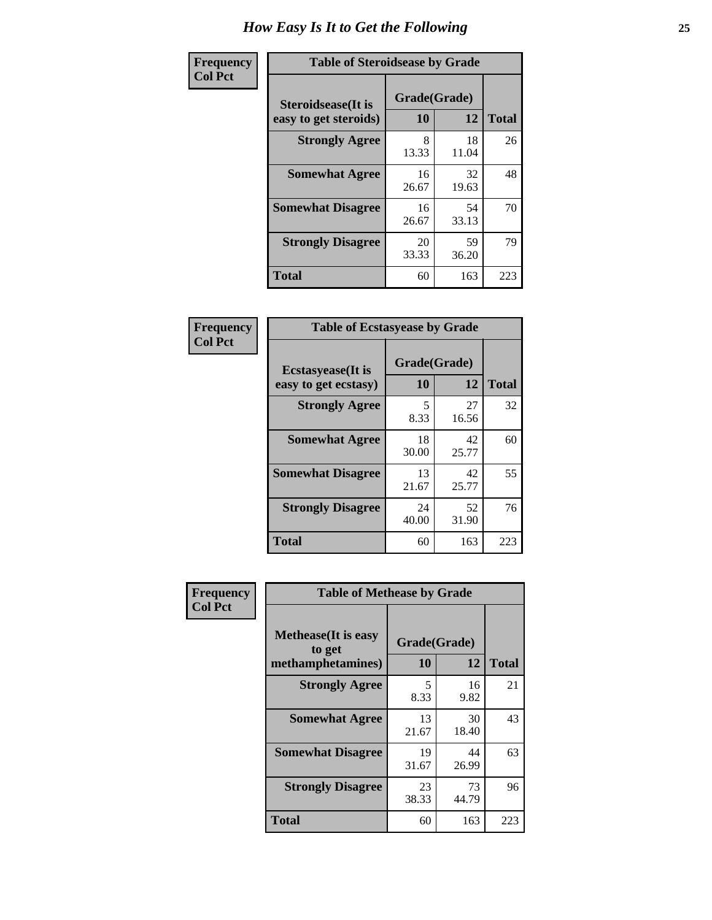# How Easy Is It to Get the Following

**Frequency**
**Col Pct**

| Table of Steroidsease by Grade | | | |
|---|---|---|---|
| **Steroidsease(It is easy to get steroids)** | **Grade(Grade)** | | **Total** |
| | **10** | **12** | |
| **Strongly Agree** | 8<br>13.33 | 18<br>11.04 | 26 |
| **Somewhat Agree** | 16<br>26.67 | 32<br>19.63 | 48 |
| **Somewhat Disagree** | 16<br>26.67 | 54<br>33.13 | 70 |
| **Strongly Disagree** | 20<br>33.33 | 59<br>36.20 | 79 |
| **Total** | 60 | 163 | 223 |

**Frequency**
**Col Pct**

| Table of Ecstasyease by Grade | | | |
|---|---|---|---|
| **Ecstasyease(It is easy to get ecstasy)** | **Grade(Grade)** | | **Total** |
| | **10** | **12** | |
| **Strongly Agree** | 5<br>8.33 | 27<br>16.56 | 32 |
| **Somewhat Agree** | 18<br>30.00 | 42<br>25.77 | 60 |
| **Somewhat Disagree** | 13<br>21.67 | 42<br>25.77 | 55 |
| **Strongly Disagree** | 24<br>40.00 | 52<br>31.90 | 76 |
| **Total** | 60 | 163 | 223 |

**Frequency**
**Col Pct**

| Table of Methease by Grade | | | |
|---|---|---|---|
| **Methease(It is easy to get methamphetamines)** | **Grade(Grade)** | | **Total** |
| | **10** | **12** | |
| **Strongly Agree** | 5<br>8.33 | 16<br>9.82 | 21 |
| **Somewhat Agree** | 13<br>21.67 | 30<br>18.40 | 43 |
| **Somewhat Disagree** | 19<br>31.67 | 44<br>26.99 | 63 |
| **Strongly Disagree** | 23<br>38.33 | 73<br>44.79 | 96 |
| **Total** | 60 | 163 | 223 |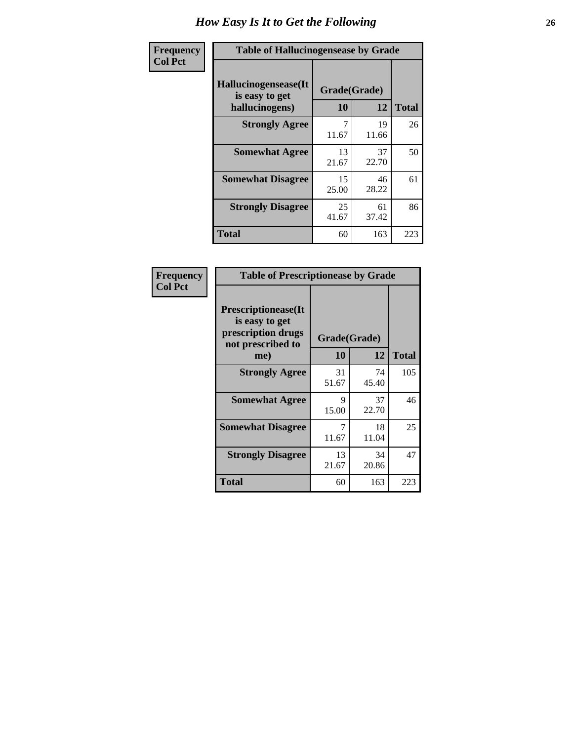# How Easy Is It to Get the Following

**Frequency**
**Col Pct**

**Table of Hallucinogensease by Grade**

| Hallucinogensease(It is easy to get hallucinogens) | Grade(Grade) 10 | 12 | Total |
|---|---|---|---|
| **Strongly Agree** | 7<br>11.67 | 19<br>11.66 | 26 |
| **Somewhat Agree** | 13<br>21.67 | 37<br>22.70 | 50 |
| **Somewhat Disagree** | 15<br>25.00 | 46<br>28.22 | 61 |
| **Strongly Disagree** | 25<br>41.67 | 61<br>37.42 | 86 |
| **Total** | 60 | 163 | 223 |

**Frequency**
**Col Pct**

**Table of Prescriptionease by Grade**

| Prescriptionease(It is easy to get prescription drugs not prescribed to me) | Grade(Grade) 10 | 12 | Total |
|---|---|---|---|
| **Strongly Agree** | 31<br>51.67 | 74<br>45.40 | 105 |
| **Somewhat Agree** | 9<br>15.00 | 37<br>22.70 | 46 |
| **Somewhat Disagree** | 7<br>11.67 | 18<br>11.04 | 25 |
| **Strongly Disagree** | 13<br>21.67 | 34<br>20.86 | 47 |
| **Total** | 60 | 163 | 223 |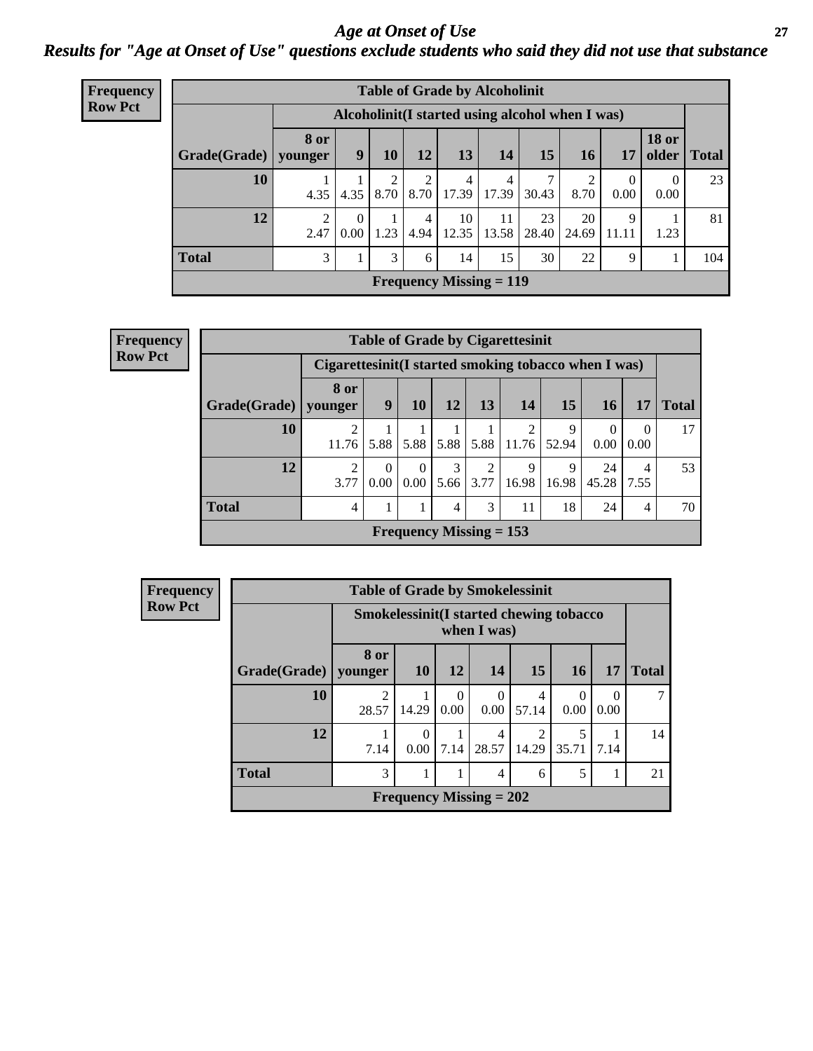# *Age at Onset of Use*

## *Results for "Age at Onset of Use" questions exclude students who said they did not use that substance*

**Frequency Row Pct**

| Table of Grade by Alcoholinit | | | | | | | | | | | |
|---|---|---|---|---|---|---|---|---|---|---|---|
| | Alcoholinit(I started using alcohol when I was) | | | | | | | | | | |
| Grade(Grade) | 8 or younger | 9 | 10 | 12 | 13 | 14 | 15 | 16 | 17 | 18 or older | Total |
| 10 | 1<br>4.35 | 1<br>4.35 | 2<br>8.70 | 2<br>8.70 | 4<br>17.39 | 4<br>17.39 | 7<br>30.43 | 2<br>8.70 | 0<br>0.00 | 0<br>0.00 | 23 |
| 12 | 2<br>2.47 | 0<br>0.00 | 1<br>1.23 | 4<br>4.94 | 10<br>12.35 | 11<br>13.58 | 23<br>28.40 | 20<br>24.69 | 9<br>11.11 | 1<br>1.23 | 81 |
| Total | 3 | 1 | 3 | 6 | 14 | 15 | 30 | 22 | 9 | 1 | 104 |
| Frequency Missing = 119 | | | | | | | | | | | |

**Frequency Row Pct**

| Table of Grade by Cigarettesinit | | | | | | | | | | |
|---|---|---|---|---|---|---|---|---|---|---|
| | Cigarettesinit(I started smoking tobacco when I was) | | | | | | | | | |
| Grade(Grade) | 8 or younger | 9 | 10 | 12 | 13 | 14 | 15 | 16 | 17 | Total |
| 10 | 2<br>11.76 | 1<br>5.88 | 1<br>5.88 | 1<br>5.88 | 1<br>5.88 | 2<br>11.76 | 9<br>52.94 | 0<br>0.00 | 0<br>0.00 | 17 |
| 12 | 2<br>3.77 | 0<br>0.00 | 0<br>0.00 | 3<br>5.66 | 2<br>3.77 | 9<br>16.98 | 9<br>16.98 | 24<br>45.28 | 4<br>7.55 | 53 |
| Total | 4 | 1 | 1 | 4 | 3 | 11 | 18 | 24 | 4 | 70 |
| Frequency Missing = 153 | | | | | | | | | | |

**Frequency Row Pct**

| Table of Grade by Smokelessinit | | | | | | | | |
|---|---|---|---|---|---|---|---|---|
| | Smokelessinit(I started chewing tobacco when I was) | | | | | | | |
| Grade(Grade) | 8 or younger | 10 | 12 | 14 | 15 | 16 | 17 | Total |
| 10 | 2<br>28.57 | 1<br>14.29 | 0<br>0.00 | 0<br>0.00 | 4<br>57.14 | 0<br>0.00 | 0<br>0.00 | 7 |
| 12 | 1<br>7.14 | 0<br>0.00 | 1<br>7.14 | 4<br>28.57 | 2<br>14.29 | 5<br>35.71 | 1<br>7.14 | 14 |
| Total | 3 | 1 | 1 | 4 | 6 | 5 | 1 | 21 |
| Frequency Missing = 202 | | | | | | | | |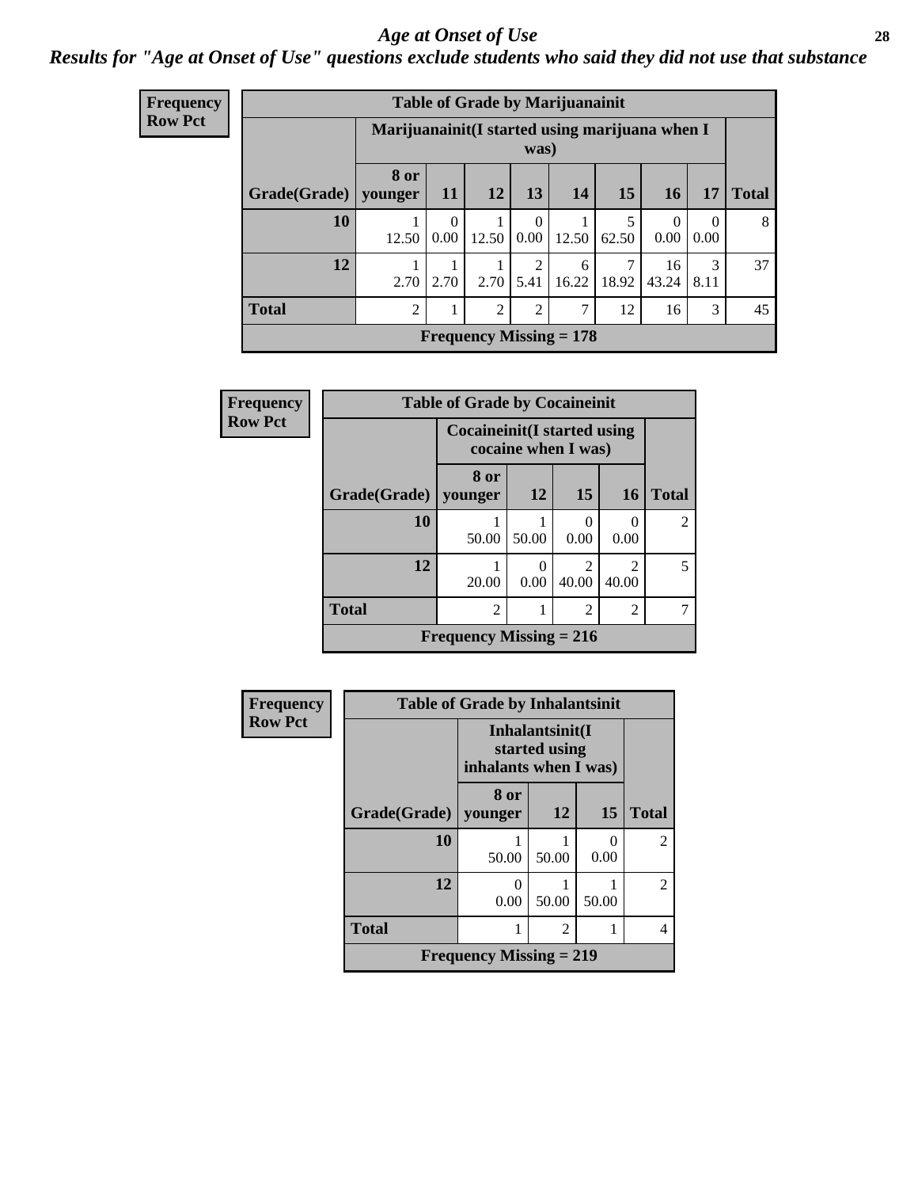# *Age at Onset of Use*

***Results for "Age at Onset of Use" questions exclude students who said they did not use that substance***

**Frequency**
**Row Pct**

| Table of Grade by Marijuanainit | | | | | | | | | |
|---|---|---|---|---|---|---|---|---|---|
| | Marijuanainit(I started using marijuana when I was) | | | | | | | | |
| Grade(Grade) | 8 or younger | 11 | 12 | 13 | 14 | 15 | 16 | 17 | Total |
| 10 | 1<br>12.50 | 0<br>0.00 | 1<br>12.50 | 0<br>0.00 | 1<br>12.50 | 5<br>62.50 | 0<br>0.00 | 0<br>0.00 | 8 |
| 12 | 1<br>2.70 | 1<br>2.70 | 1<br>2.70 | 2<br>5.41 | 6<br>16.22 | 7<br>18.92 | 16<br>43.24 | 3<br>8.11 | 37 |
| Total | 2 | 1 | 2 | 2 | 7 | 12 | 16 | 3 | 45 |
| Frequency Missing = 178 | | | | | | | | | |

**Frequency**
**Row Pct**

| Table of Grade by Cocaineinit | | | | | |
|---|---|---|---|---|---|
| | Cocaineinit(I started using cocaine when I was) | | | | |
| Grade(Grade) | 8 or younger | 12 | 15 | 16 | Total |
| 10 | 1<br>50.00 | 1<br>50.00 | 0<br>0.00 | 0<br>0.00 | 2 |
| 12 | 1<br>20.00 | 0<br>0.00 | 2<br>40.00 | 2<br>40.00 | 5 |
| Total | 2 | 1 | 2 | 2 | 7 |
| Frequency Missing = 216 | | | | | |

**Frequency**
**Row Pct**

| Table of Grade by Inhalantsinit | | | | |
|---|---|---|---|---|
| | Inhalantsinit(I started using inhalants when I was) | | | |
| Grade(Grade) | 8 or younger | 12 | 15 | Total |
| 10 | 1<br>50.00 | 1<br>50.00 | 0<br>0.00 | 2 |
| 12 | 0<br>0.00 | 1<br>50.00 | 1<br>50.00 | 2 |
| Total | 1 | 2 | 1 | 4 |
| Frequency Missing = 219 | | | | |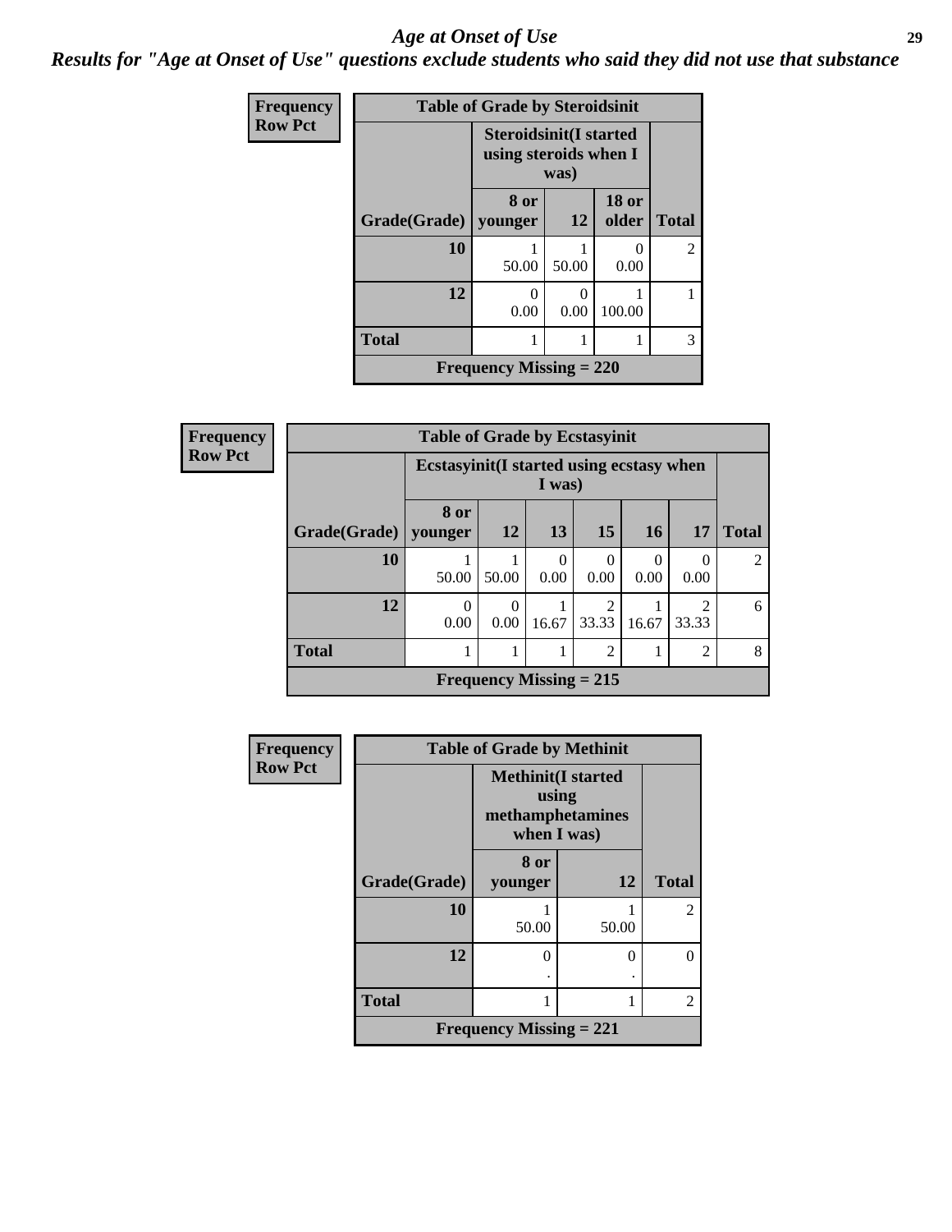# Age at Onset of Use

***Results for "Age at Onset of Use" questions exclude students who said they did not use that substance***

**Frequency**
**Row Pct**

| Table of Grade by Steroidsinit | | | | |
|---|---|---|---|---|
| | Steroidsinit(I started using steroids when I was) | | | |
| Grade(Grade) | 8 or younger | 12 | 18 or older | Total |
| 10 | 1<br>50.00 | 1<br>50.00 | 0<br>0.00 | 2 |
| 12 | 0<br>0.00 | 0<br>0.00 | 1<br>100.00 | 1 |
| Total | 1 | 1 | 1 | 3 |
| Frequency Missing = 220 | | | | |

**Frequency**
**Row Pct**

| Table of Grade by Ecstasyinit | | | | | | | |
|---|---|---|---|---|---|---|---|
| | Ecstasyinit(I started using ecstasy when I was) | | | | | | |
| Grade(Grade) | 8 or younger | 12 | 13 | 15 | 16 | 17 | Total |
| 10 | 1<br>50.00 | 1<br>50.00 | 0<br>0.00 | 0<br>0.00 | 0<br>0.00 | 0<br>0.00 | 2 |
| 12 | 0<br>0.00 | 0<br>0.00 | 1<br>16.67 | 2<br>33.33 | 1<br>16.67 | 2<br>33.33 | 6 |
| Total | 1 | 1 | 1 | 2 | 1 | 2 | 8 |
| Frequency Missing = 215 | | | | | | | |

**Frequency**
**Row Pct**

| Table of Grade by Methinit | | | |
|---|---|---|---|
| | Methinit(I started using methamphetamines when I was) | | |
| Grade(Grade) | 8 or younger | 12 | Total |
| 10 | 1<br>50.00 | 1<br>50.00 | 2 |
| 12 | 0<br>. | 0<br>. | 0 |
| Total | 1 | 1 | 2 |
| Frequency Missing = 221 | | | |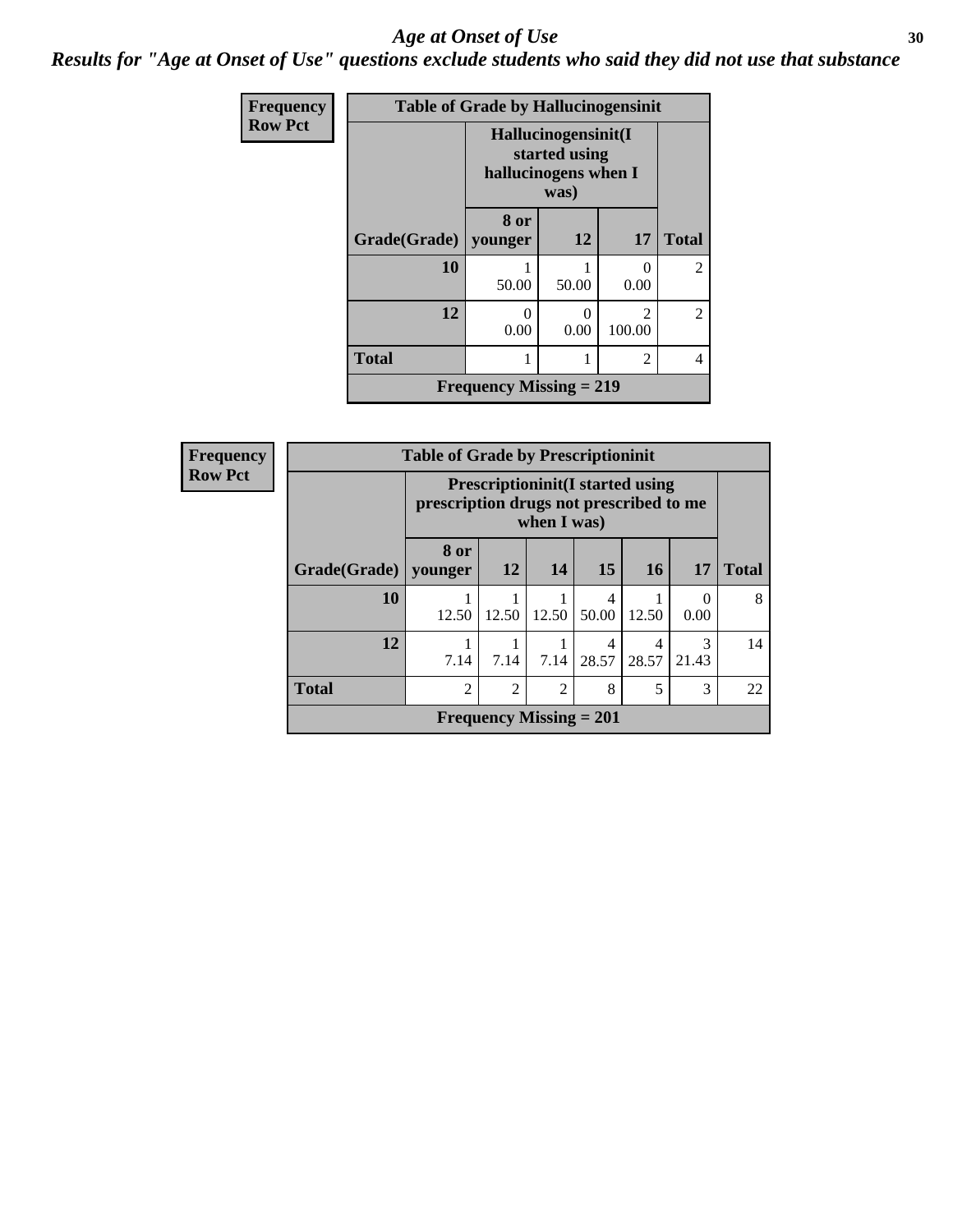# Age at Onset of Use

## Results for "Age at Onset of Use" questions exclude students who said they did not use that substance

**Frequency / Row Pct**

**Table of Grade by Hallucinogensinit**

| Grade(Grade) | Hallucinogensinit(I started using hallucinogens when I was) 8 or younger | 12 | 17 | Total |
|---|---|---|---|---|
| 10 | 1<br>50.00 | 1<br>50.00 | 0<br>0.00 | 2 |
| 12 | 0<br>0.00 | 0<br>0.00 | 2<br>100.00 | 2 |
| Total | 1 | 1 | 2 | 4 |

Frequency Missing = 219

**Frequency / Row Pct**

**Table of Grade by Prescriptioninit**

| Grade(Grade) | Prescriptioninit(I started using prescription drugs not prescribed to me when I was) 8 or younger | 12 | 14 | 15 | 16 | 17 | Total |
|---|---|---|---|---|---|---|---|
| 10 | 1<br>12.50 | 1<br>12.50 | 1<br>12.50 | 4<br>50.00 | 1<br>12.50 | 0<br>0.00 | 8 |
| 12 | 1<br>7.14 | 1<br>7.14 | 1<br>7.14 | 4<br>28.57 | 4<br>28.57 | 3<br>21.43 | 14 |
| Total | 2 | 2 | 2 | 8 | 5 | 3 | 22 |

Frequency Missing = 201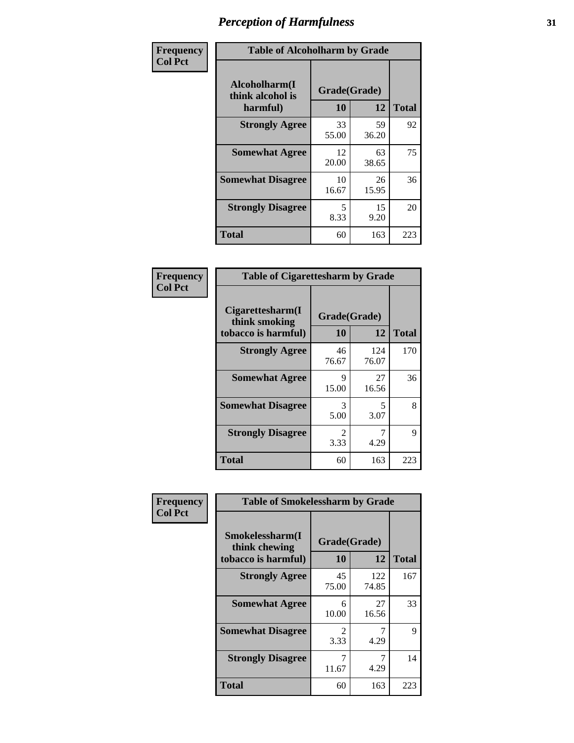# Perception of Harmfulness

**Frequency**
**Col Pct**

| Table of Alcoholharm by Grade | | | |
|---|---|---|---|
| Alcoholharm(I think alcohol is harmful) | Grade(Grade) | | Total |
| | 10 | 12 | |
| **Strongly Agree** | 33<br>55.00 | 59<br>36.20 | 92 |
| **Somewhat Agree** | 12<br>20.00 | 63<br>38.65 | 75 |
| **Somewhat Disagree** | 10<br>16.67 | 26<br>15.95 | 36 |
| **Strongly Disagree** | 5<br>8.33 | 15<br>9.20 | 20 |
| **Total** | 60 | 163 | 223 |

**Frequency**
**Col Pct**

| Table of Cigarettesharm by Grade | | | |
|---|---|---|---|
| Cigarettesharm(I think smoking tobacco is harmful) | Grade(Grade) | | Total |
| | 10 | 12 | |
| **Strongly Agree** | 46<br>76.67 | 124<br>76.07 | 170 |
| **Somewhat Agree** | 9<br>15.00 | 27<br>16.56 | 36 |
| **Somewhat Disagree** | 3<br>5.00 | 5<br>3.07 | 8 |
| **Strongly Disagree** | 2<br>3.33 | 7<br>4.29 | 9 |
| **Total** | 60 | 163 | 223 |

**Frequency**
**Col Pct**

| Table of Smokelessharm by Grade | | | |
|---|---|---|---|
| Smokelessharm(I think chewing tobacco is harmful) | Grade(Grade) | | Total |
| | 10 | 12 | |
| **Strongly Agree** | 45<br>75.00 | 122<br>74.85 | 167 |
| **Somewhat Agree** | 6<br>10.00 | 27<br>16.56 | 33 |
| **Somewhat Disagree** | 2<br>3.33 | 7<br>4.29 | 9 |
| **Strongly Disagree** | 7<br>11.67 | 7<br>4.29 | 14 |
| **Total** | 60 | 163 | 223 |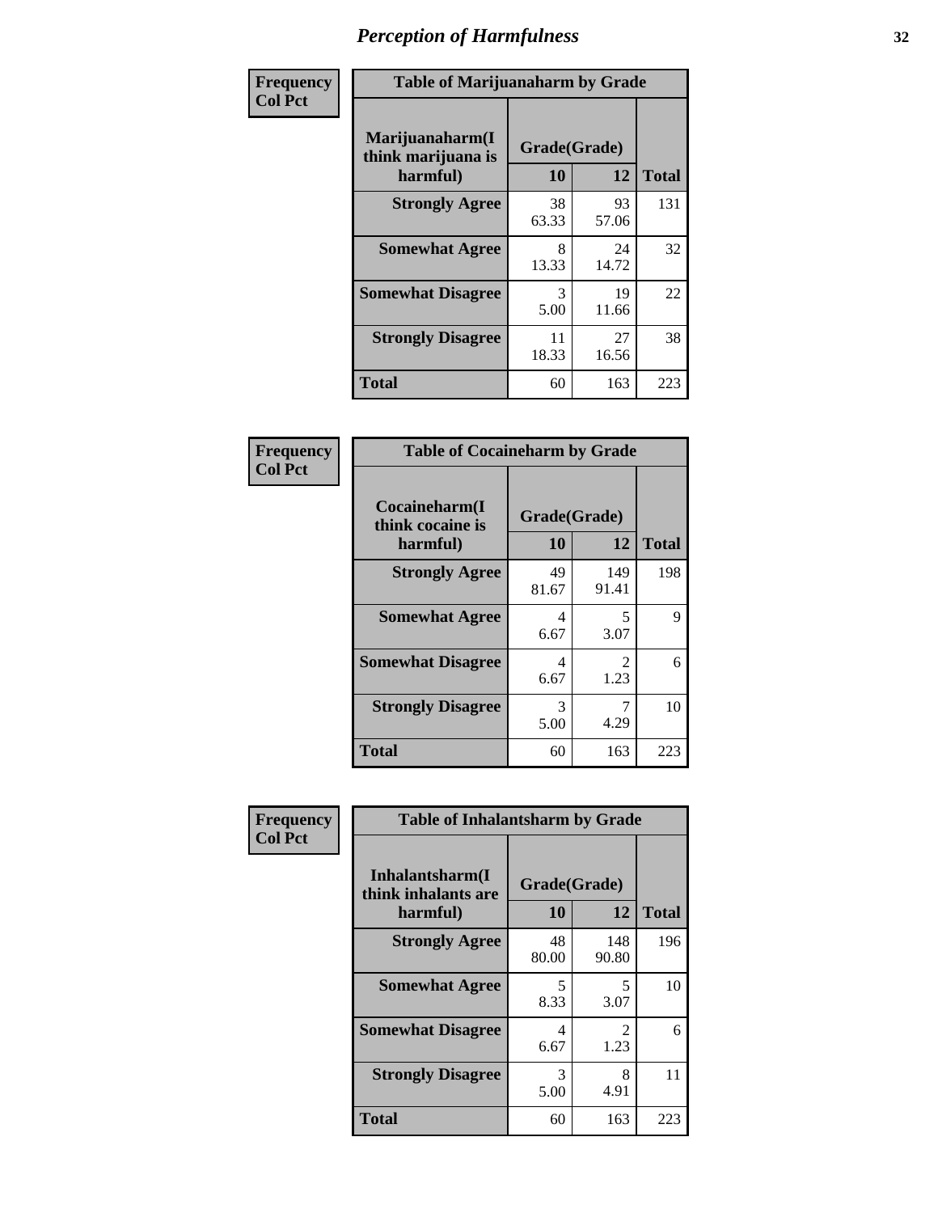# Perception of Harmfulness

| Frequency Col Pct | Table of Marijuanaharm by Grade | | |
|---|---|---|---|
| Marijuanaharm(I think marijuana is harmful) | Grade(Grade) | | |
| | 10 | 12 | Total |
| Strongly Agree | 38<br>63.33 | 93<br>57.06 | 131 |
| Somewhat Agree | 8<br>13.33 | 24<br>14.72 | 32 |
| Somewhat Disagree | 3<br>5.00 | 19<br>11.66 | 22 |
| Strongly Disagree | 11<br>18.33 | 27<br>16.56 | 38 |
| Total | 60 | 163 | 223 |

| Frequency Col Pct | Table of Cocaineharm by Grade | | |
|---|---|---|---|
| Cocaineharm(I think cocaine is harmful) | Grade(Grade) | | |
| | 10 | 12 | Total |
| Strongly Agree | 49<br>81.67 | 149<br>91.41 | 198 |
| Somewhat Agree | 4<br>6.67 | 5<br>3.07 | 9 |
| Somewhat Disagree | 4<br>6.67 | 2<br>1.23 | 6 |
| Strongly Disagree | 3<br>5.00 | 7<br>4.29 | 10 |
| Total | 60 | 163 | 223 |

| Frequency Col Pct | Table of Inhalantsharm by Grade | | |
|---|---|---|---|
| Inhalantsharm(I think inhalants are harmful) | Grade(Grade) | | |
| | 10 | 12 | Total |
| Strongly Agree | 48<br>80.00 | 148<br>90.80 | 196 |
| Somewhat Agree | 5<br>8.33 | 5<br>3.07 | 10 |
| Somewhat Disagree | 4<br>6.67 | 2<br>1.23 | 6 |
| Strongly Disagree | 3<br>5.00 | 8<br>4.91 | 11 |
| Total | 60 | 163 | 223 |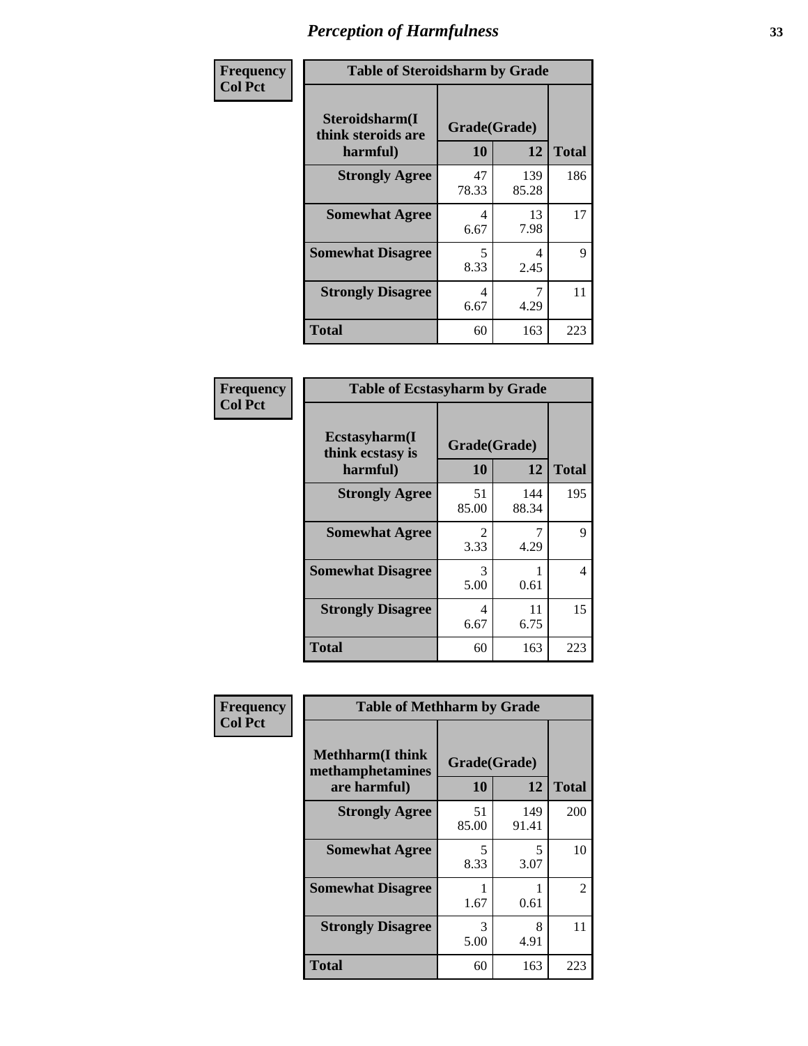# Perception of Harmfulness

**Frequency**
**Col Pct**

| Table of Steroidsharm by Grade | | | |
|---|---|---|---|
| Steroidsharm(I think steroids are harmful) | Grade(Grade) | | Total |
| | 10 | 12 | |
| **Strongly Agree** | 47<br>78.33 | 139<br>85.28 | 186 |
| **Somewhat Agree** | 4<br>6.67 | 13<br>7.98 | 17 |
| **Somewhat Disagree** | 5<br>8.33 | 4<br>2.45 | 9 |
| **Strongly Disagree** | 4<br>6.67 | 7<br>4.29 | 11 |
| **Total** | 60 | 163 | 223 |

**Frequency**
**Col Pct**

| Table of Ecstasyharm by Grade | | | |
|---|---|---|---|
| Ecstasyharm(I think ecstasy is harmful) | Grade(Grade) | | Total |
| | 10 | 12 | |
| **Strongly Agree** | 51<br>85.00 | 144<br>88.34 | 195 |
| **Somewhat Agree** | 2<br>3.33 | 7<br>4.29 | 9 |
| **Somewhat Disagree** | 3<br>5.00 | 1<br>0.61 | 4 |
| **Strongly Disagree** | 4<br>6.67 | 11<br>6.75 | 15 |
| **Total** | 60 | 163 | 223 |

**Frequency**
**Col Pct**

| Table of Methharm by Grade | | | |
|---|---|---|---|
| Methharm(I think methamphetamines are harmful) | Grade(Grade) | | Total |
| | 10 | 12 | |
| **Strongly Agree** | 51<br>85.00 | 149<br>91.41 | 200 |
| **Somewhat Agree** | 5<br>8.33 | 5<br>3.07 | 10 |
| **Somewhat Disagree** | 1<br>1.67 | 1<br>0.61 | 2 |
| **Strongly Disagree** | 3<br>5.00 | 8<br>4.91 | 11 |
| **Total** | 60 | 163 | 223 |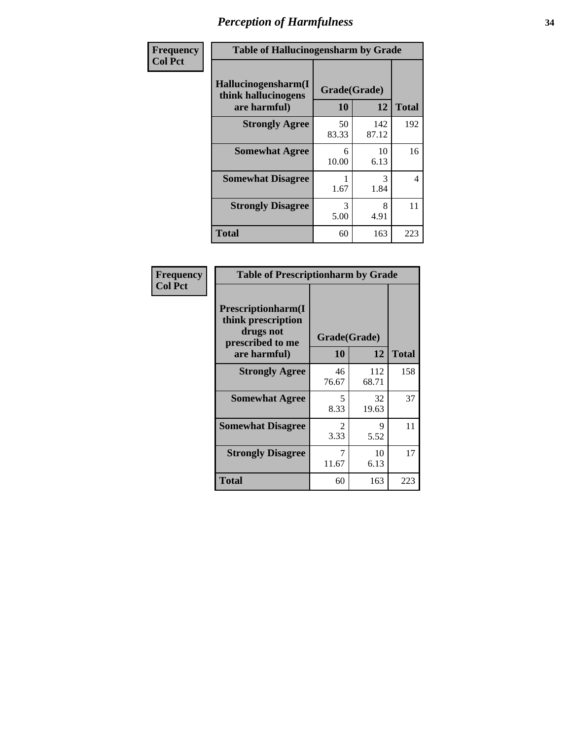# Perception of Harmfulness

**Frequency**
**Col Pct**

| Table of Hallucinogensharm by Grade | | | |
|---|---|---|---|
| Hallucinogensharm(I think hallucinogens are harmful) | Grade(Grade) | | |
| | 10 | 12 | Total |
| **Strongly Agree** | 50<br>83.33 | 142<br>87.12 | 192 |
| **Somewhat Agree** | 6<br>10.00 | 10<br>6.13 | 16 |
| **Somewhat Disagree** | 1<br>1.67 | 3<br>1.84 | 4 |
| **Strongly Disagree** | 3<br>5.00 | 8<br>4.91 | 11 |
| **Total** | 60 | 163 | 223 |

**Frequency**
**Col Pct**

| Table of Prescriptionharm by Grade | | | |
|---|---|---|---|
| Prescriptionharm(I think prescription drugs not prescribed to me are harmful) | Grade(Grade) | | |
| | 10 | 12 | Total |
| **Strongly Agree** | 46<br>76.67 | 112<br>68.71 | 158 |
| **Somewhat Agree** | 5<br>8.33 | 32<br>19.63 | 37 |
| **Somewhat Disagree** | 2<br>3.33 | 9<br>5.52 | 11 |
| **Strongly Disagree** | 7<br>11.67 | 10<br>6.13 | 17 |
| **Total** | 60 | 163 | 223 |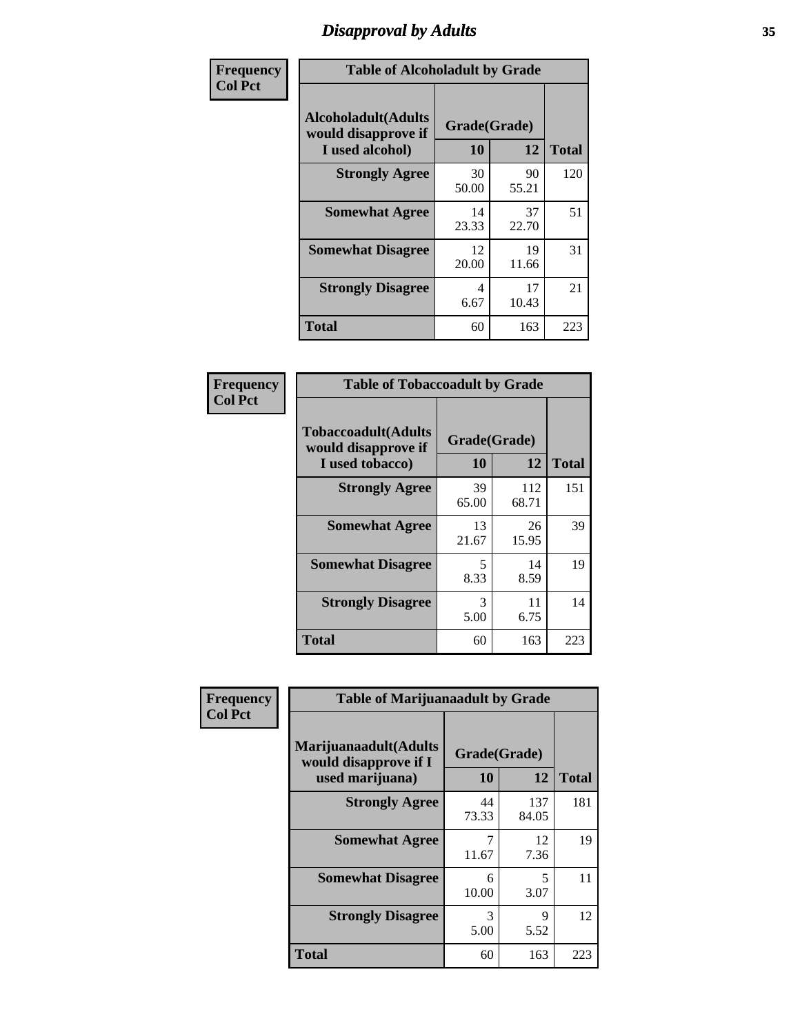# Disapproval by Adults

| Frequency Col Pct | | | |
|---|---|---|---|
| **Table of Alcoholadult by Grade** | | | |
| **Alcoholadult(Adults would disapprove if I used alcohol)** | **Grade(Grade)** | | **Total** |
| | **10** | **12** | |
| **Strongly Agree** | 30<br>50.00 | 90<br>55.21 | 120 |
| **Somewhat Agree** | 14<br>23.33 | 37<br>22.70 | 51 |
| **Somewhat Disagree** | 12<br>20.00 | 19<br>11.66 | 31 |
| **Strongly Disagree** | 4<br>6.67 | 17<br>10.43 | 21 |
| **Total** | 60 | 163 | 223 |

| Frequency Col Pct | | | |
|---|---|---|---|
| **Table of Tobaccoadult by Grade** | | | |
| **Tobaccoadult(Adults would disapprove if I used tobacco)** | **Grade(Grade)** | | **Total** |
| | **10** | **12** | |
| **Strongly Agree** | 39<br>65.00 | 112<br>68.71 | 151 |
| **Somewhat Agree** | 13<br>21.67 | 26<br>15.95 | 39 |
| **Somewhat Disagree** | 5<br>8.33 | 14<br>8.59 | 19 |
| **Strongly Disagree** | 3<br>5.00 | 11<br>6.75 | 14 |
| **Total** | 60 | 163 | 223 |

| Frequency Col Pct | | | |
|---|---|---|---|
| **Table of Marijuanaadult by Grade** | | | |
| **Marijuanaadult(Adults would disapprove if I used marijuana)** | **Grade(Grade)** | | **Total** |
| | **10** | **12** | |
| **Strongly Agree** | 44<br>73.33 | 137<br>84.05 | 181 |
| **Somewhat Agree** | 7<br>11.67 | 12<br>7.36 | 19 |
| **Somewhat Disagree** | 6<br>10.00 | 5<br>3.07 | 11 |
| **Strongly Disagree** | 3<br>5.00 | 9<br>5.52 | 12 |
| **Total** | 60 | 163 | 223 |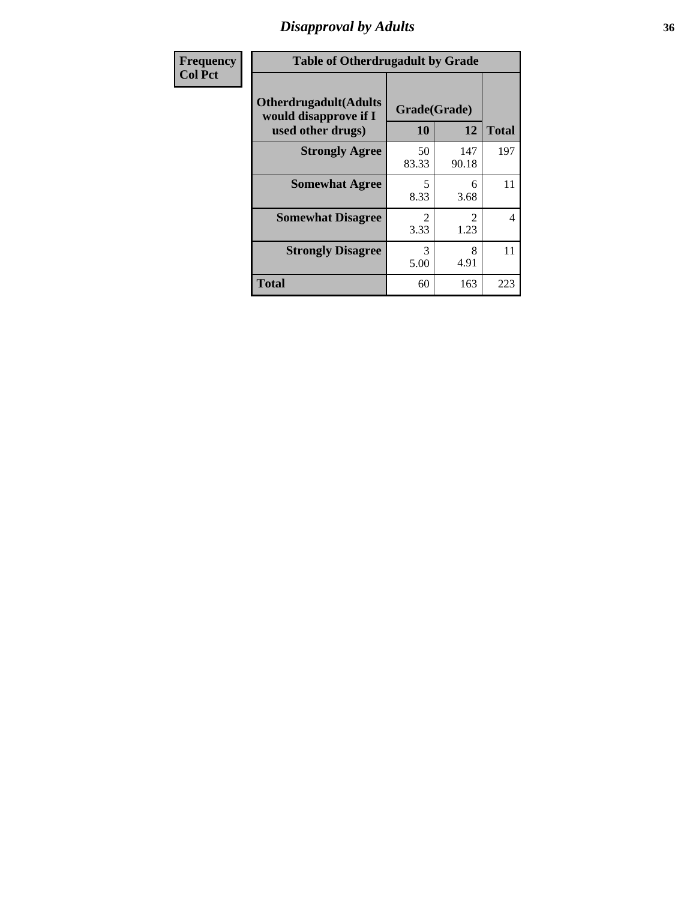| Frequency Col Pct | Table of Otherdrugadult by Grade | | | |
|---|---|---|---|---|
| | Otherdrugadult(Adults would disapprove if I used other drugs) | Grade(Grade) | | |
| | | 10 | 12 | Total |
| | Strongly Agree | 50<br>83.33 | 147<br>90.18 | 197 |
| | Somewhat Agree | 5<br>8.33 | 6<br>3.68 | 11 |
| | Somewhat Disagree | 2<br>3.33 | 2<br>1.23 | 4 |
| | Strongly Disagree | 3<br>5.00 | 8<br>4.91 | 11 |
| | Total | 60 | 163 | 223 |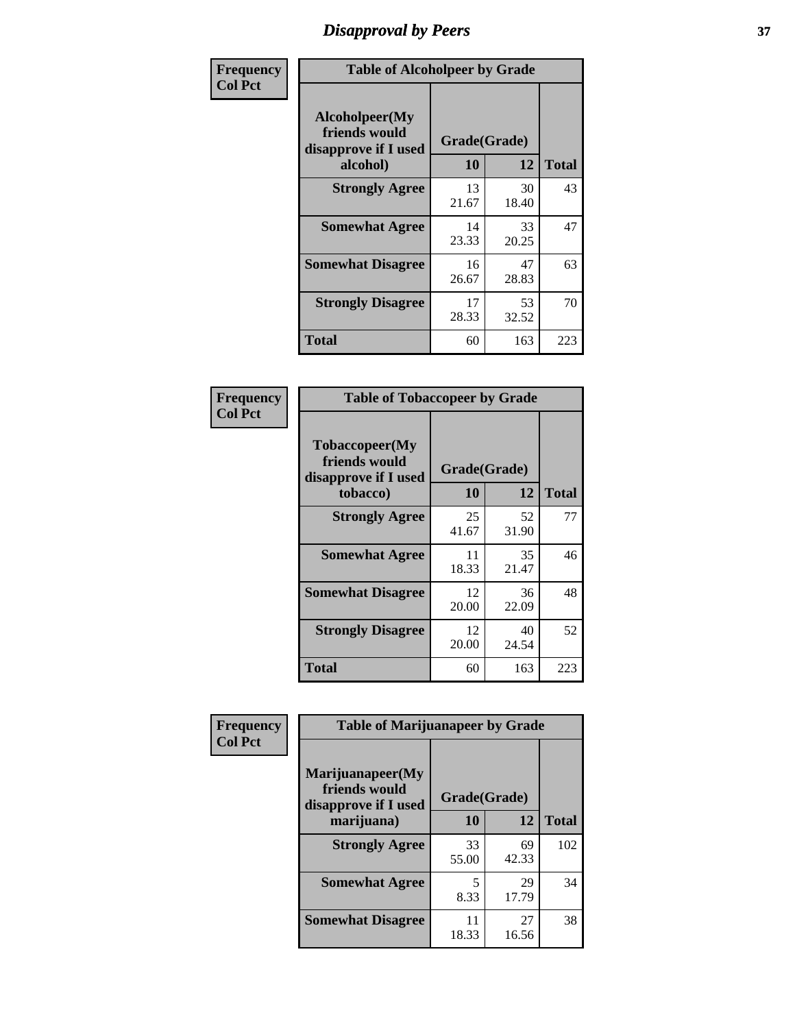# Disapproval by Peers

**Frequency**
**Col Pct**

| Table of Alcoholpeer by Grade | | | |
|---|---|---|---|
| **Alcoholpeer(My friends would disapprove if I used alcohol)** | **Grade(Grade)** | | **Total** |
| | **10** | **12** | |
| **Strongly Agree** | 13<br>21.67 | 30<br>18.40 | 43 |
| **Somewhat Agree** | 14<br>23.33 | 33<br>20.25 | 47 |
| **Somewhat Disagree** | 16<br>26.67 | 47<br>28.83 | 63 |
| **Strongly Disagree** | 17<br>28.33 | 53<br>32.52 | 70 |
| **Total** | 60 | 163 | 223 |

**Frequency**
**Col Pct**

| Table of Tobaccopeer by Grade | | | |
|---|---|---|---|
| **Tobaccopeer(My friends would disapprove if I used tobacco)** | **Grade(Grade)** | | **Total** |
| | **10** | **12** | |
| **Strongly Agree** | 25<br>41.67 | 52<br>31.90 | 77 |
| **Somewhat Agree** | 11<br>18.33 | 35<br>21.47 | 46 |
| **Somewhat Disagree** | 12<br>20.00 | 36<br>22.09 | 48 |
| **Strongly Disagree** | 12<br>20.00 | 40<br>24.54 | 52 |
| **Total** | 60 | 163 | 223 |

**Frequency**
**Col Pct**

| Table of Marijuanapeer by Grade | | | |
|---|---|---|---|
| **Marijuanapeer(My friends would disapprove if I used marijuana)** | **Grade(Grade)** | | **Total** |
| | **10** | **12** | |
| **Strongly Agree** | 33<br>55.00 | 69<br>42.33 | 102 |
| **Somewhat Agree** | 5<br>8.33 | 29<br>17.79 | 34 |
| **Somewhat Disagree** | 11<br>18.33 | 27<br>16.56 | 38 |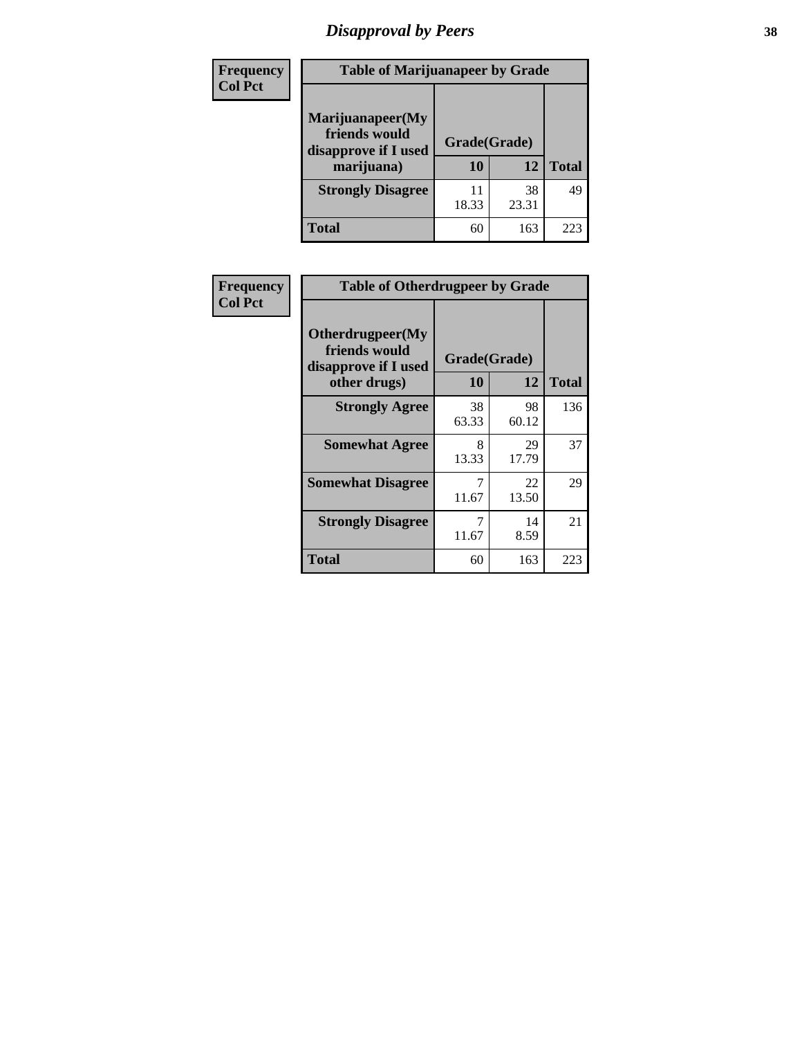# Disapproval by Peers

| Frequency<br>Col Pct | Table of Marijuanapeer by Grade | | |
|---|---|---|---|
| **Marijuanapeer(My friends would disapprove if I used marijuana)** | **Grade(Grade)** | | |
| | **10** | **12** | **Total** |
| **Strongly Disagree** | 11<br>18.33 | 38<br>23.31 | 49 |
| **Total** | 60 | 163 | 223 |

| Frequency<br>Col Pct | Table of Otherdrugpeer by Grade | | |
|---|---|---|---|
| **Otherdrugpeer(My friends would disapprove if I used other drugs)** | **Grade(Grade)** | | |
| | **10** | **12** | **Total** |
| **Strongly Agree** | 38<br>63.33 | 98<br>60.12 | 136 |
| **Somewhat Agree** | 8<br>13.33 | 29<br>17.79 | 37 |
| **Somewhat Disagree** | 7<br>11.67 | 22<br>13.50 | 29 |
| **Strongly Disagree** | 7<br>11.67 | 14<br>8.59 | 21 |
| **Total** | 60 | 163 | 223 |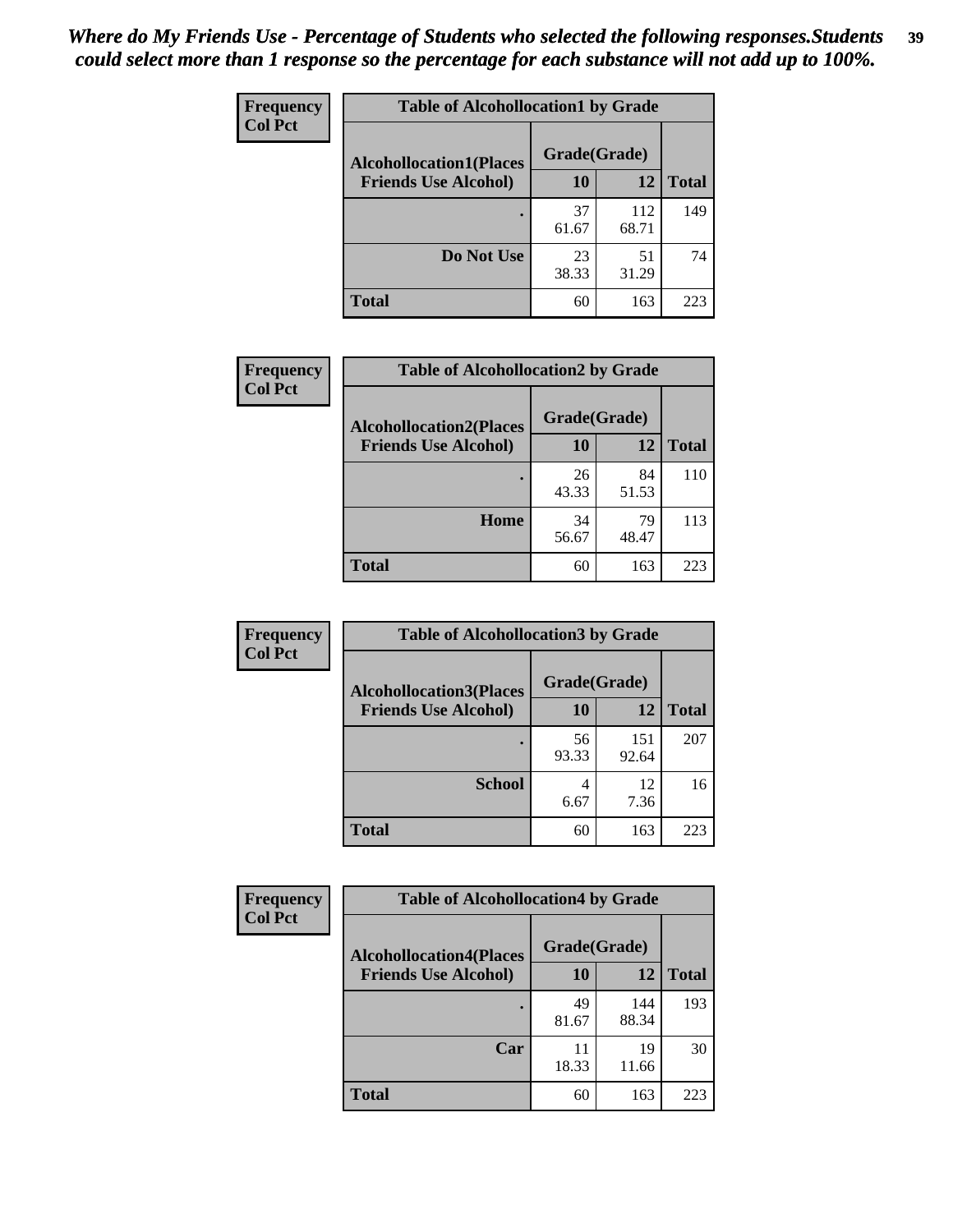*Where do My Friends Use - Percentage of Students who selected the following responses.Students could select more than 1 response so the percentage for each substance will not add up to 100%.*

**Frequency**
**Col Pct**

| Table of Alcohollocation1 by Grade | | | |
|---|---|---|---|
| **Alcohollocation1(Places Friends Use Alcohol)** | **Grade(Grade)** | | |
| | **10** | **12** | **Total** |
| **.** | 37<br>61.67 | 112<br>68.71 | 149 |
| **Do Not Use** | 23<br>38.33 | 51<br>31.29 | 74 |
| **Total** | 60 | 163 | 223 |

**Frequency**
**Col Pct**

| Table of Alcohollocation2 by Grade | | | |
|---|---|---|---|
| **Alcohollocation2(Places Friends Use Alcohol)** | **Grade(Grade)** | | |
| | **10** | **12** | **Total** |
| **.** | 26<br>43.33 | 84<br>51.53 | 110 |
| **Home** | 34<br>56.67 | 79<br>48.47 | 113 |
| **Total** | 60 | 163 | 223 |

**Frequency**
**Col Pct**

| Table of Alcohollocation3 by Grade | | | |
|---|---|---|---|
| **Alcohollocation3(Places Friends Use Alcohol)** | **Grade(Grade)** | | |
| | **10** | **12** | **Total** |
| **.** | 56<br>93.33 | 151<br>92.64 | 207 |
| **School** | 4<br>6.67 | 12<br>7.36 | 16 |
| **Total** | 60 | 163 | 223 |

**Frequency**
**Col Pct**

| Table of Alcohollocation4 by Grade | | | |
|---|---|---|---|
| **Alcohollocation4(Places Friends Use Alcohol)** | **Grade(Grade)** | | |
| | **10** | **12** | **Total** |
| **.** | 49<br>81.67 | 144<br>88.34 | 193 |
| **Car** | 11<br>18.33 | 19<br>11.66 | 30 |
| **Total** | 60 | 163 | 223 |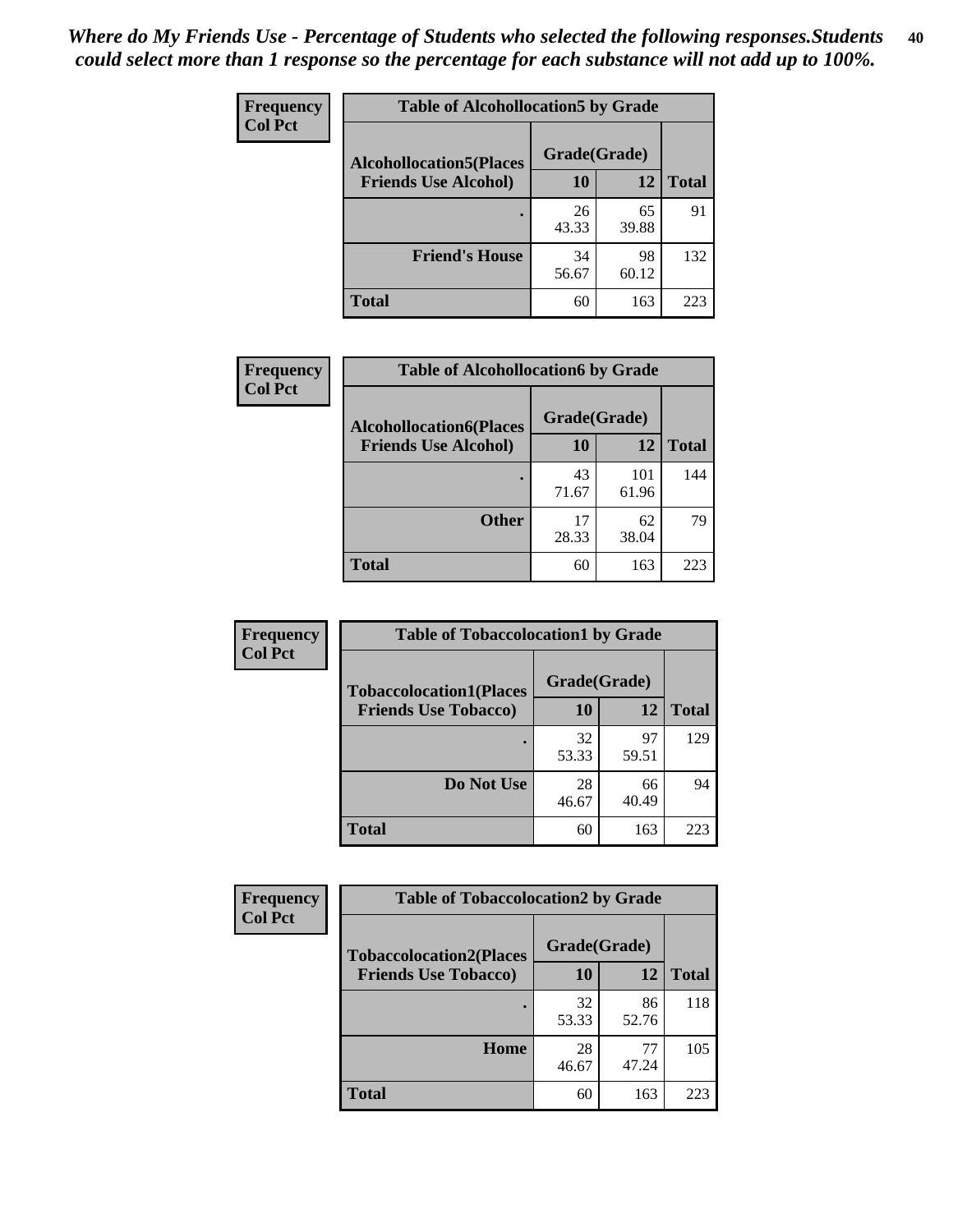*Where do My Friends Use - Percentage of Students who selected the following responses.Students could select more than 1 response so the percentage for each substance will not add up to 100%.*

**Frequency**
**Col Pct**

| Table of Alcohollocation5 by Grade | | | |
|---|---|---|---|
| **Alcohollocation5(Places Friends Use Alcohol)** | **Grade(Grade)** | | **Total** |
| | **10** | **12** | |
| **.** | 26<br>43.33 | 65<br>39.88 | 91 |
| **Friend's House** | 34<br>56.67 | 98<br>60.12 | 132 |
| **Total** | 60 | 163 | 223 |

**Frequency**
**Col Pct**

| Table of Alcohollocation6 by Grade | | | |
|---|---|---|---|
| **Alcohollocation6(Places Friends Use Alcohol)** | **Grade(Grade)** | | **Total** |
| | **10** | **12** | |
| **.** | 43<br>71.67 | 101<br>61.96 | 144 |
| **Other** | 17<br>28.33 | 62<br>38.04 | 79 |
| **Total** | 60 | 163 | 223 |

**Frequency**
**Col Pct**

| Table of Tobaccolocation1 by Grade | | | |
|---|---|---|---|
| **Tobaccolocation1(Places Friends Use Tobacco)** | **Grade(Grade)** | | **Total** |
| | **10** | **12** | |
| **.** | 32<br>53.33 | 97<br>59.51 | 129 |
| **Do Not Use** | 28<br>46.67 | 66<br>40.49 | 94 |
| **Total** | 60 | 163 | 223 |

**Frequency**
**Col Pct**

| Table of Tobaccolocation2 by Grade | | | |
|---|---|---|---|
| **Tobaccolocation2(Places Friends Use Tobacco)** | **Grade(Grade)** | | **Total** |
| | **10** | **12** | |
| **.** | 32<br>53.33 | 86<br>52.76 | 118 |
| **Home** | 28<br>46.67 | 77<br>47.24 | 105 |
| **Total** | 60 | 163 | 223 |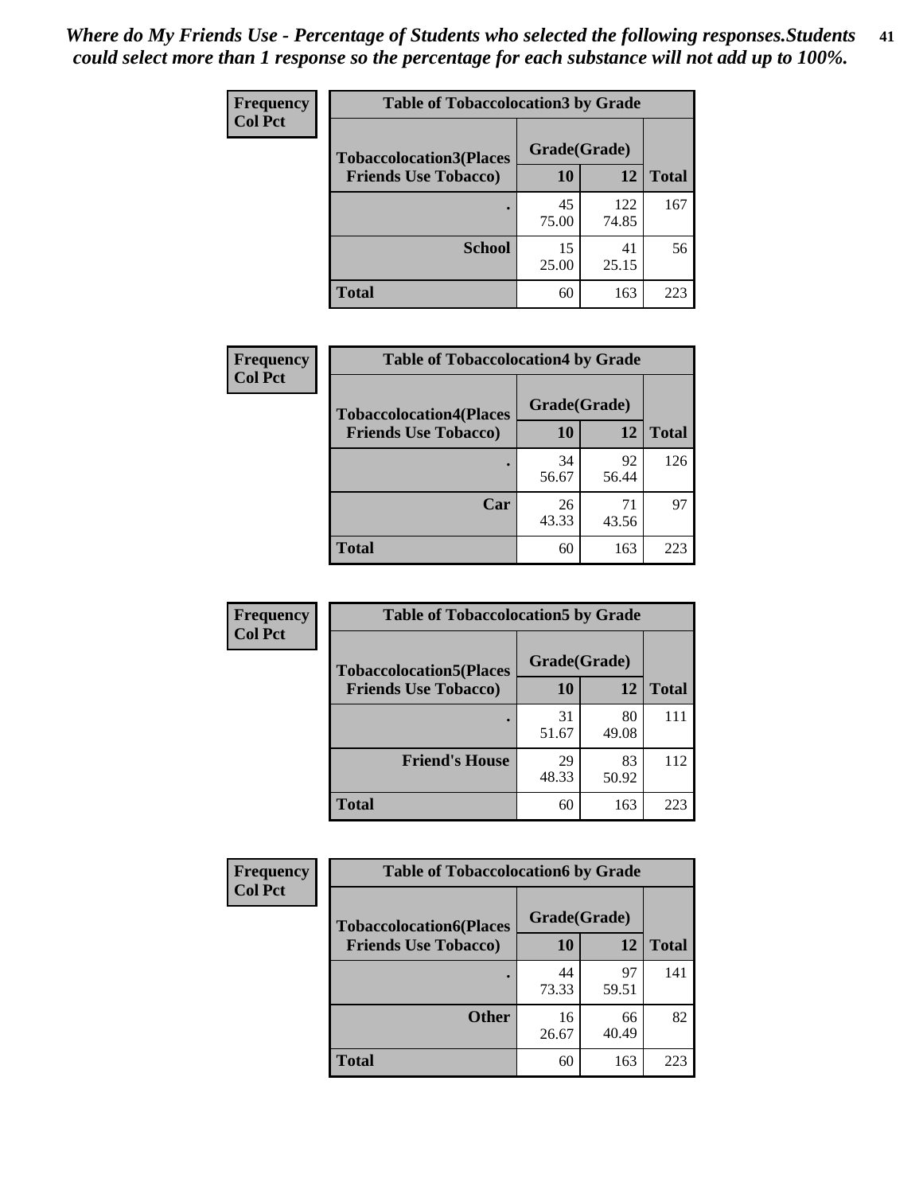*Where do My Friends Use - Percentage of Students who selected the following responses.Students could select more than 1 response so the percentage for each substance will not add up to 100%.*

**Frequency**
**Col Pct**

| Table of Tobaccolocation3 by Grade | | | |
|---|---|---|---|
| **Tobaccolocation3(Places Friends Use Tobacco)** | **Grade(Grade)** | | **Total** |
| | **10** | **12** | |
| **.** | 45<br>75.00 | 122<br>74.85 | 167 |
| **School** | 15<br>25.00 | 41<br>25.15 | 56 |
| **Total** | 60 | 163 | 223 |

**Frequency**
**Col Pct**

| Table of Tobaccolocation4 by Grade | | | |
|---|---|---|---|
| **Tobaccolocation4(Places Friends Use Tobacco)** | **Grade(Grade)** | | **Total** |
| | **10** | **12** | |
| **.** | 34<br>56.67 | 92<br>56.44 | 126 |
| **Car** | 26<br>43.33 | 71<br>43.56 | 97 |
| **Total** | 60 | 163 | 223 |

**Frequency**
**Col Pct**

| Table of Tobaccolocation5 by Grade | | | |
|---|---|---|---|
| **Tobaccolocation5(Places Friends Use Tobacco)** | **Grade(Grade)** | | **Total** |
| | **10** | **12** | |
| **.** | 31<br>51.67 | 80<br>49.08 | 111 |
| **Friend's House** | 29<br>48.33 | 83<br>50.92 | 112 |
| **Total** | 60 | 163 | 223 |

**Frequency**
**Col Pct**

| Table of Tobaccolocation6 by Grade | | | |
|---|---|---|---|
| **Tobaccolocation6(Places Friends Use Tobacco)** | **Grade(Grade)** | | **Total** |
| | **10** | **12** | |
| **.** | 44<br>73.33 | 97<br>59.51 | 141 |
| **Other** | 16<br>26.67 | 66<br>40.49 | 82 |
| **Total** | 60 | 163 | 223 |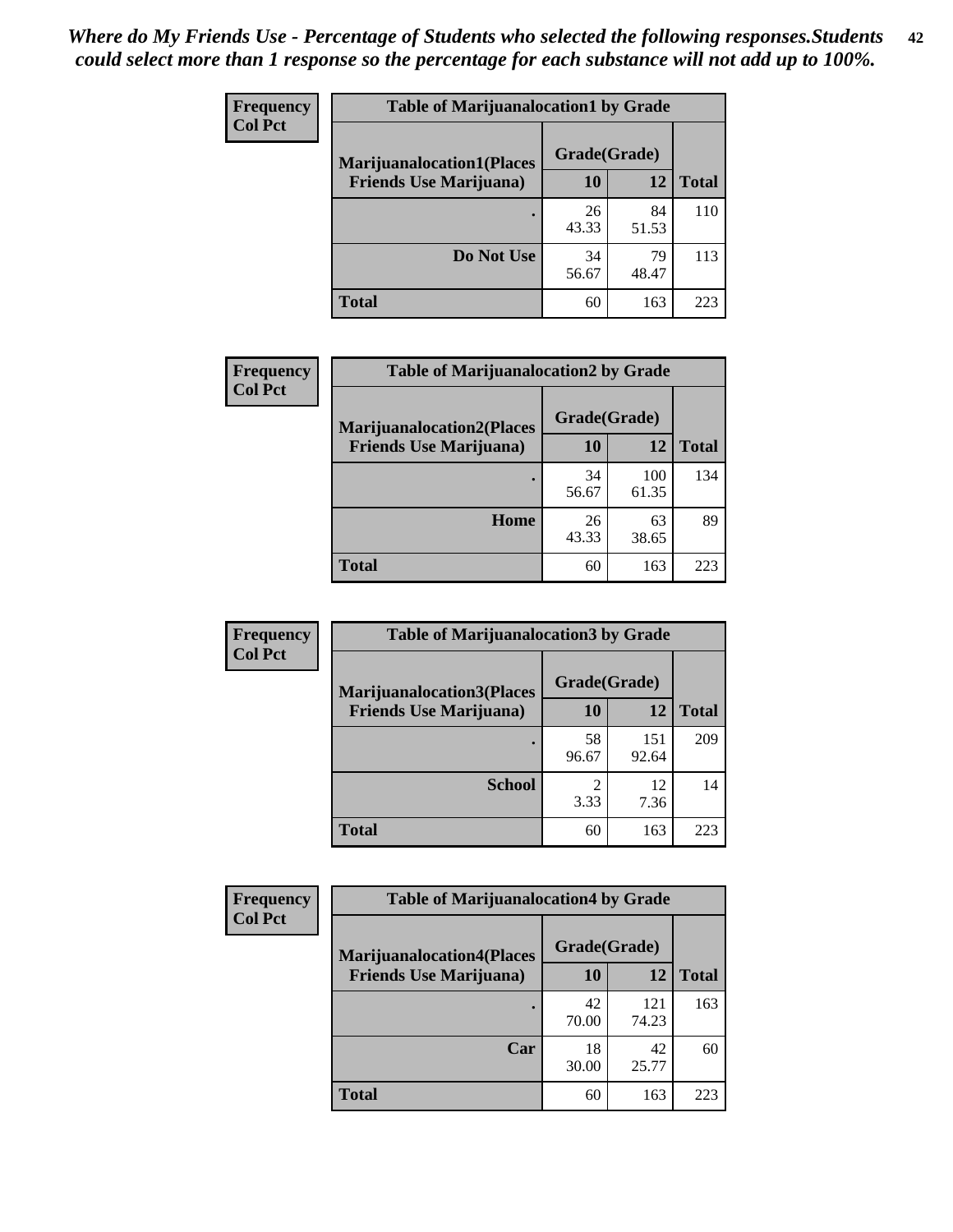*Where do My Friends Use - Percentage of Students who selected the following responses.Students could select more than 1 response so the percentage for each substance will not add up to 100%.*

| Frequency Col Pct | Table of Marijuanalocation1 by Grade | | |
|---|---|---|---|
| Marijuanalocation1(Places Friends Use Marijuana) | Grade(Grade) | | Total |
| | 10 | 12 | |
| . | 26<br>43.33 | 84<br>51.53 | 110 |
| Do Not Use | 34<br>56.67 | 79<br>48.47 | 113 |
| Total | 60 | 163 | 223 |

| Frequency Col Pct | Table of Marijuanalocation2 by Grade | | |
|---|---|---|---|
| Marijuanalocation2(Places Friends Use Marijuana) | Grade(Grade) | | Total |
| | 10 | 12 | |
| . | 34<br>56.67 | 100<br>61.35 | 134 |
| Home | 26<br>43.33 | 63<br>38.65 | 89 |
| Total | 60 | 163 | 223 |

| Frequency Col Pct | Table of Marijuanalocation3 by Grade | | |
|---|---|---|---|
| Marijuanalocation3(Places Friends Use Marijuana) | Grade(Grade) | | Total |
| | 10 | 12 | |
| . | 58<br>96.67 | 151<br>92.64 | 209 |
| School | 2<br>3.33 | 12<br>7.36 | 14 |
| Total | 60 | 163 | 223 |

| Frequency Col Pct | Table of Marijuanalocation4 by Grade | | |
|---|---|---|---|
| Marijuanalocation4(Places Friends Use Marijuana) | Grade(Grade) | | Total |
| | 10 | 12 | |
| . | 42<br>70.00 | 121<br>74.23 | 163 |
| Car | 18<br>30.00 | 42<br>25.77 | 60 |
| Total | 60 | 163 | 223 |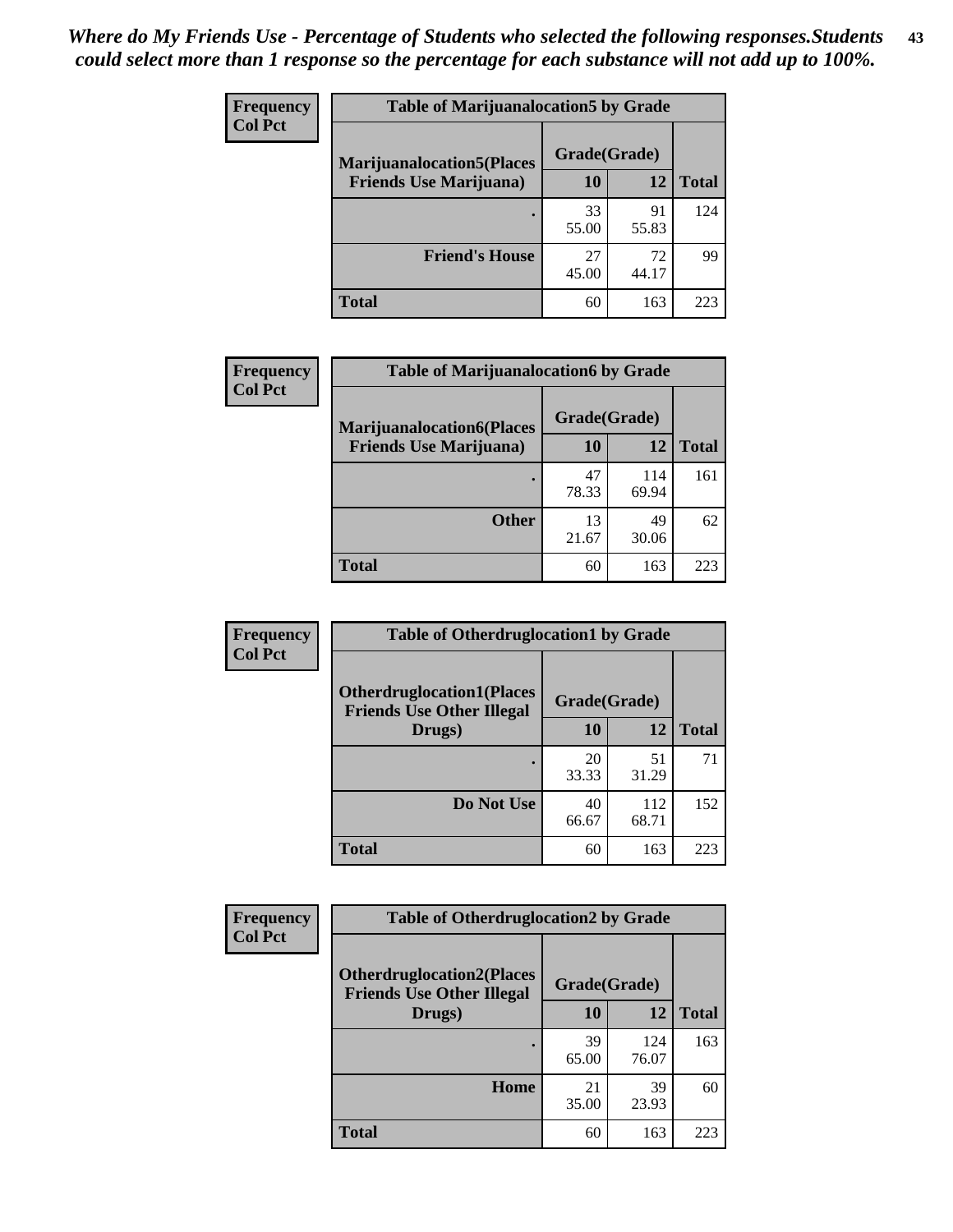*Where do My Friends Use - Percentage of Students who selected the following responses.Students could select more than 1 response so the percentage for each substance will not add up to 100%.*

**Frequency**
**Col Pct**

| Table of Marijuanalocation5 by Grade | | | |
|---|---|---|---|
| **Marijuanalocation5(Places Friends Use Marijuana)** | **Grade(Grade)** | | **Total** |
| | **10** | **12** | |
| . | 33<br>55.00 | 91<br>55.83 | 124 |
| **Friend's House** | 27<br>45.00 | 72<br>44.17 | 99 |
| **Total** | 60 | 163 | 223 |

**Frequency**
**Col Pct**

| Table of Marijuanalocation6 by Grade | | | |
|---|---|---|---|
| **Marijuanalocation6(Places Friends Use Marijuana)** | **Grade(Grade)** | | **Total** |
| | **10** | **12** | |
| . | 47<br>78.33 | 114<br>69.94 | 161 |
| **Other** | 13<br>21.67 | 49<br>30.06 | 62 |
| **Total** | 60 | 163 | 223 |

**Frequency**
**Col Pct**

| Table of Otherdruglocation1 by Grade | | | |
|---|---|---|---|
| **Otherdruglocation1(Places Friends Use Other Illegal Drugs)** | **Grade(Grade)** | | **Total** |
| | **10** | **12** | |
| . | 20<br>33.33 | 51<br>31.29 | 71 |
| **Do Not Use** | 40<br>66.67 | 112<br>68.71 | 152 |
| **Total** | 60 | 163 | 223 |

**Frequency**
**Col Pct**

| Table of Otherdruglocation2 by Grade | | | |
|---|---|---|---|
| **Otherdruglocation2(Places Friends Use Other Illegal Drugs)** | **Grade(Grade)** | | **Total** |
| | **10** | **12** | |
| . | 39<br>65.00 | 124<br>76.07 | 163 |
| **Home** | 21<br>35.00 | 39<br>23.93 | 60 |
| **Total** | 60 | 163 | 223 |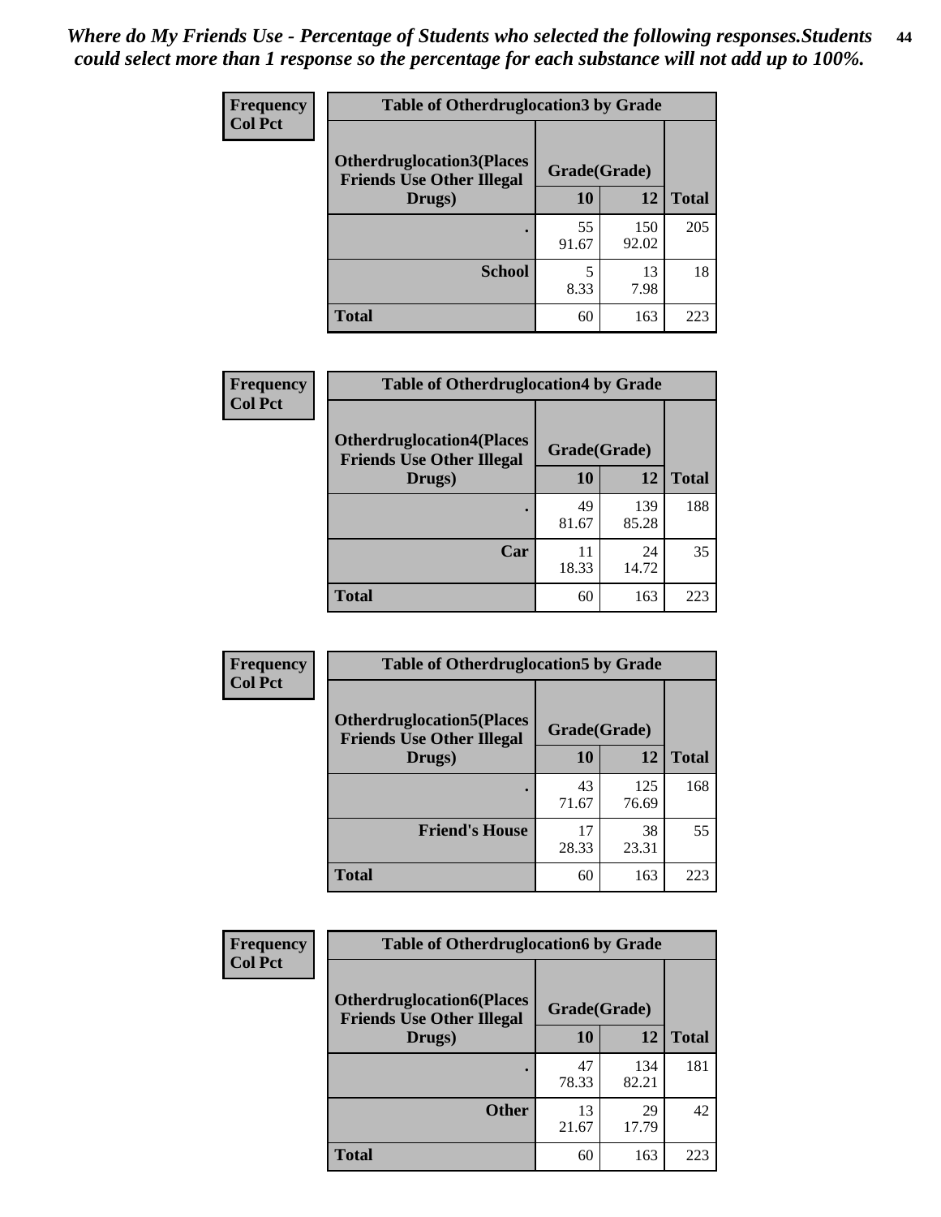*Where do My Friends Use - Percentage of Students who selected the following responses.Students could select more than 1 response so the percentage for each substance will not add up to 100%.*

**Frequency**
**Col Pct**

| Otherdruglocation3(Places Friends Use Other Illegal Drugs) | Grade(Grade) 10 | 12 | Total |
|---|---|---|---|
| . | 55<br>91.67 | 150<br>92.02 | 205 |
| School | 5<br>8.33 | 13<br>7.98 | 18 |
| Total | 60 | 163 | 223 |

Table of Otherdruglocation3 by Grade

**Frequency**
**Col Pct**

| Otherdruglocation4(Places Friends Use Other Illegal Drugs) | Grade(Grade) 10 | 12 | Total |
|---|---|---|---|
| . | 49<br>81.67 | 139<br>85.28 | 188 |
| Car | 11<br>18.33 | 24<br>14.72 | 35 |
| Total | 60 | 163 | 223 |

Table of Otherdruglocation4 by Grade

**Frequency**
**Col Pct**

| Otherdruglocation5(Places Friends Use Other Illegal Drugs) | Grade(Grade) 10 | 12 | Total |
|---|---|---|---|
| . | 43<br>71.67 | 125<br>76.69 | 168 |
| Friend's House | 17<br>28.33 | 38<br>23.31 | 55 |
| Total | 60 | 163 | 223 |

Table of Otherdruglocation5 by Grade

**Frequency**
**Col Pct**

| Otherdruglocation6(Places Friends Use Other Illegal Drugs) | Grade(Grade) 10 | 12 | Total |
|---|---|---|---|
| . | 47<br>78.33 | 134<br>82.21 | 181 |
| Other | 13<br>21.67 | 29<br>17.79 | 42 |
| Total | 60 | 163 | 223 |

Table of Otherdruglocation6 by Grade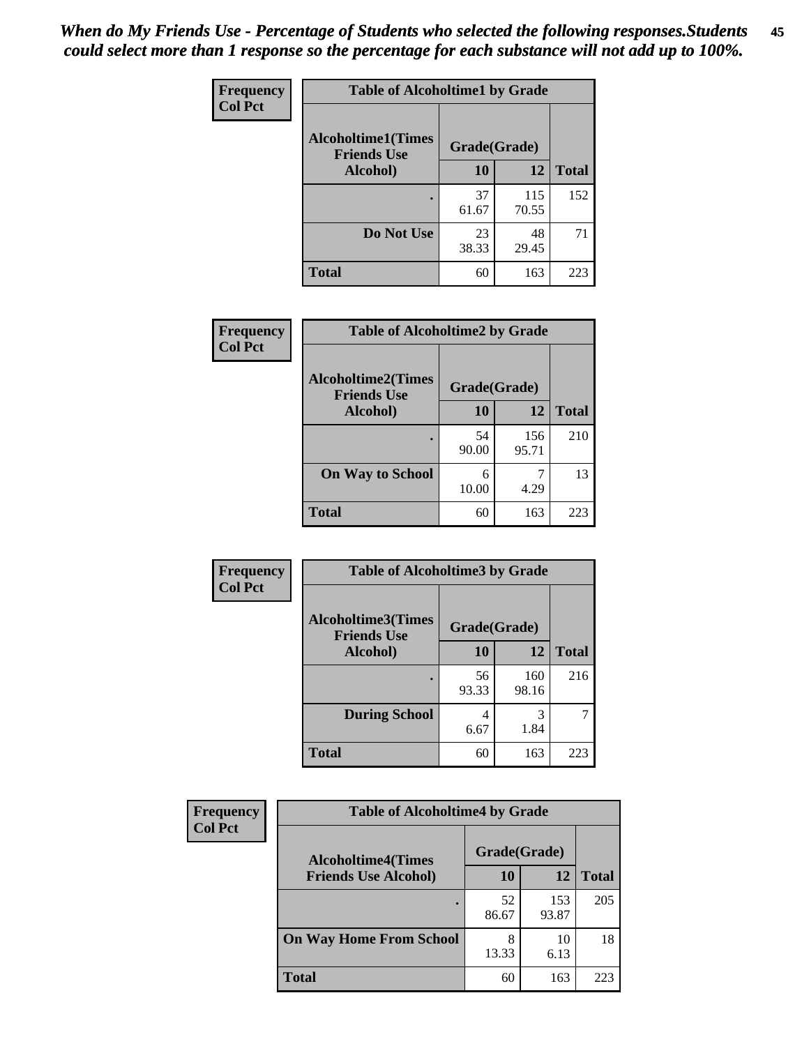*When do My Friends Use - Percentage of Students who selected the following responses.Students could select more than 1 response so the percentage for each substance will not add up to 100%.*

**Frequency**
**Col Pct**

| Table of Alcoholtime1 by Grade | | | |
|---|---|---|---|
| **Alcoholtime1(Times Friends Use Alcohol)** | **Grade(Grade)** | | |
| | **10** | **12** | **Total** |
| **.** | 37<br>61.67 | 115<br>70.55 | 152 |
| **Do Not Use** | 23<br>38.33 | 48<br>29.45 | 71 |
| **Total** | 60 | 163 | 223 |

**Frequency**
**Col Pct**

| Table of Alcoholtime2 by Grade | | | |
|---|---|---|---|
| **Alcoholtime2(Times Friends Use Alcohol)** | **Grade(Grade)** | | |
| | **10** | **12** | **Total** |
| **.** | 54<br>90.00 | 156<br>95.71 | 210 |
| **On Way to School** | 6<br>10.00 | 7<br>4.29 | 13 |
| **Total** | 60 | 163 | 223 |

**Frequency**
**Col Pct**

| Table of Alcoholtime3 by Grade | | | |
|---|---|---|---|
| **Alcoholtime3(Times Friends Use Alcohol)** | **Grade(Grade)** | | |
| | **10** | **12** | **Total** |
| **.** | 56<br>93.33 | 160<br>98.16 | 216 |
| **During School** | 4<br>6.67 | 3<br>1.84 | 7 |
| **Total** | 60 | 163 | 223 |

**Frequency**
**Col Pct**

| Table of Alcoholtime4 by Grade | | | |
|---|---|---|---|
| **Alcoholtime4(Times Friends Use Alcohol)** | **Grade(Grade)** | | |
| | **10** | **12** | **Total** |
| **.** | 52<br>86.67 | 153<br>93.87 | 205 |
| **On Way Home From School** | 8<br>13.33 | 10<br>6.13 | 18 |
| **Total** | 60 | 163 | 223 |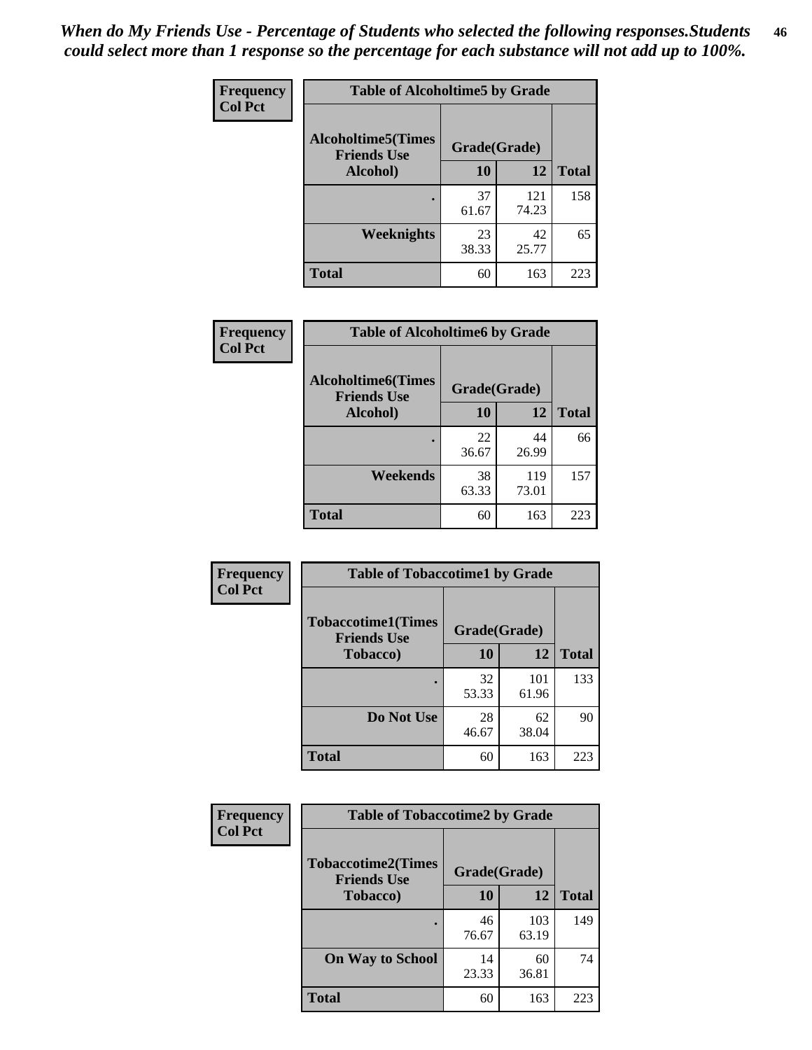*When do My Friends Use - Percentage of Students who selected the following responses.Students could select more than 1 response so the percentage for each substance will not add up to 100%.*

**Frequency**
**Col Pct**

**Table of Alcoholtime5 by Grade**

| Alcoholtime5(Times Friends Use Alcohol) | Grade(Grade) | | Total |
|---|---|---|---|
| | 10 | 12 | |
| . | 37<br>61.67 | 121<br>74.23 | 158 |
| Weeknights | 23<br>38.33 | 42<br>25.77 | 65 |
| Total | 60 | 163 | 223 |

**Frequency**
**Col Pct**

**Table of Alcoholtime6 by Grade**

| Alcoholtime6(Times Friends Use Alcohol) | Grade(Grade) | | Total |
|---|---|---|---|
| | 10 | 12 | |
| . | 22<br>36.67 | 44<br>26.99 | 66 |
| Weekends | 38<br>63.33 | 119<br>73.01 | 157 |
| Total | 60 | 163 | 223 |

**Frequency**
**Col Pct**

**Table of Tobaccotime1 by Grade**

| Tobaccotime1(Times Friends Use Tobacco) | Grade(Grade) | | Total |
|---|---|---|---|
| | 10 | 12 | |
| . | 32<br>53.33 | 101<br>61.96 | 133 |
| Do Not Use | 28<br>46.67 | 62<br>38.04 | 90 |
| Total | 60 | 163 | 223 |

**Frequency**
**Col Pct**

**Table of Tobaccotime2 by Grade**

| Tobaccotime2(Times Friends Use Tobacco) | Grade(Grade) | | Total |
|---|---|---|---|
| | 10 | 12 | |
| . | 46<br>76.67 | 103<br>63.19 | 149 |
| On Way to School | 14<br>23.33 | 60<br>36.81 | 74 |
| Total | 60 | 163 | 223 |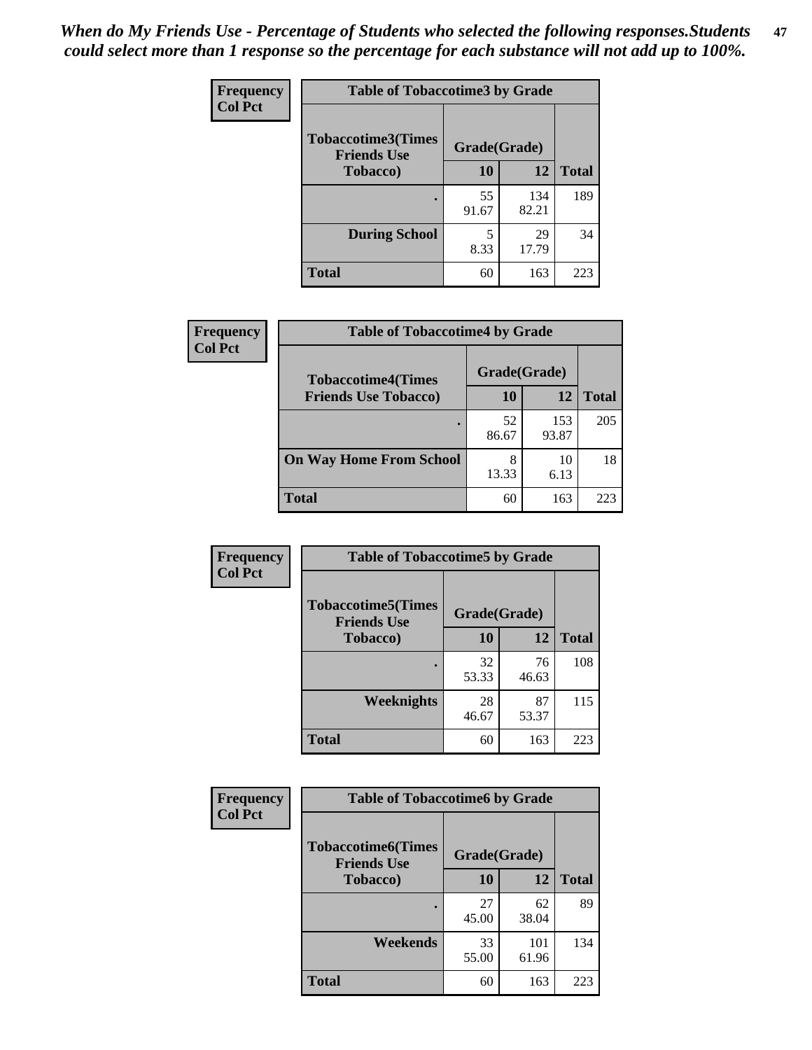*When do My Friends Use - Percentage of Students who selected the following responses.Students could select more than 1 response so the percentage for each substance will not add up to 100%.*

**Table of Tobaccotime3 by Grade**

Frequency / Col Pct

| Tobaccotime3(Times Friends Use Tobacco) | Grade(Grade) 10 | 12 | Total |
|---|---|---|---|
| . | 55<br>91.67 | 134<br>82.21 | 189 |
| During School | 5<br>8.33 | 29<br>17.79 | 34 |
| Total | 60 | 163 | 223 |

**Table of Tobaccotime4 by Grade**

Frequency / Col Pct

| Tobaccotime4(Times Friends Use Tobacco) | Grade(Grade) 10 | 12 | Total |
|---|---|---|---|
| . | 52<br>86.67 | 153<br>93.87 | 205 |
| On Way Home From School | 8<br>13.33 | 10<br>6.13 | 18 |
| Total | 60 | 163 | 223 |

**Table of Tobaccotime5 by Grade**

Frequency / Col Pct

| Tobaccotime5(Times Friends Use Tobacco) | Grade(Grade) 10 | 12 | Total |
|---|---|---|---|
| . | 32<br>53.33 | 76<br>46.63 | 108 |
| Weeknights | 28<br>46.67 | 87<br>53.37 | 115 |
| Total | 60 | 163 | 223 |

**Table of Tobaccotime6 by Grade**

Frequency / Col Pct

| Tobaccotime6(Times Friends Use Tobacco) | Grade(Grade) 10 | 12 | Total |
|---|---|---|---|
| . | 27<br>45.00 | 62<br>38.04 | 89 |
| Weekends | 33<br>55.00 | 101<br>61.96 | 134 |
| Total | 60 | 163 | 223 |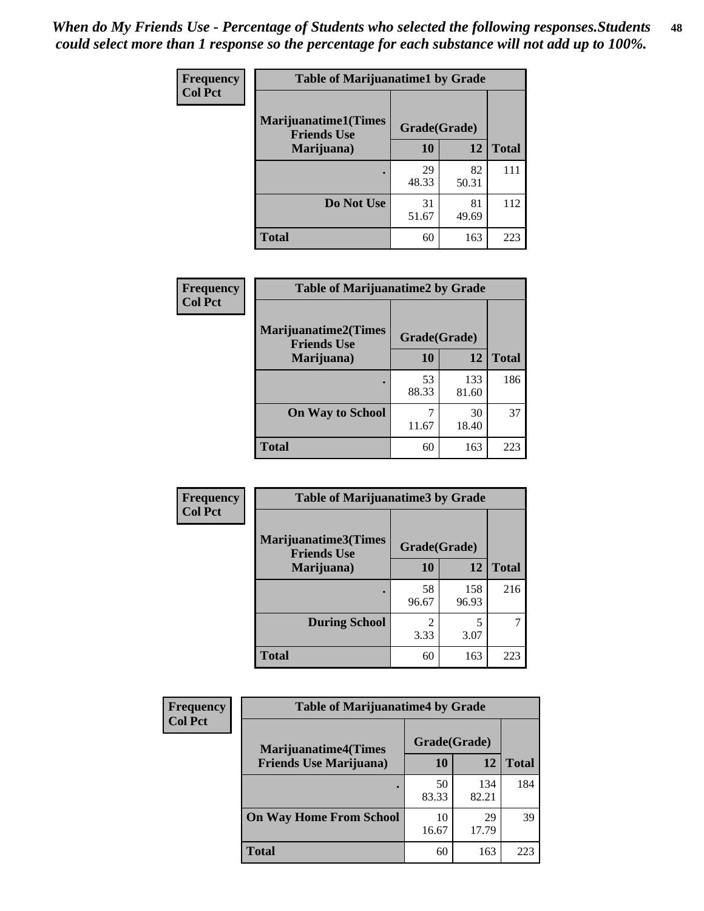*When do My Friends Use - Percentage of Students who selected the following responses.Students could select more than 1 response so the percentage for each substance will not add up to 100%.*

**Frequency**
**Col Pct**

| Table of Marijuanatime1 by Grade | | | |
|---|---|---|---|
| **Marijuanatime1(Times Friends Use Marijuana)** | **Grade(Grade)** | | |
| | **10** | **12** | **Total** |
| **.** | 29<br>48.33 | 82<br>50.31 | 111 |
| **Do Not Use** | 31<br>51.67 | 81<br>49.69 | 112 |
| **Total** | 60 | 163 | 223 |

**Frequency**
**Col Pct**

| Table of Marijuanatime2 by Grade | | | |
|---|---|---|---|
| **Marijuanatime2(Times Friends Use Marijuana)** | **Grade(Grade)** | | |
| | **10** | **12** | **Total** |
| **.** | 53<br>88.33 | 133<br>81.60 | 186 |
| **On Way to School** | 7<br>11.67 | 30<br>18.40 | 37 |
| **Total** | 60 | 163 | 223 |

**Frequency**
**Col Pct**

| Table of Marijuanatime3 by Grade | | | |
|---|---|---|---|
| **Marijuanatime3(Times Friends Use Marijuana)** | **Grade(Grade)** | | |
| | **10** | **12** | **Total** |
| **.** | 58<br>96.67 | 158<br>96.93 | 216 |
| **During School** | 2<br>3.33 | 5<br>3.07 | 7 |
| **Total** | 60 | 163 | 223 |

**Frequency**
**Col Pct**

| Table of Marijuanatime4 by Grade | | | |
|---|---|---|---|
| **Marijuanatime4(Times Friends Use Marijuana)** | **Grade(Grade)** | | |
| | **10** | **12** | **Total** |
| **.** | 50<br>83.33 | 134<br>82.21 | 184 |
| **On Way Home From School** | 10<br>16.67 | 29<br>17.79 | 39 |
| **Total** | 60 | 163 | 223 |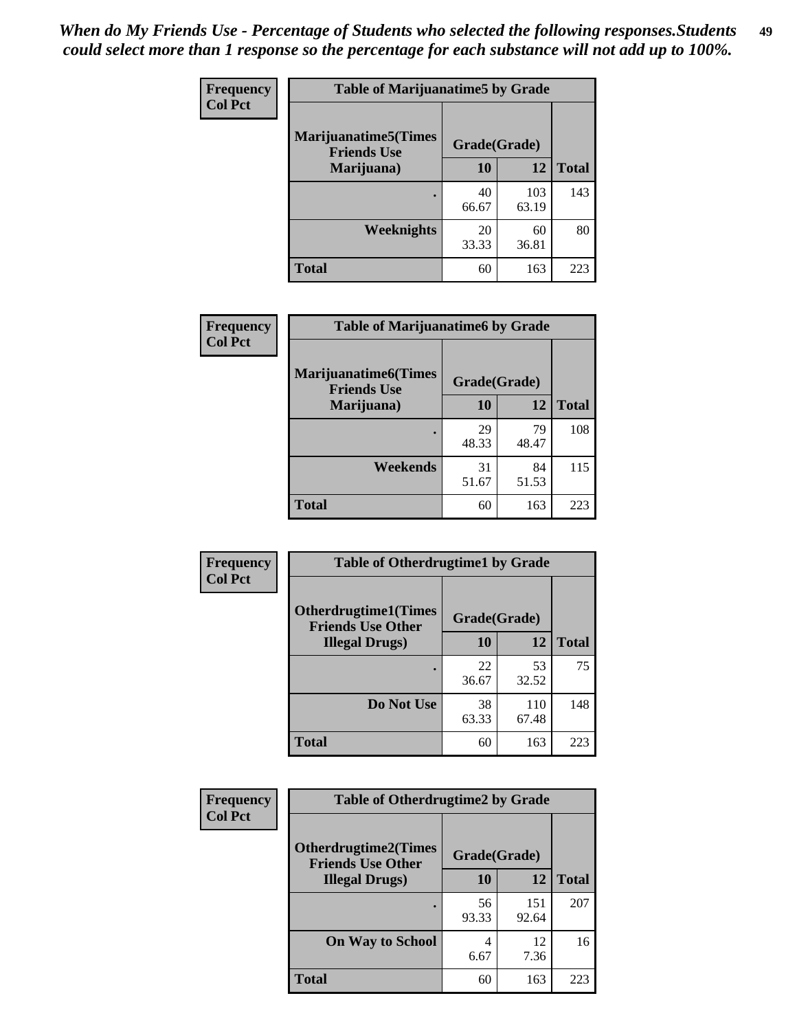*When do My Friends Use - Percentage of Students who selected the following responses.Students could select more than 1 response so the percentage for each substance will not add up to 100%.*

**Frequency**
**Col Pct**

| Table of Marijuanatime5 by Grade | | | |
|---|---|---|---|
| **Marijuanatime5(Times Friends Use Marijuana)** | **Grade(Grade)** | | **Total** |
| | **10** | **12** | |
| **.** | 40<br>66.67 | 103<br>63.19 | 143 |
| **Weeknights** | 20<br>33.33 | 60<br>36.81 | 80 |
| **Total** | 60 | 163 | 223 |

**Frequency**
**Col Pct**

| Table of Marijuanatime6 by Grade | | | |
|---|---|---|---|
| **Marijuanatime6(Times Friends Use Marijuana)** | **Grade(Grade)** | | **Total** |
| | **10** | **12** | |
| **.** | 29<br>48.33 | 79<br>48.47 | 108 |
| **Weekends** | 31<br>51.67 | 84<br>51.53 | 115 |
| **Total** | 60 | 163 | 223 |

**Frequency**
**Col Pct**

| Table of Otherdrugtime1 by Grade | | | |
|---|---|---|---|
| **Otherdrugtime1(Times Friends Use Other Illegal Drugs)** | **Grade(Grade)** | | **Total** |
| | **10** | **12** | |
| **.** | 22<br>36.67 | 53<br>32.52 | 75 |
| **Do Not Use** | 38<br>63.33 | 110<br>67.48 | 148 |
| **Total** | 60 | 163 | 223 |

**Frequency**
**Col Pct**

| Table of Otherdrugtime2 by Grade | | | |
|---|---|---|---|
| **Otherdrugtime2(Times Friends Use Other Illegal Drugs)** | **Grade(Grade)** | | **Total** |
| | **10** | **12** | |
| **.** | 56<br>93.33 | 151<br>92.64 | 207 |
| **On Way to School** | 4<br>6.67 | 12<br>7.36 | 16 |
| **Total** | 60 | 163 | 223 |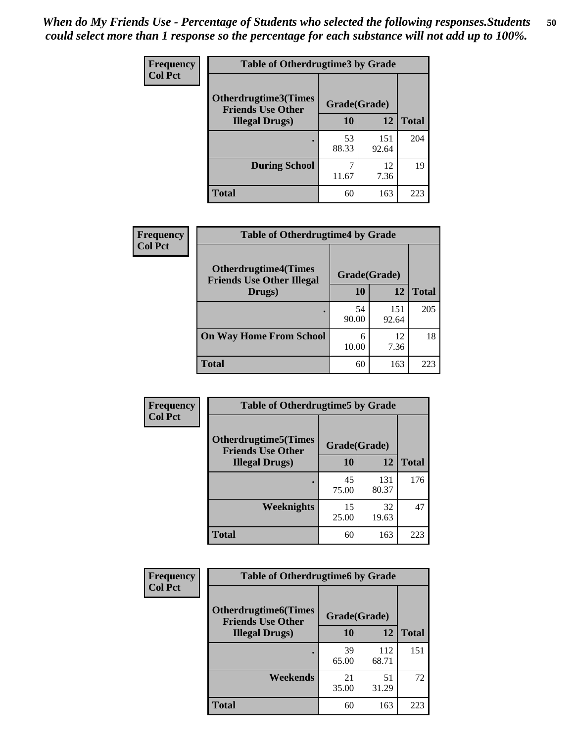*When do My Friends Use - Percentage of Students who selected the following responses.Students could select more than 1 response so the percentage for each substance will not add up to 100%.*

**Frequency / Col Pct**

| Table of Otherdrugtime3 by Grade | | | |
|---|---|---|---|
| **Otherdrugtime3(Times Friends Use Other Illegal Drugs)** | **Grade(Grade)** | | |
| | **10** | **12** | **Total** |
| . | 53<br>88.33 | 151<br>92.64 | 204 |
| **During School** | 7<br>11.67 | 12<br>7.36 | 19 |
| **Total** | 60 | 163 | 223 |

**Frequency / Col Pct**

| Table of Otherdrugtime4 by Grade | | | |
|---|---|---|---|
| **Otherdrugtime4(Times Friends Use Other Illegal Drugs)** | **Grade(Grade)** | | |
| | **10** | **12** | **Total** |
| . | 54<br>90.00 | 151<br>92.64 | 205 |
| **On Way Home From School** | 6<br>10.00 | 12<br>7.36 | 18 |
| **Total** | 60 | 163 | 223 |

**Frequency / Col Pct**

| Table of Otherdrugtime5 by Grade | | | |
|---|---|---|---|
| **Otherdrugtime5(Times Friends Use Other Illegal Drugs)** | **Grade(Grade)** | | |
| | **10** | **12** | **Total** |
| . | 45<br>75.00 | 131<br>80.37 | 176 |
| **Weeknights** | 15<br>25.00 | 32<br>19.63 | 47 |
| **Total** | 60 | 163 | 223 |

**Frequency / Col Pct**

| Table of Otherdrugtime6 by Grade | | | |
|---|---|---|---|
| **Otherdrugtime6(Times Friends Use Other Illegal Drugs)** | **Grade(Grade)** | | |
| | **10** | **12** | **Total** |
| . | 39<br>65.00 | 112<br>68.71 | 151 |
| **Weekends** | 21<br>35.00 | 51<br>31.29 | 72 |
| **Total** | 60 | 163 | 223 |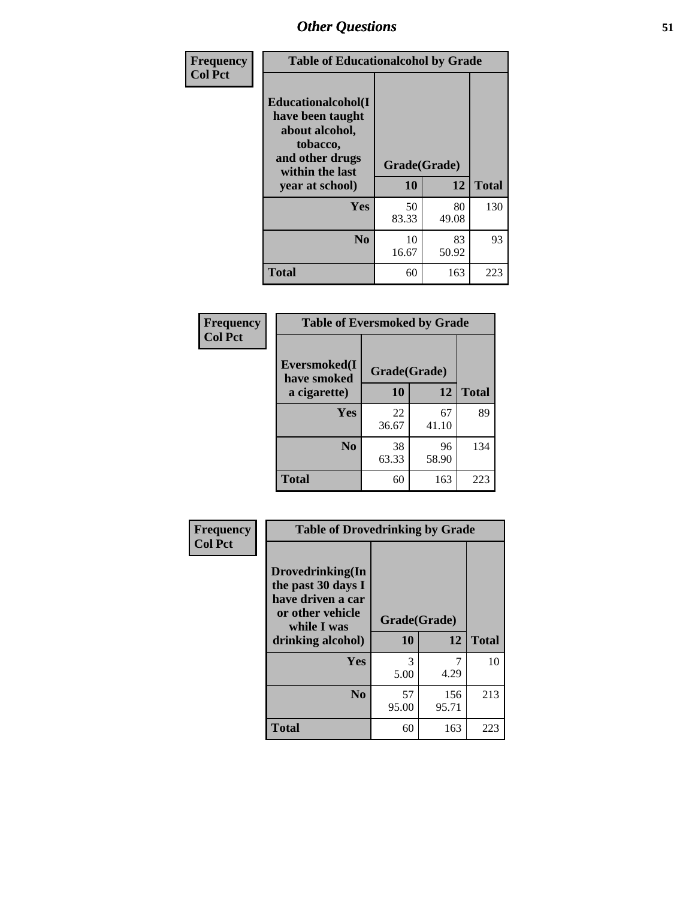# Other Questions

Frequency
Col Pct

| Table of Educationalalcohol by Grade | | | |
|---|---|---|---|
| Educationalalcohol(I have been taught about alcohol, tobacco, and other drugs within the last year at school) | Grade(Grade) | | |
| | 10 | 12 | Total |
| Yes | 50<br>83.33 | 80<br>49.08 | 130 |
| No | 10<br>16.67 | 83<br>50.92 | 93 |
| Total | 60 | 163 | 223 |

Frequency
Col Pct

| Table of Eversmoked by Grade | | | |
|---|---|---|---|
| Eversmoked(I have smoked a cigarette) | Grade(Grade) | | |
| | 10 | 12 | Total |
| Yes | 22<br>36.67 | 67<br>41.10 | 89 |
| No | 38<br>63.33 | 96<br>58.90 | 134 |
| Total | 60 | 163 | 223 |

Frequency
Col Pct

| Table of Drovedrinking by Grade | | | |
|---|---|---|---|
| Drovedrinking(In the past 30 days I have driven a car or other vehicle while I was drinking alcohol) | Grade(Grade) | | |
| | 10 | 12 | Total |
| Yes | 3<br>5.00 | 7<br>4.29 | 10 |
| No | 57<br>95.00 | 156<br>95.71 | 213 |
| Total | 60 | 163 | 223 |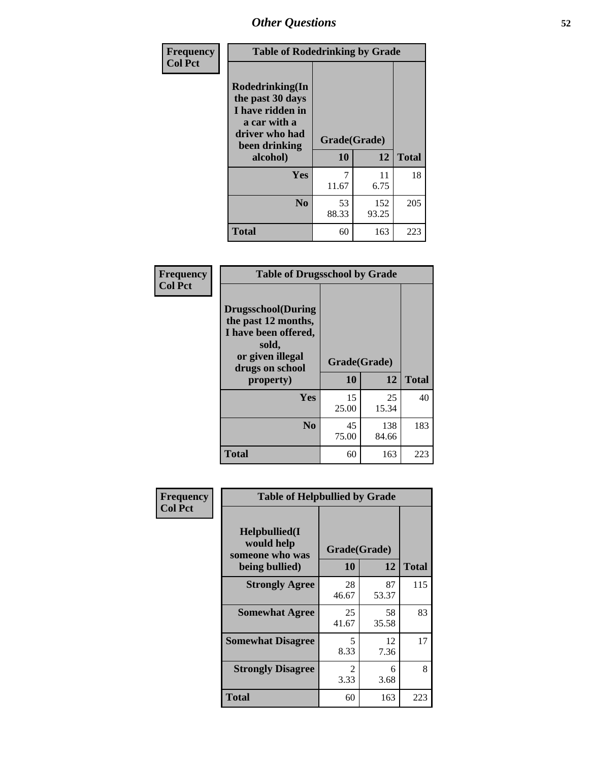# Other Questions

**Frequency**
**Col Pct**

| Table of Rodedrinking by Grade | | | |
|---|---|---|---|
| **Rodedrinking(In the past 30 days I have ridden in a car with a driver who had been drinking alcohol)** | **Grade(Grade)** | | |
| | **10** | **12** | **Total** |
| **Yes** | 7<br>11.67 | 11<br>6.75 | 18 |
| **No** | 53<br>88.33 | 152<br>93.25 | 205 |
| **Total** | 60 | 163 | 223 |

**Frequency**
**Col Pct**

| Table of Drugsschool by Grade | | | |
|---|---|---|---|
| **Drugsschool(During the past 12 months, I have been offered, sold, or given illegal drugs on school property)** | **Grade(Grade)** | | |
| | **10** | **12** | **Total** |
| **Yes** | 15<br>25.00 | 25<br>15.34 | 40 |
| **No** | 45<br>75.00 | 138<br>84.66 | 183 |
| **Total** | 60 | 163 | 223 |

**Frequency**
**Col Pct**

| Table of Helpbullied by Grade | | | |
|---|---|---|---|
| **Helpbullied(I would help someone who was being bullied)** | **Grade(Grade)** | | |
| | **10** | **12** | **Total** |
| **Strongly Agree** | 28<br>46.67 | 87<br>53.37 | 115 |
| **Somewhat Agree** | 25<br>41.67 | 58<br>35.58 | 83 |
| **Somewhat Disagree** | 5<br>8.33 | 12<br>7.36 | 17 |
| **Strongly Disagree** | 2<br>3.33 | 6<br>3.68 | 8 |
| **Total** | 60 | 163 | 223 |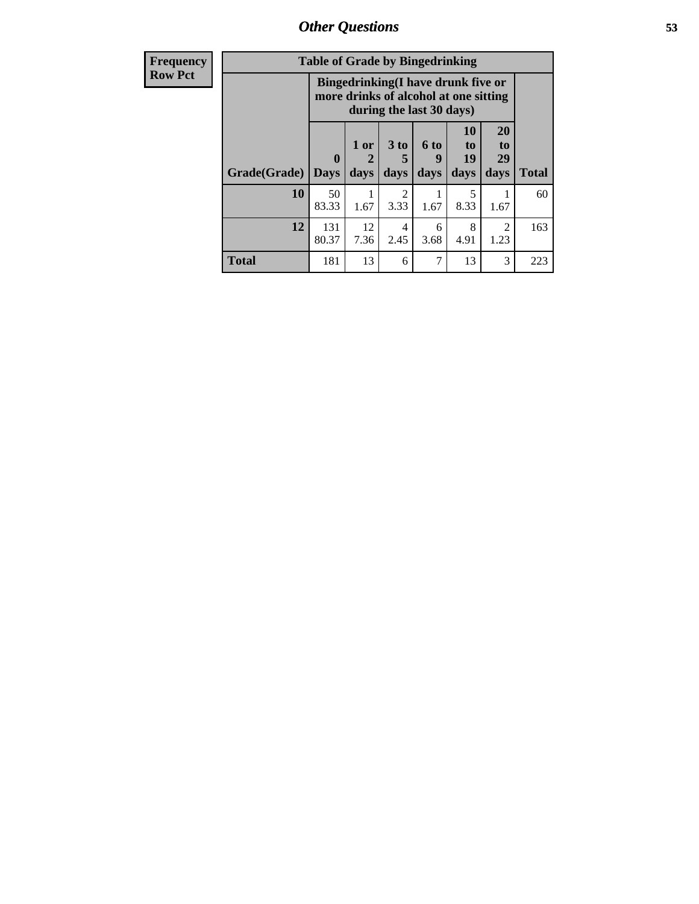| Frequency Row Pct |
|---|

| Table of Grade by Bingedrinking | | | | | | | |
|---|---|---|---|---|---|---|---|
| | Bingedrinking(I have drunk five or more drinks of alcohol at one sitting during the last 30 days) | | | | | | |
| Grade(Grade) | 0 Days | 1 or 2 days | 3 to 5 days | 6 to 9 days | 10 to 19 days | 20 to 29 days | Total |
| 10 | 50<br>83.33 | 1<br>1.67 | 2<br>3.33 | 1<br>1.67 | 5<br>8.33 | 1<br>1.67 | 60 |
| 12 | 131<br>80.37 | 12<br>7.36 | 4<br>2.45 | 6<br>3.68 | 8<br>4.91 | 2<br>1.23 | 163 |
| Total | 181 | 13 | 6 | 7 | 13 | 3 | 223 |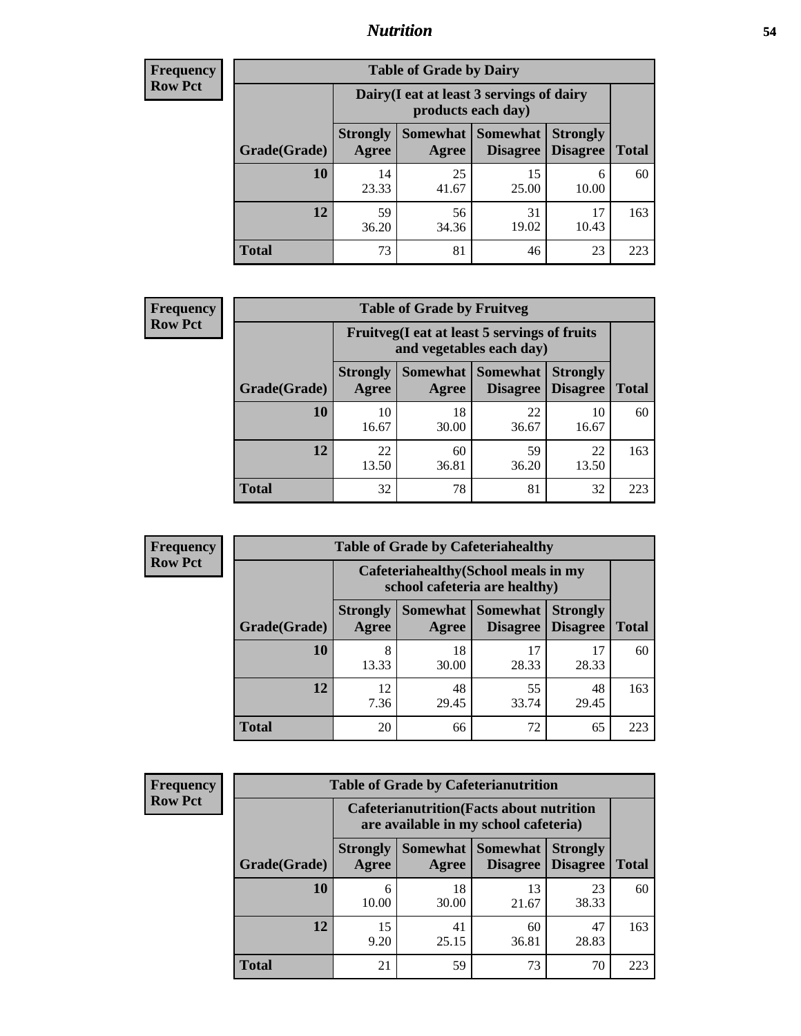# Nutrition

**Frequency**
**Row Pct**

| Table of Grade by Dairy | | | | | |
|---|---|---|---|---|---|
| | Dairy(I eat at least 3 servings of dairy products each day) | | | | |
| Grade(Grade) | Strongly Agree | Somewhat Agree | Somewhat Disagree | Strongly Disagree | Total |
| 10 | 14<br>23.33 | 25<br>41.67 | 15<br>25.00 | 6<br>10.00 | 60 |
| 12 | 59<br>36.20 | 56<br>34.36 | 31<br>19.02 | 17<br>10.43 | 163 |
| Total | 73 | 81 | 46 | 23 | 223 |

**Frequency**
**Row Pct**

| Table of Grade by Fruitveg | | | | | |
|---|---|---|---|---|---|
| | Fruitveg(I eat at least 5 servings of fruits and vegetables each day) | | | | |
| Grade(Grade) | Strongly Agree | Somewhat Agree | Somewhat Disagree | Strongly Disagree | Total |
| 10 | 10<br>16.67 | 18<br>30.00 | 22<br>36.67 | 10<br>16.67 | 60 |
| 12 | 22<br>13.50 | 60<br>36.81 | 59<br>36.20 | 22<br>13.50 | 163 |
| Total | 32 | 78 | 81 | 32 | 223 |

**Frequency**
**Row Pct**

| Table of Grade by Cafeteriahealthy | | | | | |
|---|---|---|---|---|---|
| | Cafeteriahealthy(School meals in my school cafeteria are healthy) | | | | |
| Grade(Grade) | Strongly Agree | Somewhat Agree | Somewhat Disagree | Strongly Disagree | Total |
| 10 | 8<br>13.33 | 18<br>30.00 | 17<br>28.33 | 17<br>28.33 | 60 |
| 12 | 12<br>7.36 | 48<br>29.45 | 55<br>33.74 | 48<br>29.45 | 163 |
| Total | 20 | 66 | 72 | 65 | 223 |

**Frequency**
**Row Pct**

| Table of Grade by Cafeterianutrition | | | | | |
|---|---|---|---|---|---|
| | Cafeterianutrition(Facts about nutrition are available in my school cafeteria) | | | | |
| Grade(Grade) | Strongly Agree | Somewhat Agree | Somewhat Disagree | Strongly Disagree | Total |
| 10 | 6<br>10.00 | 18<br>30.00 | 13<br>21.67 | 23<br>38.33 | 60 |
| 12 | 15<br>9.20 | 41<br>25.15 | 60<br>36.81 | 47<br>28.83 | 163 |
| Total | 21 | 59 | 73 | 70 | 223 |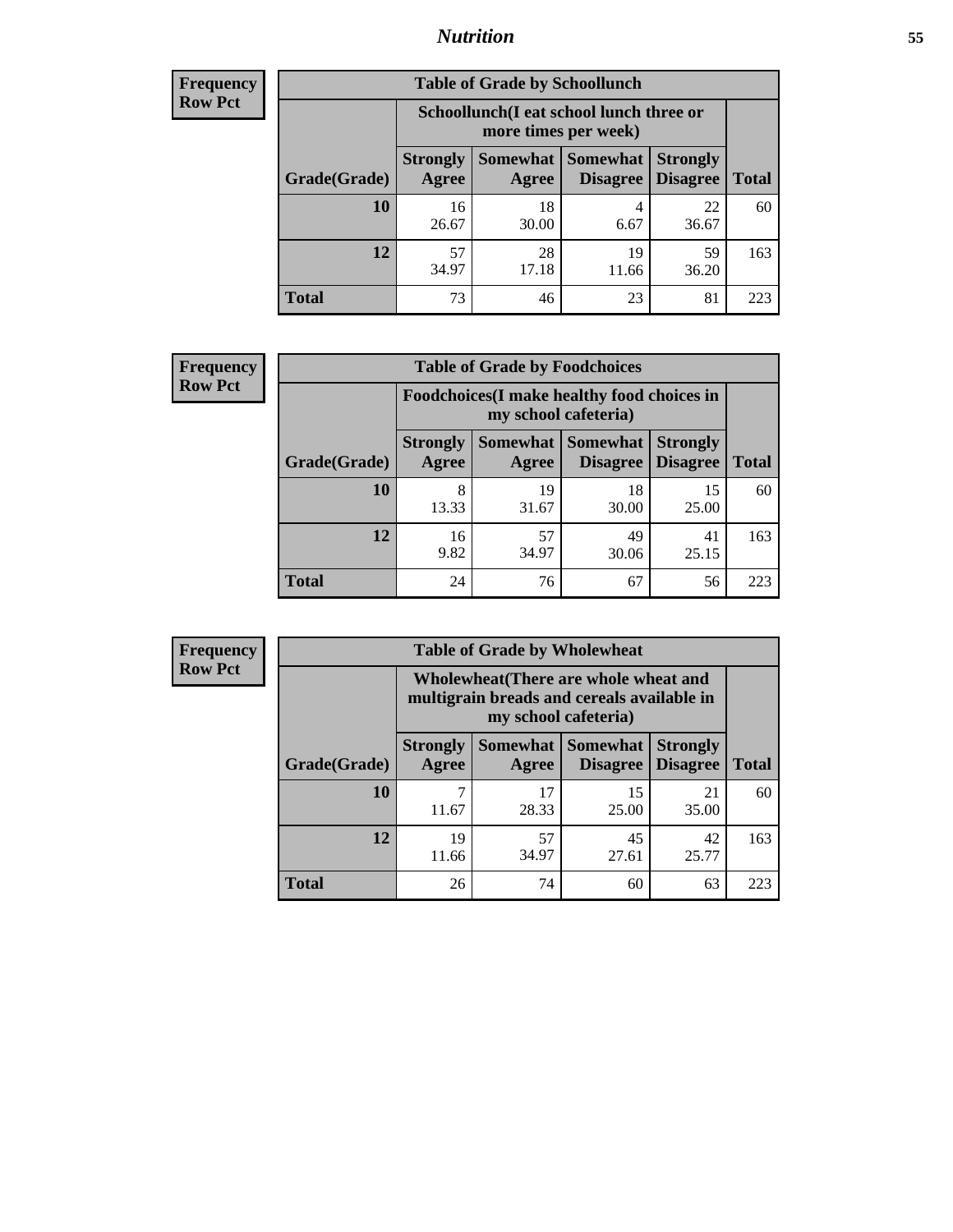**Frequency Row Pct**

| Table of Grade by Schoollunch | | | | | |
|---|---|---|---|---|---|
| | Schoollunch(I eat school lunch three or more times per week) | | | | |
| Grade(Grade) | Strongly Agree | Somewhat Agree | Somewhat Disagree | Strongly Disagree | Total |
| **10** | 16<br>26.67 | 18<br>30.00 | 4<br>6.67 | 22<br>36.67 | 60 |
| **12** | 57<br>34.97 | 28<br>17.18 | 19<br>11.66 | 59<br>36.20 | 163 |
| **Total** | 73 | 46 | 23 | 81 | 223 |

**Frequency Row Pct**

| Table of Grade by Foodchoices | | | | | |
|---|---|---|---|---|---|
| | Foodchoices(I make healthy food choices in my school cafeteria) | | | | |
| Grade(Grade) | Strongly Agree | Somewhat Agree | Somewhat Disagree | Strongly Disagree | Total |
| **10** | 8<br>13.33 | 19<br>31.67 | 18<br>30.00 | 15<br>25.00 | 60 |
| **12** | 16<br>9.82 | 57<br>34.97 | 49<br>30.06 | 41<br>25.15 | 163 |
| **Total** | 24 | 76 | 67 | 56 | 223 |

**Frequency Row Pct**

| Table of Grade by Wholewheat | | | | | |
|---|---|---|---|---|---|
| | Wholewheat(There are whole wheat and multigrain breads and cereals available in my school cafeteria) | | | | |
| Grade(Grade) | Strongly Agree | Somewhat Agree | Somewhat Disagree | Strongly Disagree | Total |
| **10** | 7<br>11.67 | 17<br>28.33 | 15<br>25.00 | 21<br>35.00 | 60 |
| **12** | 19<br>11.66 | 57<br>34.97 | 45<br>27.61 | 42<br>25.77 | 163 |
| **Total** | 26 | 74 | 60 | 63 | 223 |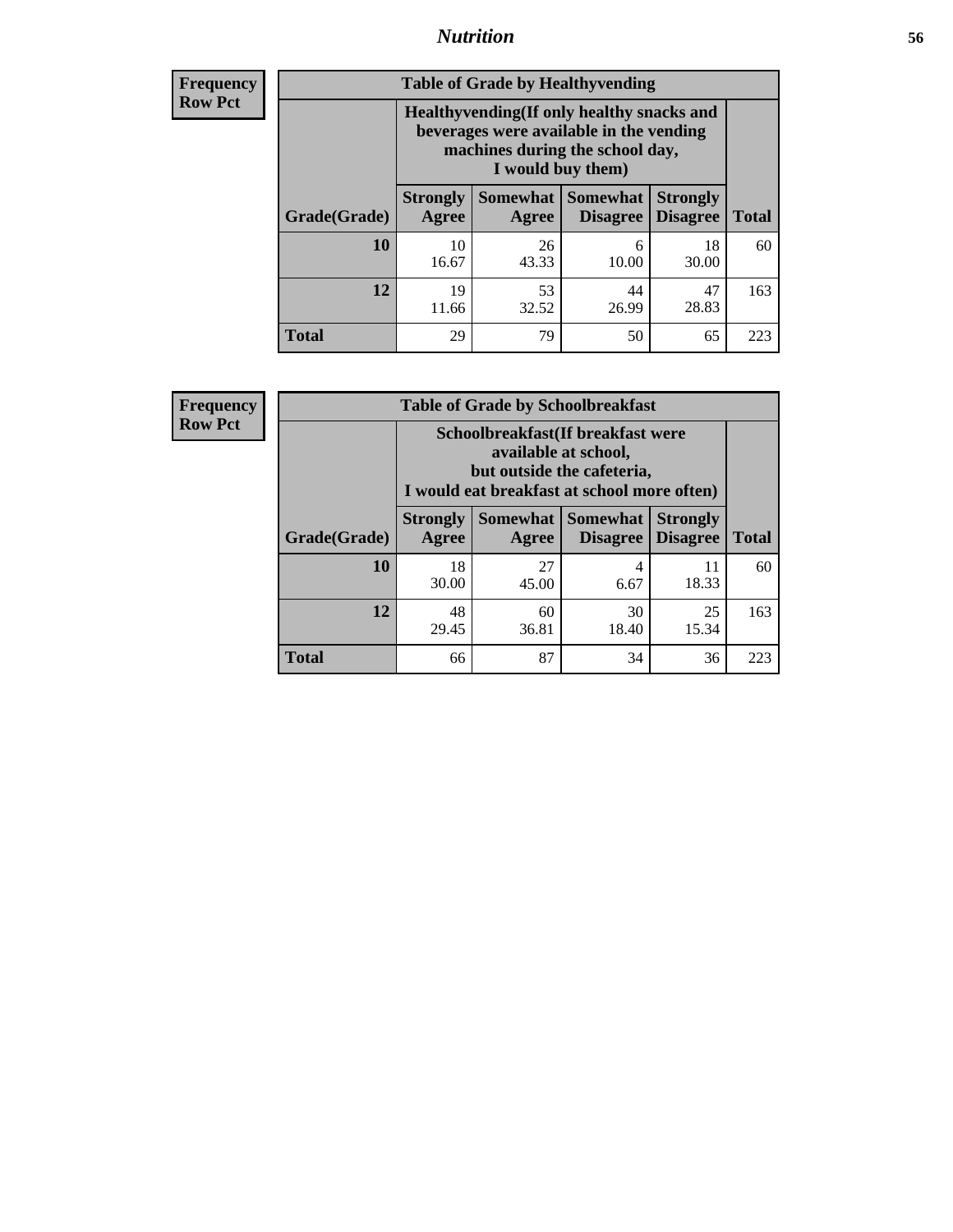# Nutrition

**Frequency**
**Row Pct**

| Table of Grade by Healthyvending | | | | | |
|---|---|---|---|---|---|
| | Healthyvending(If only healthy snacks and beverages were available in the vending machines during the school day, I would buy them) | | | | |
| Grade(Grade) | Strongly Agree | Somewhat Agree | Somewhat Disagree | Strongly Disagree | Total |
| **10** | 10<br>16.67 | 26<br>43.33 | 6<br>10.00 | 18<br>30.00 | 60 |
| **12** | 19<br>11.66 | 53<br>32.52 | 44<br>26.99 | 47<br>28.83 | 163 |
| **Total** | 29 | 79 | 50 | 65 | 223 |

**Frequency**
**Row Pct**

| Table of Grade by Schoolbreakfast | | | | | |
|---|---|---|---|---|---|
| | Schoolbreakfast(If breakfast were available at school, but outside the cafeteria, I would eat breakfast at school more often) | | | | |
| Grade(Grade) | Strongly Agree | Somewhat Agree | Somewhat Disagree | Strongly Disagree | Total |
| **10** | 18<br>30.00 | 27<br>45.00 | 4<br>6.67 | 11<br>18.33 | 60 |
| **12** | 48<br>29.45 | 60<br>36.81 | 30<br>18.40 | 25<br>15.34 | 163 |
| **Total** | 66 | 87 | 34 | 36 | 223 |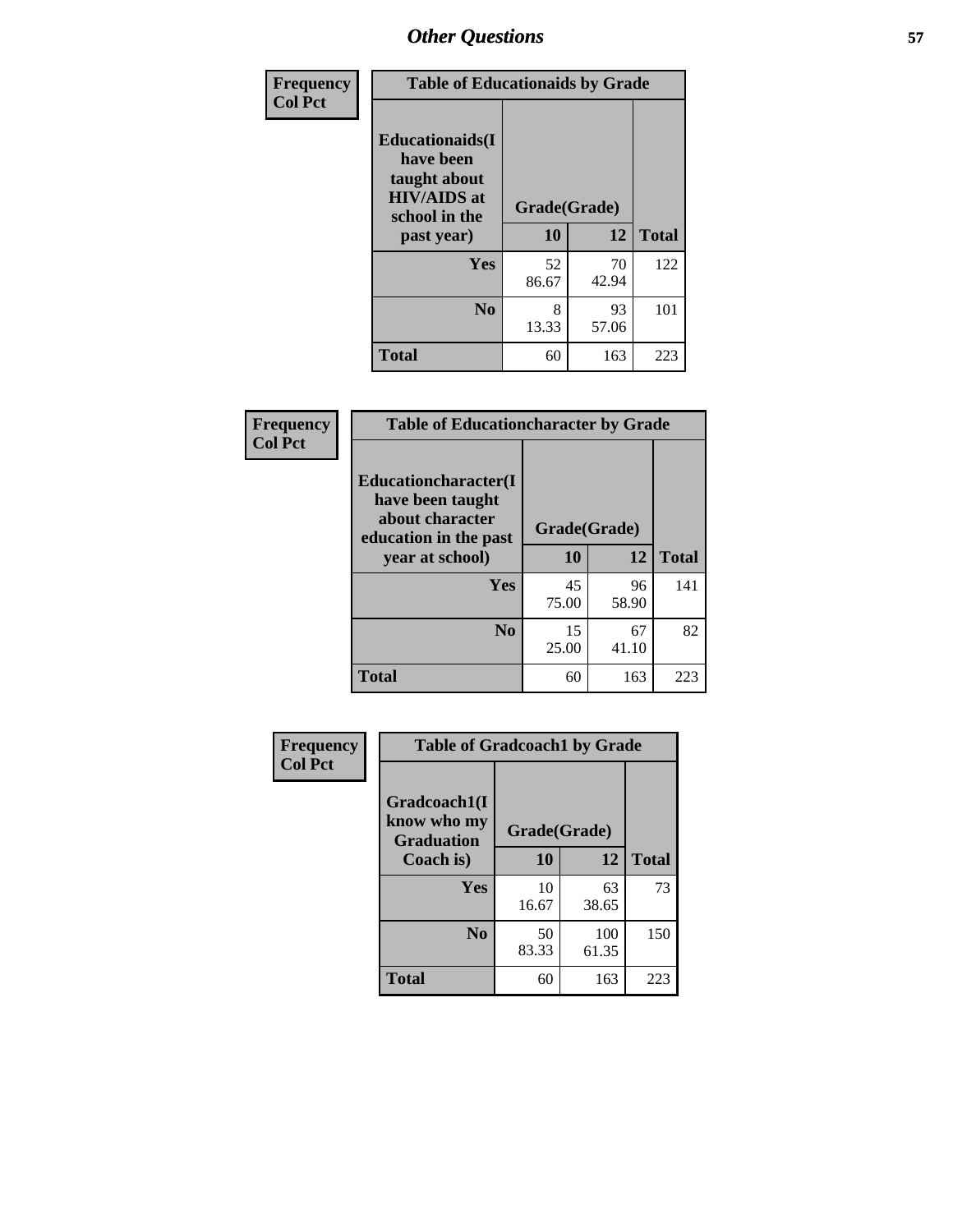## Other Questions

**Frequency**
**Col Pct**

**Table of Educationaids by Grade**

| Educationaids(I have been taught about HIV/AIDS at school in the past year) | Grade(Grade) | | |
|---|---|---|---|
| | 10 | 12 | Total |
| Yes | 52<br>86.67 | 70<br>42.94 | 122 |
| No | 8<br>13.33 | 93<br>57.06 | 101 |
| Total | 60 | 163 | 223 |

**Frequency**
**Col Pct**

**Table of Educationcharacter by Grade**

| Educationcharacter(I have been taught about character education in the past year at school) | Grade(Grade) | | |
|---|---|---|---|
| | 10 | 12 | Total |
| Yes | 45<br>75.00 | 96<br>58.90 | 141 |
| No | 15<br>25.00 | 67<br>41.10 | 82 |
| Total | 60 | 163 | 223 |

**Frequency**
**Col Pct**

**Table of Gradcoach1 by Grade**

| Gradcoach1(I know who my Graduation Coach is) | Grade(Grade) | | |
|---|---|---|---|
| | 10 | 12 | Total |
| Yes | 10<br>16.67 | 63<br>38.65 | 73 |
| No | 50<br>83.33 | 100<br>61.35 | 150 |
| Total | 60 | 163 | 223 |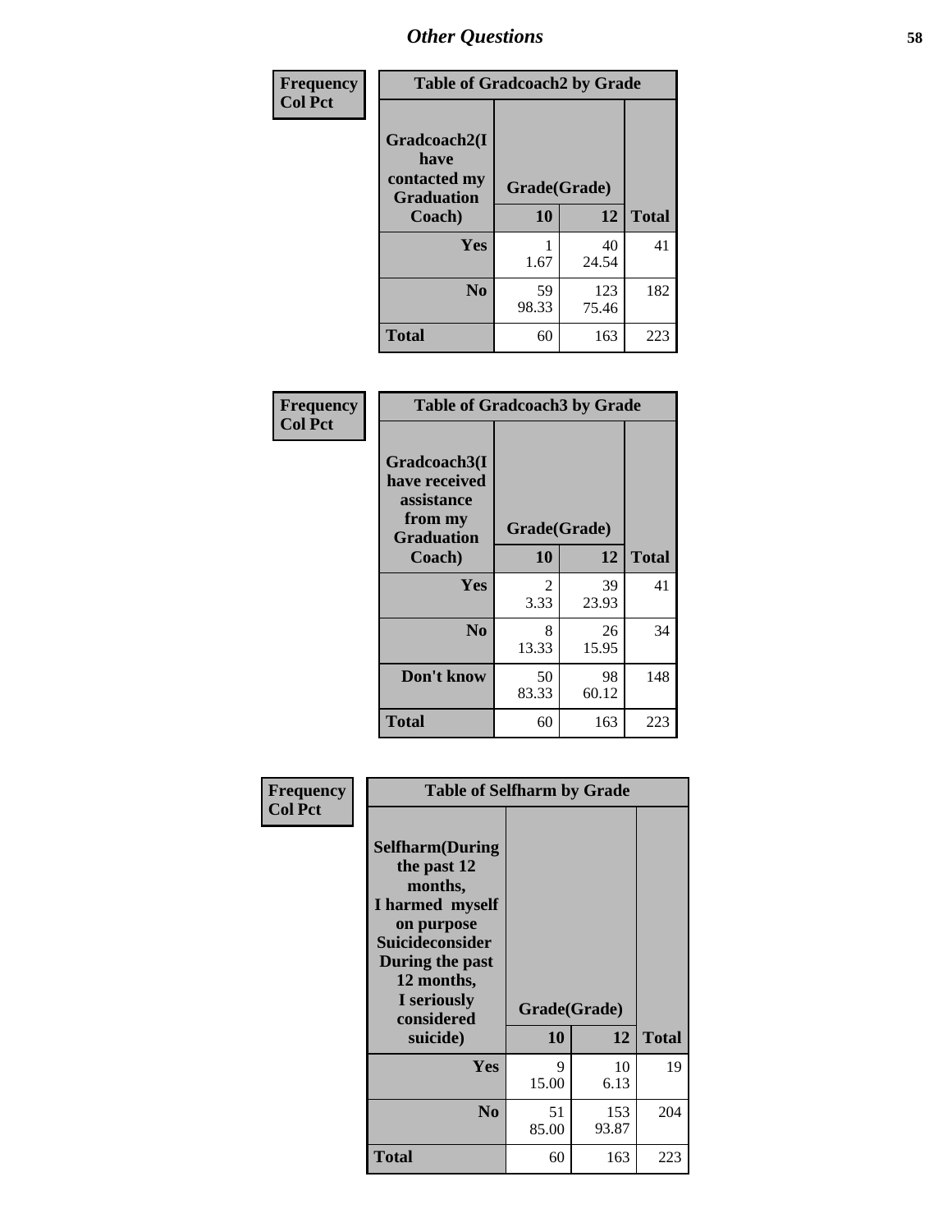## Other Questions

**Frequency / Col Pct**

| Table of Gradcoach2 by Grade | | | |
|---|---|---|---|
| **Gradcoach2(I have contacted my Graduation Coach)** | **Grade(Grade)** | | **Total** |
| | **10** | **12** | |
| **Yes** | 1<br>1.67 | 40<br>24.54 | 41 |
| **No** | 59<br>98.33 | 123<br>75.46 | 182 |
| **Total** | 60 | 163 | 223 |

**Frequency / Col Pct**

| Table of Gradcoach3 by Grade | | | |
|---|---|---|---|
| **Gradcoach3(I have received assistance from my Graduation Coach)** | **Grade(Grade)** | | **Total** |
| | **10** | **12** | |
| **Yes** | 2<br>3.33 | 39<br>23.93 | 41 |
| **No** | 8<br>13.33 | 26<br>15.95 | 34 |
| **Don't know** | 50<br>83.33 | 98<br>60.12 | 148 |
| **Total** | 60 | 163 | 223 |

**Frequency / Col Pct**

| Table of Selfharm by Grade | | | |
|---|---|---|---|
| **Selfharm(During the past 12 months, I harmed myself on purpose Suicideconsider During the past 12 months, I seriously considered suicide)** | **Grade(Grade)** | | **Total** |
| | **10** | **12** | |
| **Yes** | 9<br>15.00 | 10<br>6.13 | 19 |
| **No** | 51<br>85.00 | 153<br>93.87 | 204 |
| **Total** | 60 | 163 | 223 |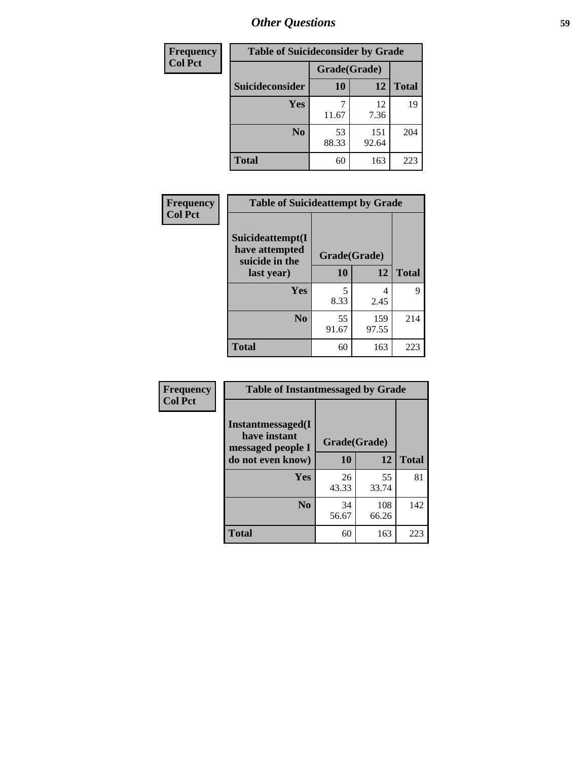## Other Questions

| Frequency<br>Col Pct | | | |
|---|---|---|---|
| **Table of Suicideconsider by Grade** | | | |
| | **Grade(Grade)** | | |
| **Suicideconsider** | **10** | **12** | **Total** |
| **Yes** | 7<br>11.67 | 12<br>7.36 | 19 |
| **No** | 53<br>88.33 | 151<br>92.64 | 204 |
| **Total** | 60 | 163 | 223 |

| Frequency<br>Col Pct | | | |
|---|---|---|---|
| **Table of Suicideattempt by Grade** | | | |
| **Suicideattempt(I have attempted suicide in the last year)** | **Grade(Grade)** | | |
| | **10** | **12** | **Total** |
| **Yes** | 5<br>8.33 | 4<br>2.45 | 9 |
| **No** | 55<br>91.67 | 159<br>97.55 | 214 |
| **Total** | 60 | 163 | 223 |

| Frequency<br>Col Pct | | | |
|---|---|---|---|
| **Table of Instantmessaged by Grade** | | | |
| **Instantmessaged(I have instant messaged people I do not even know)** | **Grade(Grade)** | | |
| | **10** | **12** | **Total** |
| **Yes** | 26<br>43.33 | 55<br>33.74 | 81 |
| **No** | 34<br>56.67 | 108<br>66.26 | 142 |
| **Total** | 60 | 163 | 223 |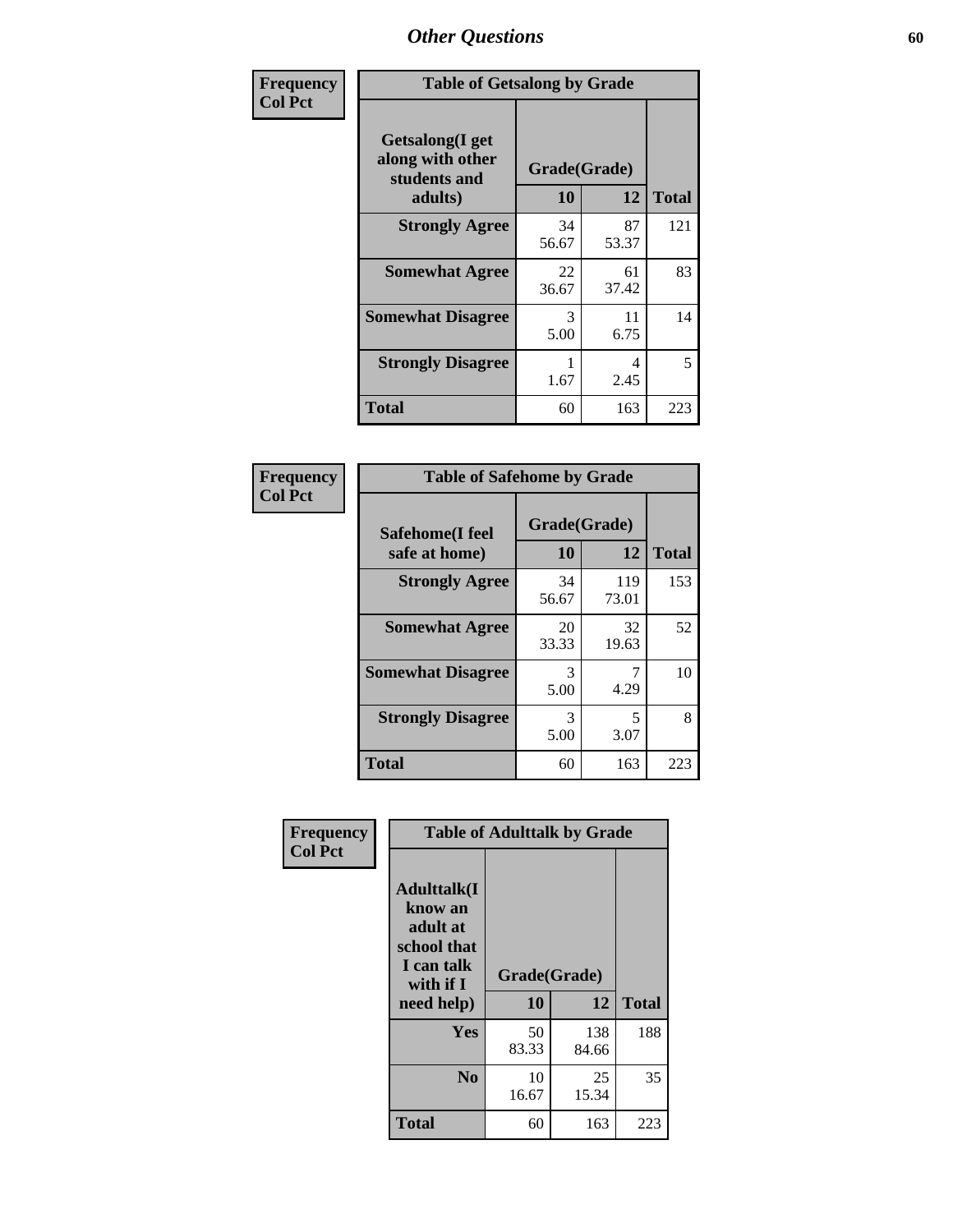## Other Questions

| Frequency<br>Col Pct | | | |
|---|---|---|---|

**Table of Getsalong by Grade**

| Getsalong(I get along with other students and adults) | Grade(Grade) | | |
|---|---|---|---|
| | 10 | 12 | Total |
| **Strongly Agree** | 34<br>56.67 | 87<br>53.37 | 121 |
| **Somewhat Agree** | 22<br>36.67 | 61<br>37.42 | 83 |
| **Somewhat Disagree** | 3<br>5.00 | 11<br>6.75 | 14 |
| **Strongly Disagree** | 1<br>1.67 | 4<br>2.45 | 5 |
| **Total** | 60 | 163 | 223 |

**Table of Safehome by Grade**

| Safehome(I feel safe at home) | Grade(Grade) | | |
|---|---|---|---|
| | 10 | 12 | Total |
| **Strongly Agree** | 34<br>56.67 | 119<br>73.01 | 153 |
| **Somewhat Agree** | 20<br>33.33 | 32<br>19.63 | 52 |
| **Somewhat Disagree** | 3<br>5.00 | 7<br>4.29 | 10 |
| **Strongly Disagree** | 3<br>5.00 | 5<br>3.07 | 8 |
| **Total** | 60 | 163 | 223 |

**Table of Adulttalk by Grade**

| Adulttalk(I know an adult at school that I can talk with if I need help) | Grade(Grade) | | |
|---|---|---|---|
| | 10 | 12 | Total |
| **Yes** | 50<br>83.33 | 138<br>84.66 | 188 |
| **No** | 10<br>16.67 | 25<br>15.34 | 35 |
| **Total** | 60 | 163 | 223 |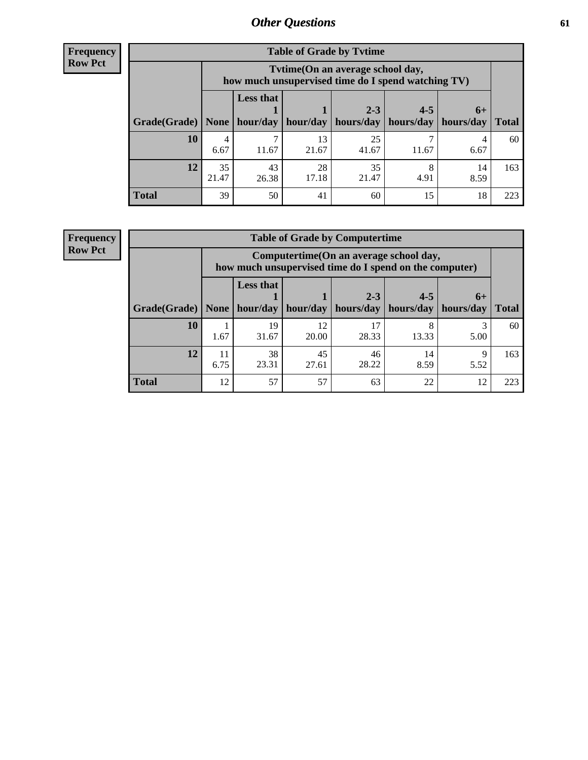## Other Questions

**Frequency**
**Row Pct**

| Table of Grade by Tvtime | | | | | | | |
|---|---|---|---|---|---|---|---|
| | Tvtime(On an average school day, how much unsupervised time do I spend watching TV) | | | | | | |
| Grade(Grade) | None | Less that 1 hour/day | 1 hour/day | 2-3 hours/day | 4-5 hours/day | 6+ hours/day | Total |
| **10** | 4<br>6.67 | 7<br>11.67 | 13<br>21.67 | 25<br>41.67 | 7<br>11.67 | 4<br>6.67 | 60 |
| **12** | 35<br>21.47 | 43<br>26.38 | 28<br>17.18 | 35<br>21.47 | 8<br>4.91 | 14<br>8.59 | 163 |
| **Total** | 39 | 50 | 41 | 60 | 15 | 18 | 223 |

**Frequency**
**Row Pct**

| Table of Grade by Computertime | | | | | | | |
|---|---|---|---|---|---|---|---|
| | Computertime(On an average school day, how much unsupervised time do I spend on the computer) | | | | | | |
| Grade(Grade) | None | Less that 1 hour/day | 1 hour/day | 2-3 hours/day | 4-5 hours/day | 6+ hours/day | Total |
| **10** | 1<br>1.67 | 19<br>31.67 | 12<br>20.00 | 17<br>28.33 | 8<br>13.33 | 3<br>5.00 | 60 |
| **12** | 11<br>6.75 | 38<br>23.31 | 45<br>27.61 | 46<br>28.22 | 14<br>8.59 | 9<br>5.52 | 163 |
| **Total** | 12 | 57 | 57 | 63 | 22 | 12 | 223 |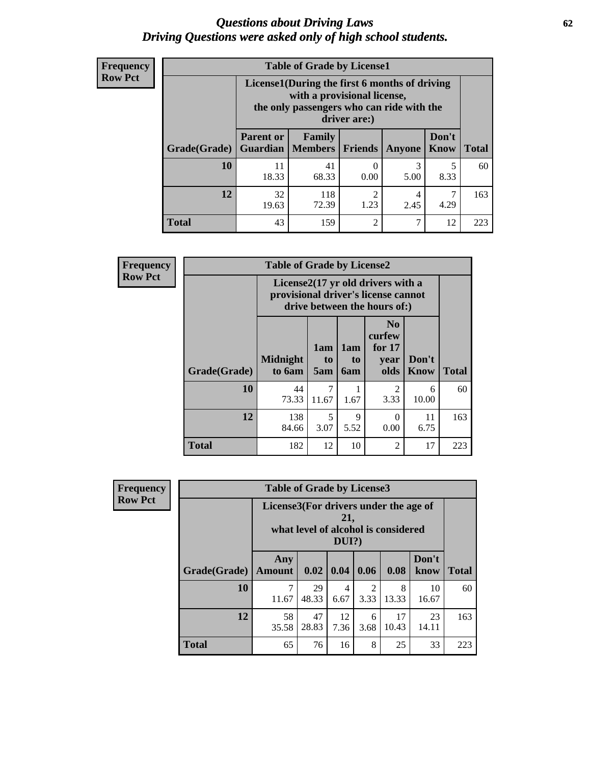# *Questions about Driving Laws*
# *Driving Questions were asked only of high school students.*

**Frequency**
**Row Pct**

**Table of Grade by License1**

| Grade(Grade) | License1(During the first 6 months of driving with a provisional license, the only passengers who can ride with the driver are:) | | | | | Total |
|---|---|---|---|---|---|---|
| | Parent or Guardian | Family Members | Friends | Anyone | Don't Know | |
| 10 | 11<br>18.33 | 41<br>68.33 | 0<br>0.00 | 3<br>5.00 | 5<br>8.33 | 60 |
| 12 | 32<br>19.63 | 118<br>72.39 | 2<br>1.23 | 4<br>2.45 | 7<br>4.29 | 163 |
| Total | 43 | 159 | 2 | 7 | 12 | 223 |

**Frequency**
**Row Pct**

**Table of Grade by License2**

| Grade(Grade) | License2(17 yr old drivers with a provisional driver's license cannot drive between the hours of:) | | | | | Total |
|---|---|---|---|---|---|---|
| | Midnight to 6am | 1am to 5am | 1am to 6am | No curfew for 17 year olds | Don't Know | |
| 10 | 44<br>73.33 | 7<br>11.67 | 1<br>1.67 | 2<br>3.33 | 6<br>10.00 | 60 |
| 12 | 138<br>84.66 | 5<br>3.07 | 9<br>5.52 | 0<br>0.00 | 11<br>6.75 | 163 |
| Total | 182 | 12 | 10 | 2 | 17 | 223 |

**Frequency**
**Row Pct**

**Table of Grade by License3**

| Grade(Grade) | License3(For drivers under the age of 21, what level of alcohol is considered DUI?) | | | | | | Total |
|---|---|---|---|---|---|---|---|
| | Any Amount | 0.02 | 0.04 | 0.06 | 0.08 | Don't know | |
| 10 | 7<br>11.67 | 29<br>48.33 | 4<br>6.67 | 2<br>3.33 | 8<br>13.33 | 10<br>16.67 | 60 |
| 12 | 58<br>35.58 | 47<br>28.83 | 12<br>7.36 | 6<br>3.68 | 17<br>10.43 | 23<br>14.11 | 163 |
| Total | 65 | 76 | 16 | 8 | 25 | 33 | 223 |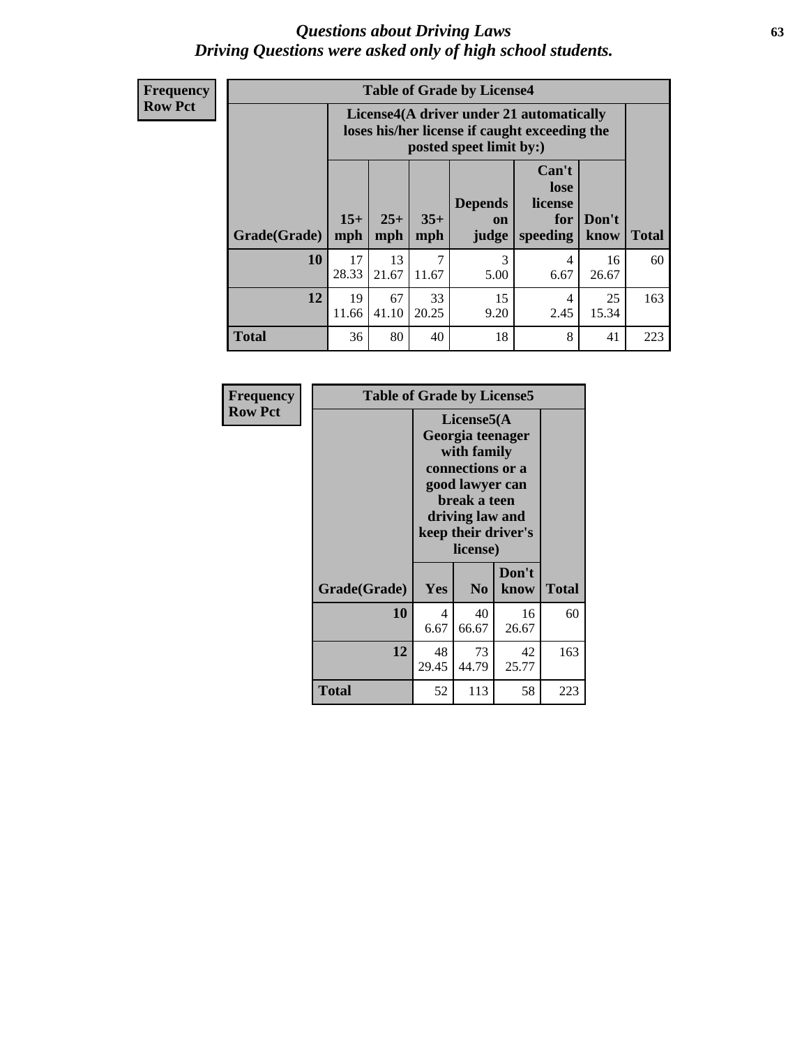## *Questions about Driving Laws*
## *Driving Questions were asked only of high school students.*

**Frequency**
**Row Pct**

**Table of Grade by License4**

| | License4(A driver under 21 automatically loses his/her license if caught exceeding the posted speet limit by:) | | | | | | |
|---|---|---|---|---|---|---|---|
| **Grade(Grade)** | **15+ mph** | **25+ mph** | **35+ mph** | **Depends on judge** | **Can't lose license for speeding** | **Don't know** | **Total** |
| **10** | 17<br>28.33 | 13<br>21.67 | 7<br>11.67 | 3<br>5.00 | 4<br>6.67 | 16<br>26.67 | 60 |
| **12** | 19<br>11.66 | 67<br>41.10 | 33<br>20.25 | 15<br>9.20 | 4<br>2.45 | 25<br>15.34 | 163 |
| **Total** | 36 | 80 | 40 | 18 | 8 | 41 | 223 |

**Frequency**
**Row Pct**

**Table of Grade by License5**

| | License5(A Georgia teenager with family connections or a good lawyer can break a teen driving law and keep their driver's license) | | | |
|---|---|---|---|---|
| **Grade(Grade)** | **Yes** | **No** | **Don't know** | **Total** |
| **10** | 4<br>6.67 | 40<br>66.67 | 16<br>26.67 | 60 |
| **12** | 48<br>29.45 | 73<br>44.79 | 42<br>25.77 | 163 |
| **Total** | 52 | 113 | 58 | 223 |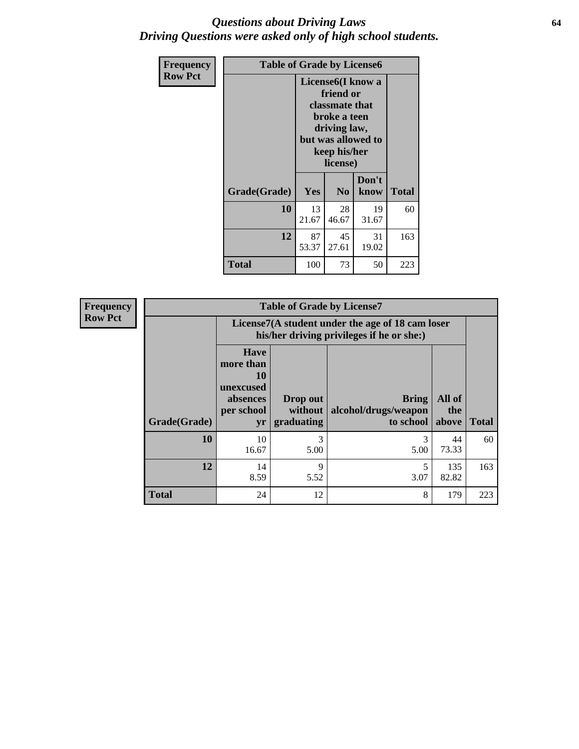# *Questions about Driving Laws*
# *Driving Questions were asked only of high school students.*

**Frequency**
**Row Pct**

| Table of Grade by License6 | | | | |
|---|---|---|---|---|
| | License6(I know a friend or classmate that broke a teen driving law, but was allowed to keep his/her license) | | | |
| Grade(Grade) | Yes | No | Don't know | Total |
| 10 | 13<br>21.67 | 28<br>46.67 | 19<br>31.67 | 60 |
| 12 | 87<br>53.37 | 45<br>27.61 | 31<br>19.02 | 163 |
| Total | 100 | 73 | 50 | 223 |

**Frequency**
**Row Pct**

| Table of Grade by License7 | | | | | |
|---|---|---|---|---|---|
| | License7(A student under the age of 18 cam loser his/her driving privileges if he or she:) | | | | |
| Grade(Grade) | Have more than 10 unexcused absences per school yr | Drop out without graduating | Bring alcohol/drugs/weapon to school | All of the above | Total |
| 10 | 10<br>16.67 | 3<br>5.00 | 3<br>5.00 | 44<br>73.33 | 60 |
| 12 | 14<br>8.59 | 9<br>5.52 | 5<br>3.07 | 135<br>82.82 | 163 |
| Total | 24 | 12 | 8 | 179 | 223 |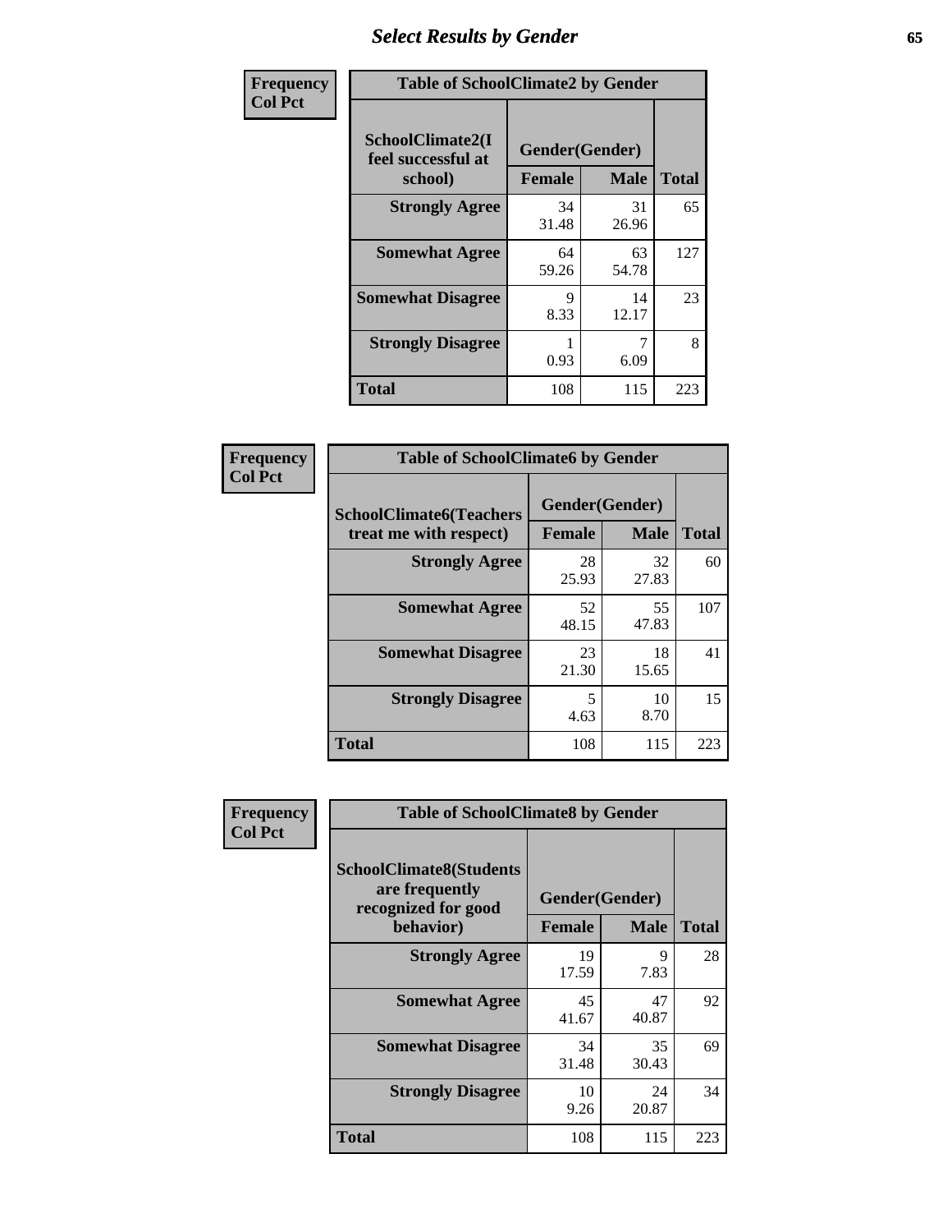## Select Results by Gender

Frequency
Col Pct

**Table of SchoolClimate2 by Gender**

| SchoolClimate2(I feel successful at school) | Gender(Gender) | | Total |
|---|---|---|---|
| | Female | Male | |
| Strongly Agree | 34<br>31.48 | 31<br>26.96 | 65 |
| Somewhat Agree | 64<br>59.26 | 63<br>54.78 | 127 |
| Somewhat Disagree | 9<br>8.33 | 14<br>12.17 | 23 |
| Strongly Disagree | 1<br>0.93 | 7<br>6.09 | 8 |
| Total | 108 | 115 | 223 |

Frequency
Col Pct

**Table of SchoolClimate6 by Gender**

| SchoolClimate6(Teachers treat me with respect) | Gender(Gender) | | Total |
|---|---|---|---|
| | Female | Male | |
| Strongly Agree | 28<br>25.93 | 32<br>27.83 | 60 |
| Somewhat Agree | 52<br>48.15 | 55<br>47.83 | 107 |
| Somewhat Disagree | 23<br>21.30 | 18<br>15.65 | 41 |
| Strongly Disagree | 5<br>4.63 | 10<br>8.70 | 15 |
| Total | 108 | 115 | 223 |

Frequency
Col Pct

**Table of SchoolClimate8 by Gender**

| SchoolClimate8(Students are frequently recognized for good behavior) | Gender(Gender) | | Total |
|---|---|---|---|
| | Female | Male | |
| Strongly Agree | 19<br>17.59 | 9<br>7.83 | 28 |
| Somewhat Agree | 45<br>41.67 | 47<br>40.87 | 92 |
| Somewhat Disagree | 34<br>31.48 | 35<br>30.43 | 69 |
| Strongly Disagree | 10<br>9.26 | 24<br>20.87 | 34 |
| Total | 108 | 115 | 223 |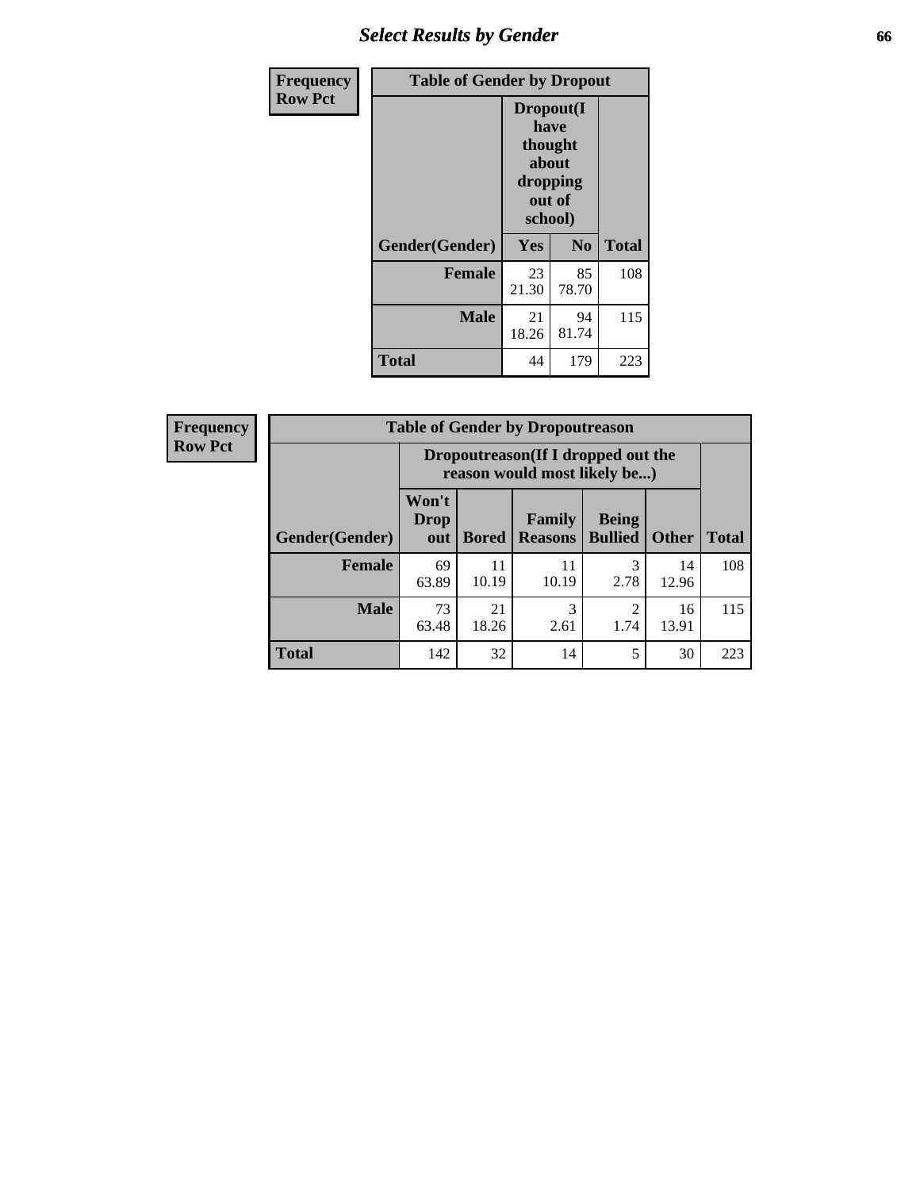| Frequency<br>Row Pct | Table of Gender by Dropout | | |
|---|---|---|---|
| | Dropout(I have thought about dropping out of school) | | |
| Gender(Gender) | Yes | No | Total |
| Female | 23<br>21.30 | 85<br>78.70 | 108 |
| Male | 21<br>18.26 | 94<br>81.74 | 115 |
| Total | 44 | 179 | 223 |

| Frequency<br>Row Pct | Table of Gender by Dropoutreason | | | | | |
|---|---|---|---|---|---|---|
| | Dropoutreason(If I dropped out the reason would most likely be...) | | | | | |
| Gender(Gender) | Won't Drop out | Bored | Family Reasons | Being Bullied | Other | Total |
| Female | 69<br>63.89 | 11<br>10.19 | 11<br>10.19 | 3<br>2.78 | 14<br>12.96 | 108 |
| Male | 73<br>63.48 | 21<br>18.26 | 3<br>2.61 | 2<br>1.74 | 16<br>13.91 | 115 |
| Total | 142 | 32 | 14 | 5 | 30 | 223 |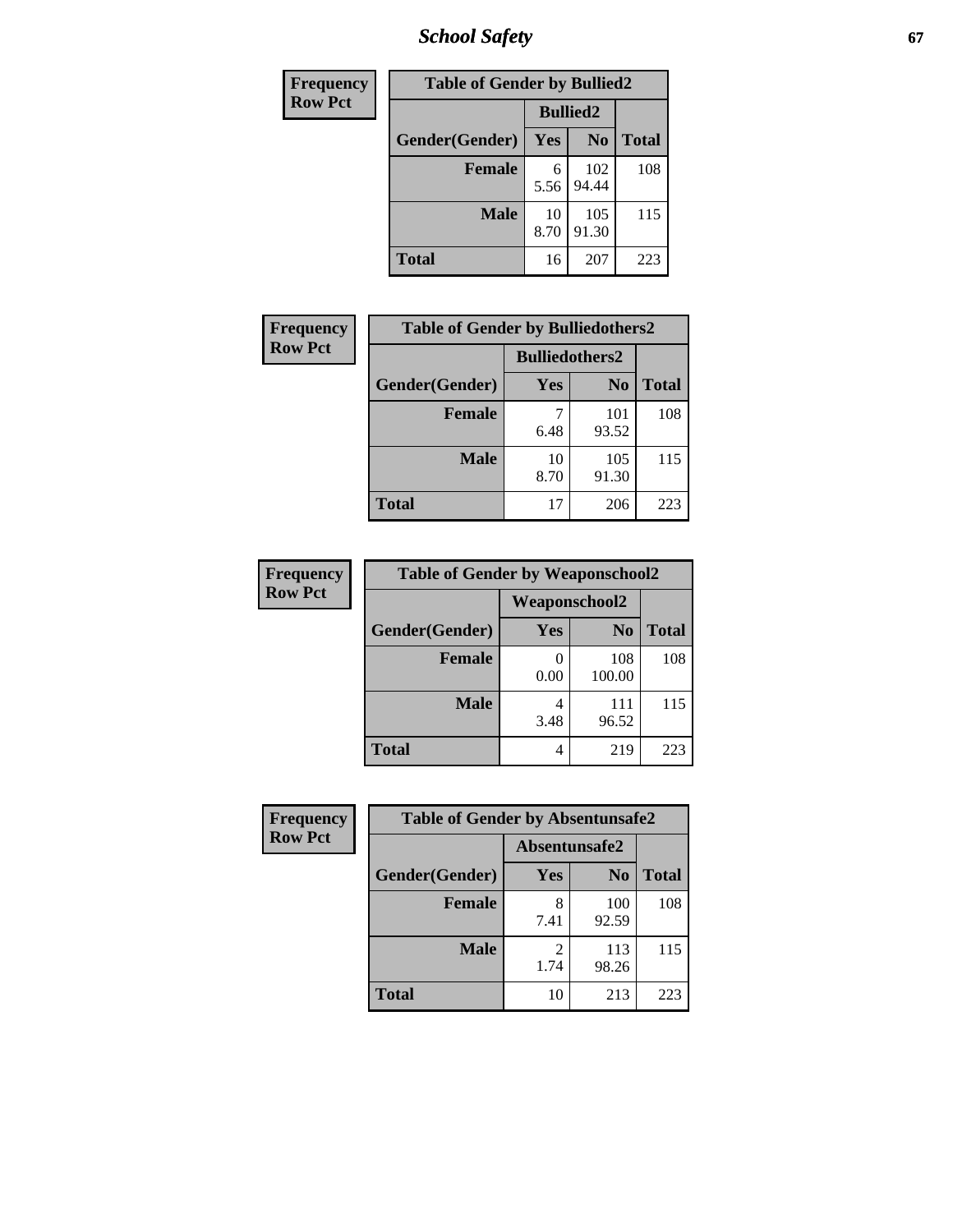| Frequency<br>Row Pct |
|---|

**Table of Gender by Bullied2**

| Gender(Gender) | Bullied2 Yes | Bullied2 No | Total |
|---|---|---|---|
| Female | 6<br>5.56 | 102<br>94.44 | 108 |
| Male | 10<br>8.70 | 105<br>91.30 | 115 |
| Total | 16 | 207 | 223 |

| Frequency<br>Row Pct |
|---|

**Table of Gender by Bulliedothers2**

| Gender(Gender) | Bulliedothers2 Yes | Bulliedothers2 No | Total |
|---|---|---|---|
| Female | 7<br>6.48 | 101<br>93.52 | 108 |
| Male | 10<br>8.70 | 105<br>91.30 | 115 |
| Total | 17 | 206 | 223 |

| Frequency<br>Row Pct |
|---|

**Table of Gender by Weaponschool2**

| Gender(Gender) | Weaponschool2 Yes | Weaponschool2 No | Total |
|---|---|---|---|
| Female | 0<br>0.00 | 108<br>100.00 | 108 |
| Male | 4<br>3.48 | 111<br>96.52 | 115 |
| Total | 4 | 219 | 223 |

| Frequency<br>Row Pct |
|---|

**Table of Gender by Absentunsafe2**

| Gender(Gender) | Absentunsafe2 Yes | Absentunsafe2 No | Total |
|---|---|---|---|
| Female | 8<br>7.41 | 100<br>92.59 | 108 |
| Male | 2<br>1.74 | 113<br>98.26 | 115 |
| Total | 10 | 213 | 223 |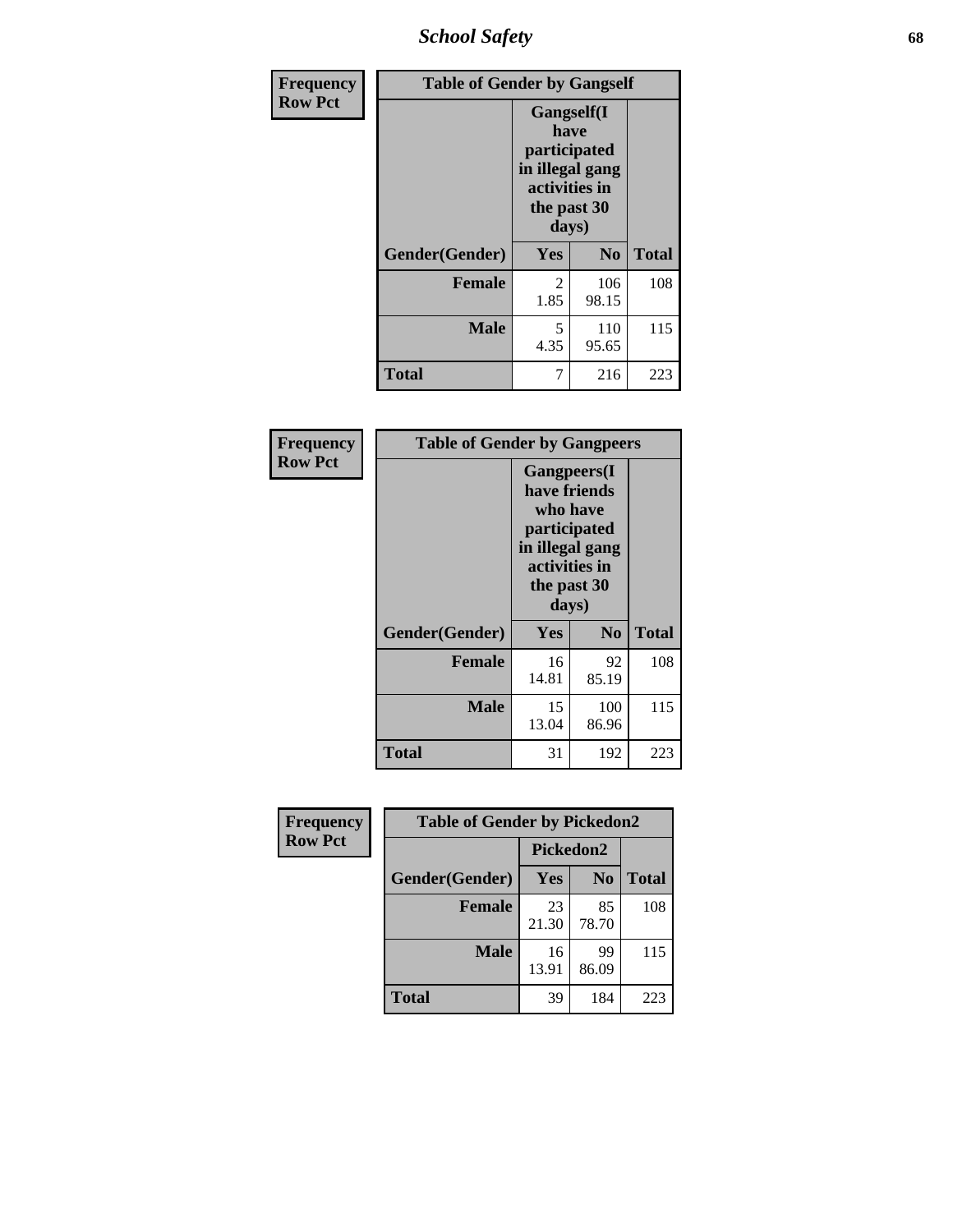| Frequency<br>Row Pct | Table of Gender by Gangself | | |
|---|---|---|---|
| | Gangself(I have participated in illegal gang activities in the past 30 days) | | |
| Gender(Gender) | Yes | No | Total |
| Female | 2<br>1.85 | 106<br>98.15 | 108 |
| Male | 5<br>4.35 | 110<br>95.65 | 115 |
| Total | 7 | 216 | 223 |

| Frequency<br>Row Pct | Table of Gender by Gangpeers | | |
|---|---|---|---|
| | Gangpeers(I have friends who have participated in illegal gang activities in the past 30 days) | | |
| Gender(Gender) | Yes | No | Total |
| Female | 16<br>14.81 | 92<br>85.19 | 108 |
| Male | 15<br>13.04 | 100<br>86.96 | 115 |
| Total | 31 | 192 | 223 |

| Frequency<br>Row Pct | Table of Gender by Pickedon2 | | |
|---|---|---|---|
| | Pickedon2 | | |
| Gender(Gender) | Yes | No | Total |
| Female | 23<br>21.30 | 85<br>78.70 | 108 |
| Male | 16<br>13.91 | 99<br>86.09 | 115 |
| Total | 39 | 184 | 223 |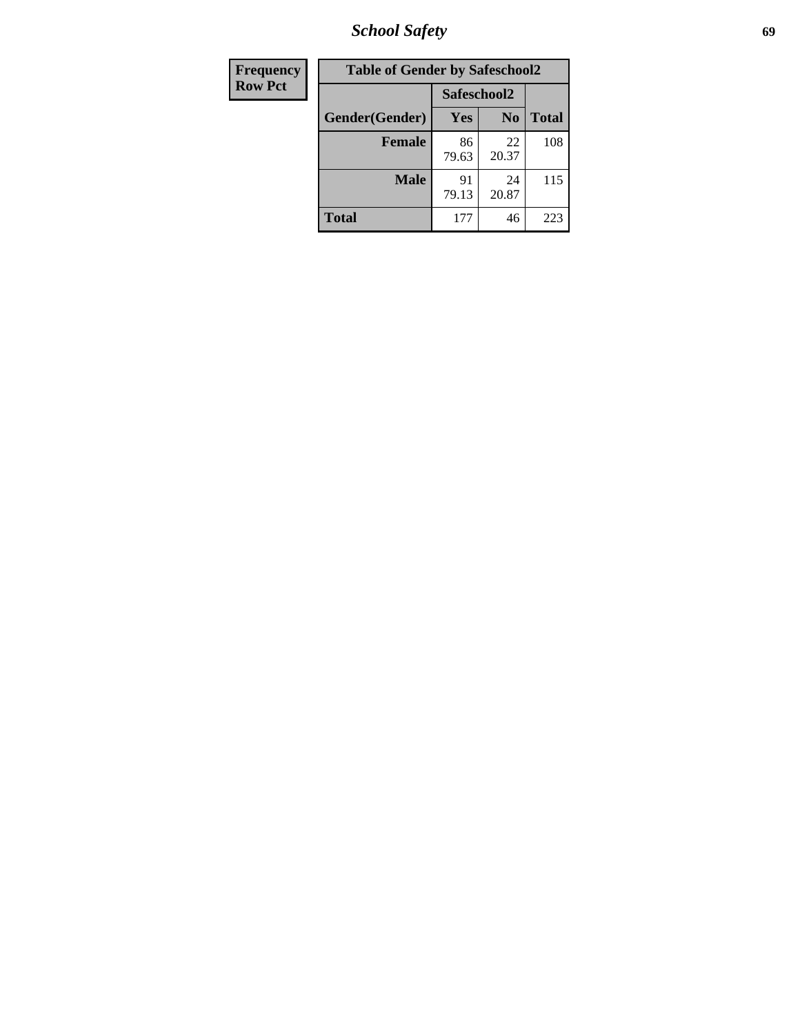| Frequency |
|---|
| Row Pct |

| Table of Gender by Safeschool2 | | | |
|---|---|---|---|
| | Safeschool2 | | |
| Gender(Gender) | Yes | No | Total |
| Female | 86<br>79.63 | 22<br>20.37 | 108 |
| Male | 91<br>79.13 | 24<br>20.87 | 115 |
| Total | 177 | 46 | 223 |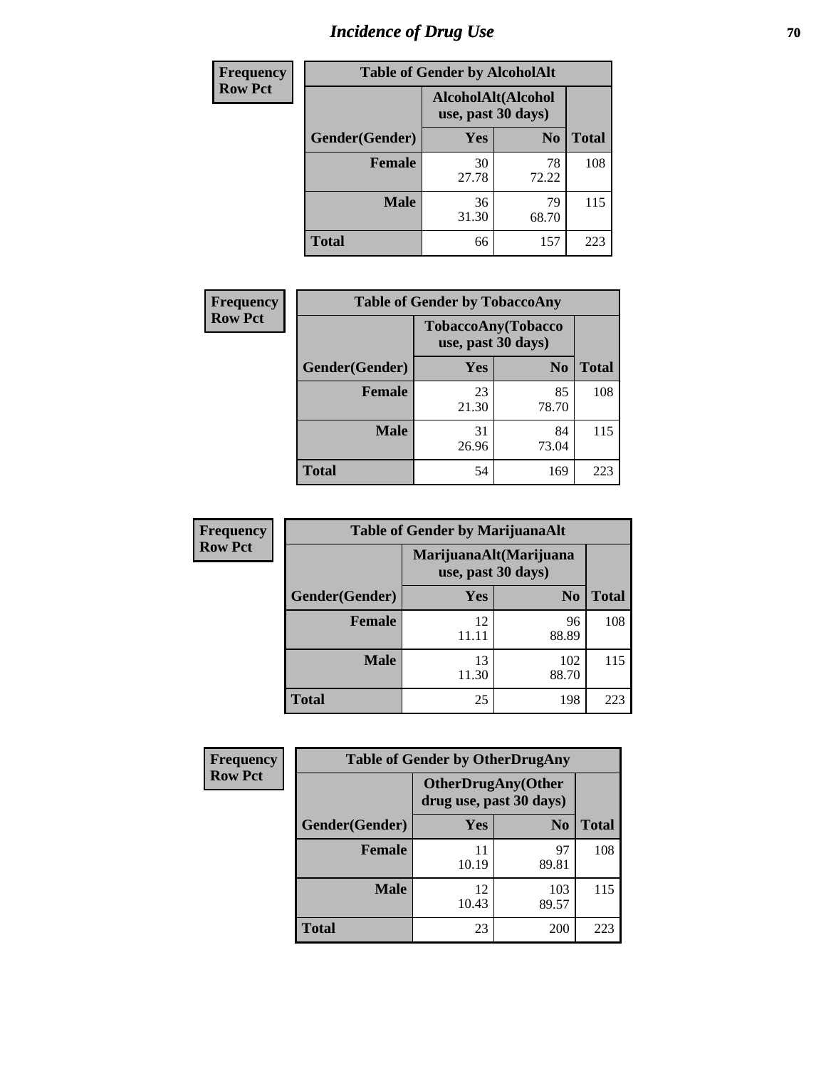# Incidence of Drug Use

**Frequency**
**Row Pct**

| Table of Gender by AlcoholAlt | | | |
|---|---|---|---|
| | AlcoholAlt(Alcohol use, past 30 days) | | |
| Gender(Gender) | Yes | No | Total |
| Female | 30<br>27.78 | 78<br>72.22 | 108 |
| Male | 36<br>31.30 | 79<br>68.70 | 115 |
| Total | 66 | 157 | 223 |

**Frequency**
**Row Pct**

| Table of Gender by TobaccoAny | | | |
|---|---|---|---|
| | TobaccoAny(Tobacco use, past 30 days) | | |
| Gender(Gender) | Yes | No | Total |
| Female | 23<br>21.30 | 85<br>78.70 | 108 |
| Male | 31<br>26.96 | 84<br>73.04 | 115 |
| Total | 54 | 169 | 223 |

**Frequency**
**Row Pct**

| Table of Gender by MarijuanaAlt | | | |
|---|---|---|---|
| | MarijuanaAlt(Marijuana use, past 30 days) | | |
| Gender(Gender) | Yes | No | Total |
| Female | 12<br>11.11 | 96<br>88.89 | 108 |
| Male | 13<br>11.30 | 102<br>88.70 | 115 |
| Total | 25 | 198 | 223 |

**Frequency**
**Row Pct**

| Table of Gender by OtherDrugAny | | | |
|---|---|---|---|
| | OtherDrugAny(Other drug use, past 30 days) | | |
| Gender(Gender) | Yes | No | Total |
| Female | 11<br>10.19 | 97<br>89.81 | 108 |
| Male | 12<br>10.43 | 103<br>89.57 | 115 |
| Total | 23 | 200 | 223 |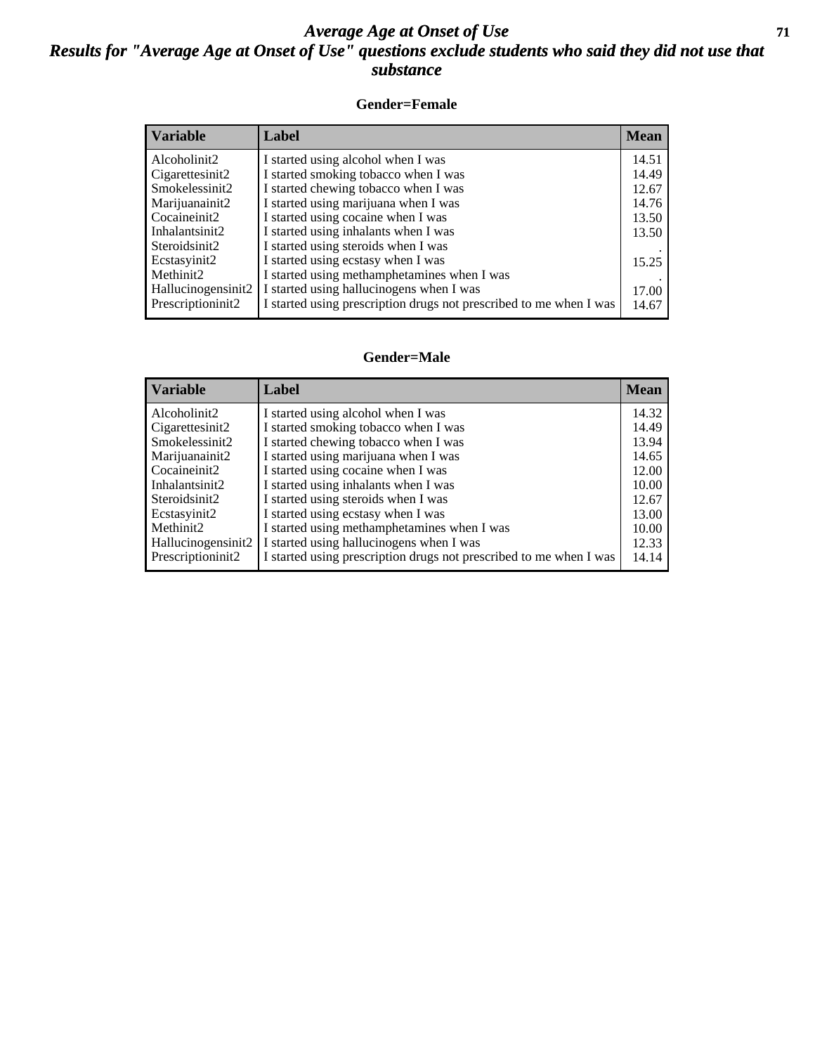# *Average Age at Onset of Use*

## *Results for "Average Age at Onset of Use" questions exclude students who said they did not use that substance*

### Gender=Female

| Variable | Label | Mean |
|---|---|---|
| Alcoholinit2 | I started using alcohol when I was | 14.51 |
| Cigarettesinit2 | I started smoking tobacco when I was | 14.49 |
| Smokelessinit2 | I started chewing tobacco when I was | 12.67 |
| Marijuanainit2 | I started using marijuana when I was | 14.76 |
| Cocaineinit2 | I started using cocaine when I was | 13.50 |
| Inhalantsinit2 | I started using inhalants when I was | 13.50 |
| Steroidsinit2 | I started using steroids when I was | . |
| Ecstasyinit2 | I started using ecstasy when I was | 15.25 |
| Methinit2 | I started using methamphetamines when I was | . |
| Hallucinogensinit2 | I started using hallucinogens when I was | 17.00 |
| Prescriptioninit2 | I started using prescription drugs not prescribed to me when I was | 14.67 |

### Gender=Male

| Variable | Label | Mean |
|---|---|---|
| Alcoholinit2 | I started using alcohol when I was | 14.32 |
| Cigarettesinit2 | I started smoking tobacco when I was | 14.49 |
| Smokelessinit2 | I started chewing tobacco when I was | 13.94 |
| Marijuanainit2 | I started using marijuana when I was | 14.65 |
| Cocaineinit2 | I started using cocaine when I was | 12.00 |
| Inhalantsinit2 | I started using inhalants when I was | 10.00 |
| Steroidsinit2 | I started using steroids when I was | 12.67 |
| Ecstasyinit2 | I started using ecstasy when I was | 13.00 |
| Methinit2 | I started using methamphetamines when I was | 10.00 |
| Hallucinogensinit2 | I started using hallucinogens when I was | 12.33 |
| Prescriptioninit2 | I started using prescription drugs not prescribed to me when I was | 14.14 |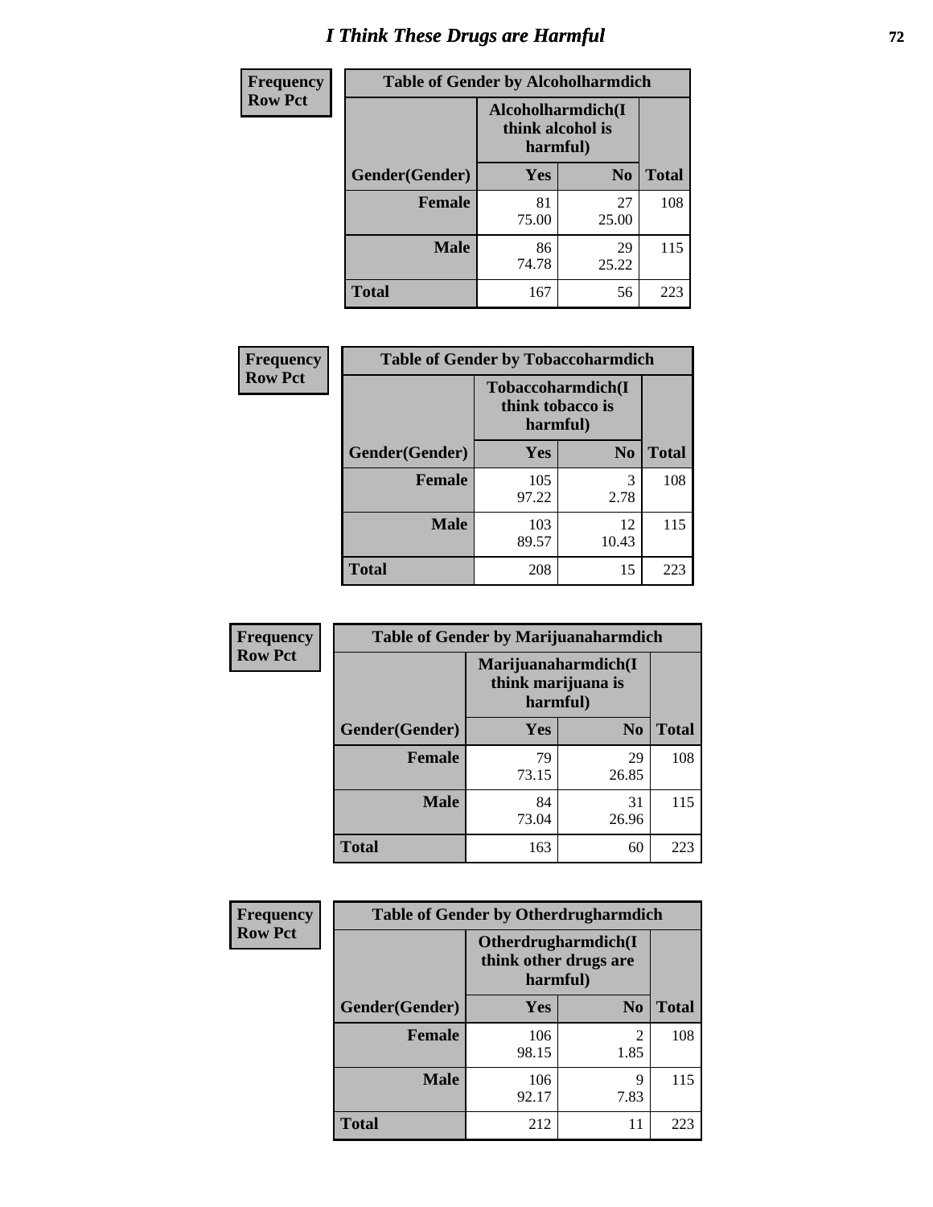# I Think These Drugs are Harmful

| Frequency<br>Row Pct | Table of Gender by Alcoholharmdich | | |
|---|---|---|---|
| | Alcoholharmdich(I think alcohol is harmful) | | |
| Gender(Gender) | Yes | No | Total |
| Female | 81<br>75.00 | 27<br>25.00 | 108 |
| Male | 86<br>74.78 | 29<br>25.22 | 115 |
| Total | 167 | 56 | 223 |

| Frequency<br>Row Pct | Table of Gender by Tobaccoharmdich | | |
|---|---|---|---|
| | Tobaccoharmdich(I think tobacco is harmful) | | |
| Gender(Gender) | Yes | No | Total |
| Female | 105<br>97.22 | 3<br>2.78 | 108 |
| Male | 103<br>89.57 | 12<br>10.43 | 115 |
| Total | 208 | 15 | 223 |

| Frequency<br>Row Pct | Table of Gender by Marijuanaharmdich | | |
|---|---|---|---|
| | Marijuanaharmdich(I think marijuana is harmful) | | |
| Gender(Gender) | Yes | No | Total |
| Female | 79<br>73.15 | 29<br>26.85 | 108 |
| Male | 84<br>73.04 | 31<br>26.96 | 115 |
| Total | 163 | 60 | 223 |

| Frequency<br>Row Pct | Table of Gender by Otherdrugharmdich | | |
|---|---|---|---|
| | Otherdrugharmdich(I think other drugs are harmful) | | |
| Gender(Gender) | Yes | No | Total |
| Female | 106<br>98.15 | 2<br>1.85 | 108 |
| Male | 106<br>92.17 | 9<br>7.83 | 115 |
| Total | 212 | 11 | 223 |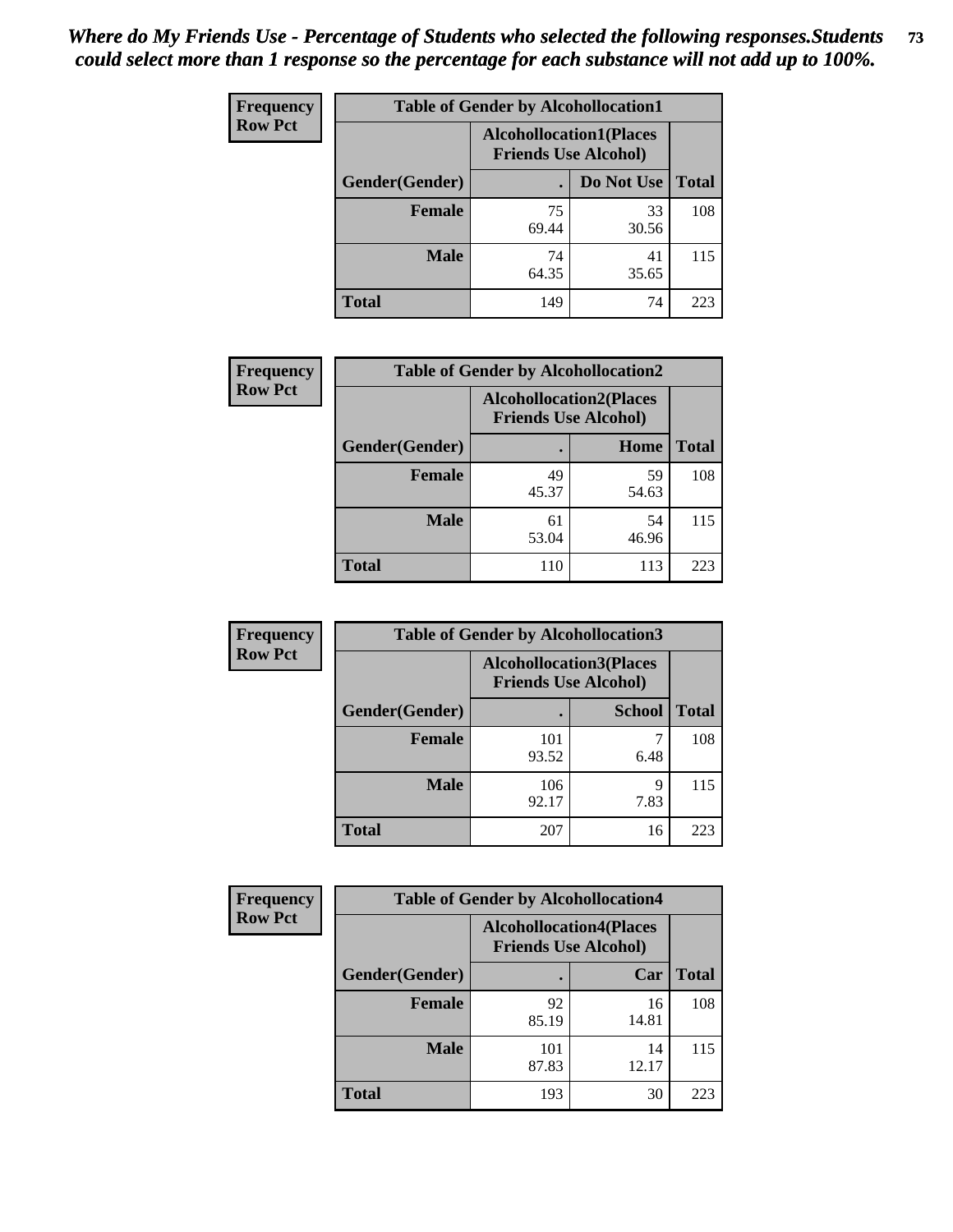*Where do My Friends Use - Percentage of Students who selected the following responses.Students could select more than 1 response so the percentage for each substance will not add up to 100%.*

**Frequency Row Pct**

| Table of Gender by Alcohollocation1 | | | |
|---|---|---|---|
| | Alcohollocation1(Places Friends Use Alcohol) | | |
| Gender(Gender) | . | Do Not Use | Total |
| Female | 75<br>69.44 | 33<br>30.56 | 108 |
| Male | 74<br>64.35 | 41<br>35.65 | 115 |
| Total | 149 | 74 | 223 |

**Frequency Row Pct**

| Table of Gender by Alcohollocation2 | | | |
|---|---|---|---|
| | Alcohollocation2(Places Friends Use Alcohol) | | |
| Gender(Gender) | . | Home | Total |
| Female | 49<br>45.37 | 59<br>54.63 | 108 |
| Male | 61<br>53.04 | 54<br>46.96 | 115 |
| Total | 110 | 113 | 223 |

**Frequency Row Pct**

| Table of Gender by Alcohollocation3 | | | |
|---|---|---|---|
| | Alcohollocation3(Places Friends Use Alcohol) | | |
| Gender(Gender) | . | School | Total |
| Female | 101<br>93.52 | 7<br>6.48 | 108 |
| Male | 106<br>92.17 | 9<br>7.83 | 115 |
| Total | 207 | 16 | 223 |

**Frequency Row Pct**

| Table of Gender by Alcohollocation4 | | | |
|---|---|---|---|
| | Alcohollocation4(Places Friends Use Alcohol) | | |
| Gender(Gender) | . | Car | Total |
| Female | 92<br>85.19 | 16<br>14.81 | 108 |
| Male | 101<br>87.83 | 14<br>12.17 | 115 |
| Total | 193 | 30 | 223 |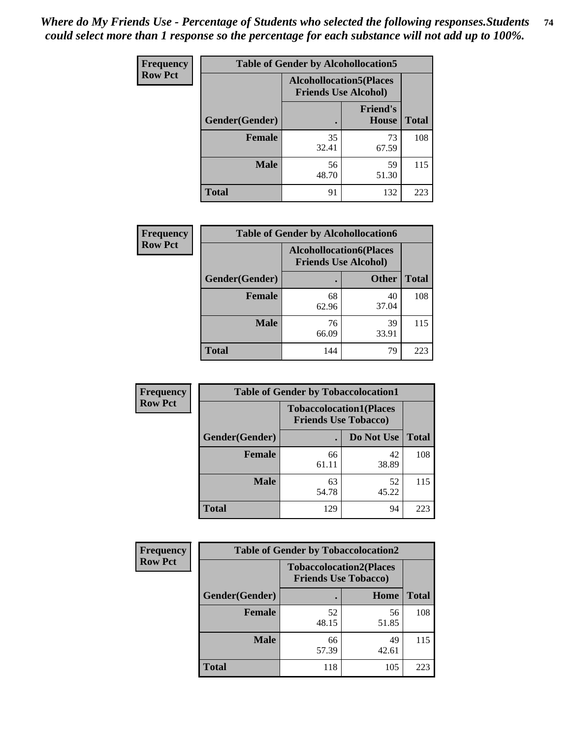*Where do My Friends Use - Percentage of Students who selected the following responses.Students could select more than 1 response so the percentage for each substance will not add up to 100%.*

**Frequency / Row Pct**

| Table of Gender by Alcohollocation5 | | | |
|---|---|---|---|
| | Alcohollocation5(Places Friends Use Alcohol) | | |
| Gender(Gender) | . | Friend's House | Total |
| **Female** | 35<br>32.41 | 73<br>67.59 | 108 |
| **Male** | 56<br>48.70 | 59<br>51.30 | 115 |
| **Total** | 91 | 132 | 223 |

**Frequency / Row Pct**

| Table of Gender by Alcohollocation6 | | | |
|---|---|---|---|
| | Alcohollocation6(Places Friends Use Alcohol) | | |
| Gender(Gender) | . | Other | Total |
| **Female** | 68<br>62.96 | 40<br>37.04 | 108 |
| **Male** | 76<br>66.09 | 39<br>33.91 | 115 |
| **Total** | 144 | 79 | 223 |

**Frequency / Row Pct**

| Table of Gender by Tobaccolocation1 | | | |
|---|---|---|---|
| | Tobaccolocation1(Places Friends Use Tobacco) | | |
| Gender(Gender) | . | Do Not Use | Total |
| **Female** | 66<br>61.11 | 42<br>38.89 | 108 |
| **Male** | 63<br>54.78 | 52<br>45.22 | 115 |
| **Total** | 129 | 94 | 223 |

**Frequency / Row Pct**

| Table of Gender by Tobaccolocation2 | | | |
|---|---|---|---|
| | Tobaccolocation2(Places Friends Use Tobacco) | | |
| Gender(Gender) | . | Home | Total |
| **Female** | 52<br>48.15 | 56<br>51.85 | 108 |
| **Male** | 66<br>57.39 | 49<br>42.61 | 115 |
| **Total** | 118 | 105 | 223 |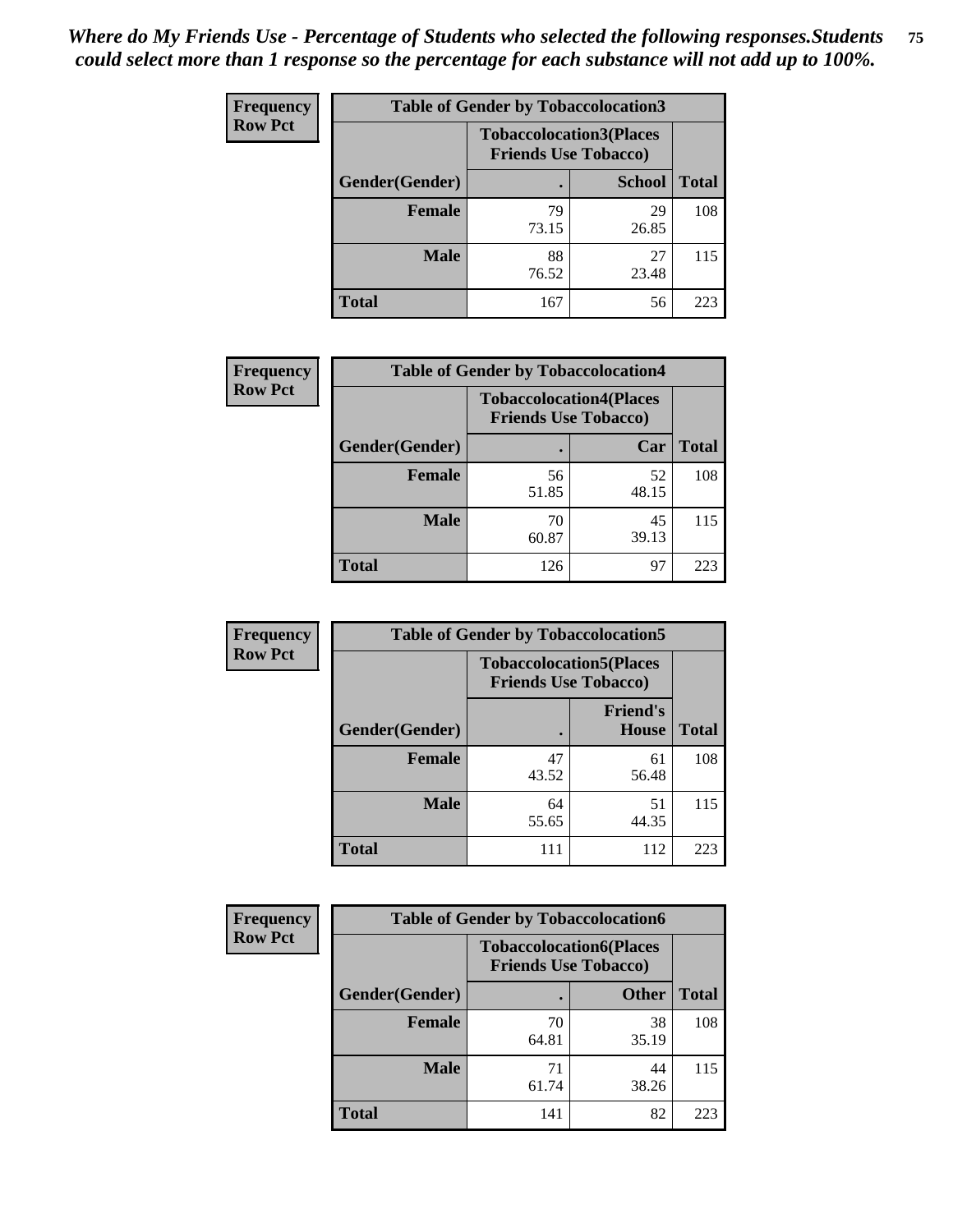*Where do My Friends Use - Percentage of Students who selected the following responses.Students could select more than 1 response so the percentage for each substance will not add up to 100%.*

**Frequency / Row Pct**

| Table of Gender by Tobaccolocation3 | | | |
|---|---|---|---|
| | Tobaccolocation3(Places Friends Use Tobacco) | | |
| Gender(Gender) | . | School | Total |
| Female | 79<br>73.15 | 29<br>26.85 | 108 |
| Male | 88<br>76.52 | 27<br>23.48 | 115 |
| Total | 167 | 56 | 223 |

**Frequency / Row Pct**

| Table of Gender by Tobaccolocation4 | | | |
|---|---|---|---|
| | Tobaccolocation4(Places Friends Use Tobacco) | | |
| Gender(Gender) | . | Car | Total |
| Female | 56<br>51.85 | 52<br>48.15 | 108 |
| Male | 70<br>60.87 | 45<br>39.13 | 115 |
| Total | 126 | 97 | 223 |

**Frequency / Row Pct**

| Table of Gender by Tobaccolocation5 | | | |
|---|---|---|---|
| | Tobaccolocation5(Places Friends Use Tobacco) | | |
| Gender(Gender) | . | Friend's House | Total |
| Female | 47<br>43.52 | 61<br>56.48 | 108 |
| Male | 64<br>55.65 | 51<br>44.35 | 115 |
| Total | 111 | 112 | 223 |

**Frequency / Row Pct**

| Table of Gender by Tobaccolocation6 | | | |
|---|---|---|---|
| | Tobaccolocation6(Places Friends Use Tobacco) | | |
| Gender(Gender) | . | Other | Total |
| Female | 70<br>64.81 | 38<br>35.19 | 108 |
| Male | 71<br>61.74 | 44<br>38.26 | 115 |
| Total | 141 | 82 | 223 |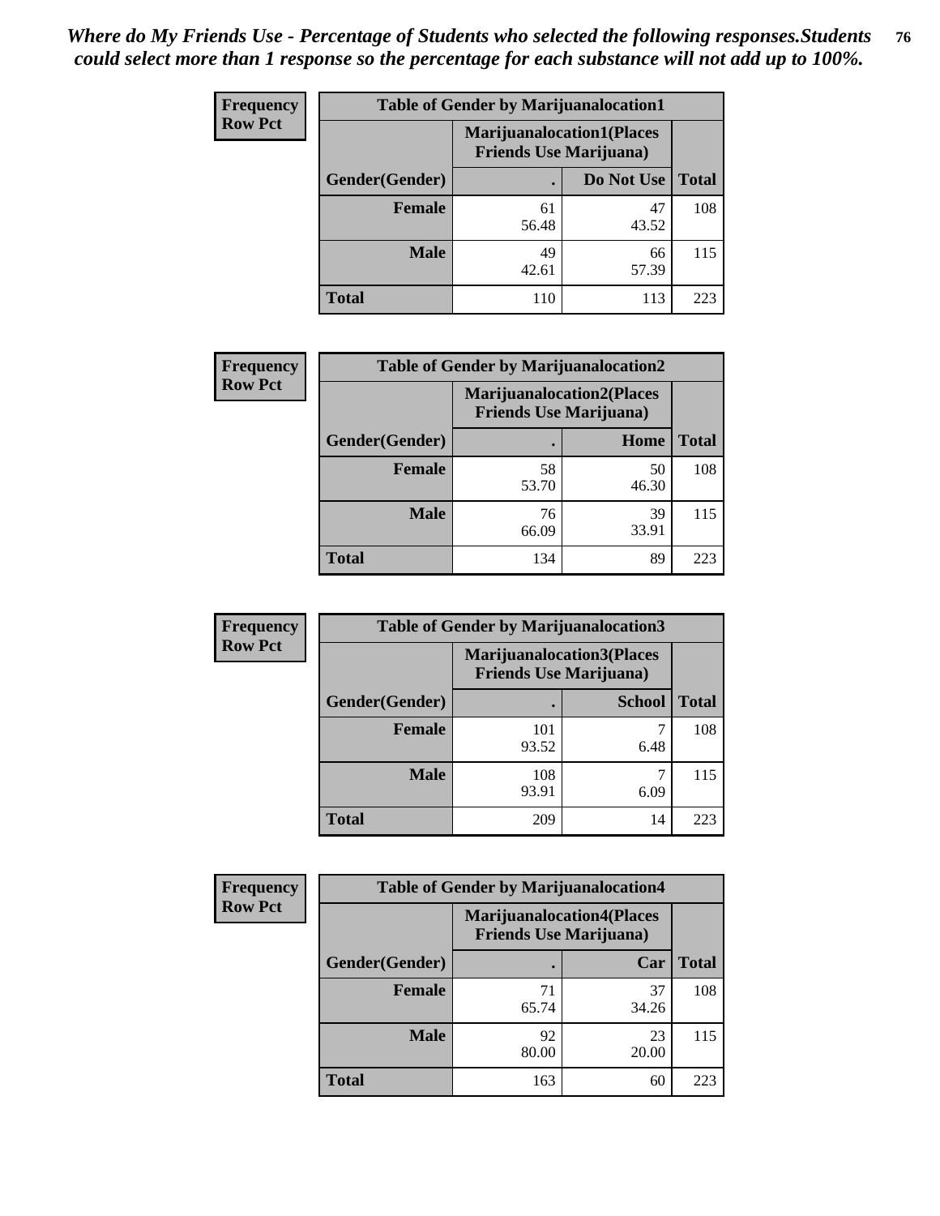*Where do My Friends Use - Percentage of Students who selected the following responses.Students could select more than 1 response so the percentage for each substance will not add up to 100%.*

**Frequency Row Pct**

| Table of Gender by Marijuanalocation1 | | | |
|---|---|---|---|
| | Marijuanalocation1(Places Friends Use Marijuana) | | |
| Gender(Gender) | . | Do Not Use | Total |
| Female | 61<br>56.48 | 47<br>43.52 | 108 |
| Male | 49<br>42.61 | 66<br>57.39 | 115 |
| Total | 110 | 113 | 223 |

**Frequency Row Pct**

| Table of Gender by Marijuanalocation2 | | | |
|---|---|---|---|
| | Marijuanalocation2(Places Friends Use Marijuana) | | |
| Gender(Gender) | . | Home | Total |
| Female | 58<br>53.70 | 50<br>46.30 | 108 |
| Male | 76<br>66.09 | 39<br>33.91 | 115 |
| Total | 134 | 89 | 223 |

**Frequency Row Pct**

| Table of Gender by Marijuanalocation3 | | | |
|---|---|---|---|
| | Marijuanalocation3(Places Friends Use Marijuana) | | |
| Gender(Gender) | . | School | Total |
| Female | 101<br>93.52 | 7<br>6.48 | 108 |
| Male | 108<br>93.91 | 7<br>6.09 | 115 |
| Total | 209 | 14 | 223 |

**Frequency Row Pct**

| Table of Gender by Marijuanalocation4 | | | |
|---|---|---|---|
| | Marijuanalocation4(Places Friends Use Marijuana) | | |
| Gender(Gender) | . | Car | Total |
| Female | 71<br>65.74 | 37<br>34.26 | 108 |
| Male | 92<br>80.00 | 23<br>20.00 | 115 |
| Total | 163 | 60 | 223 |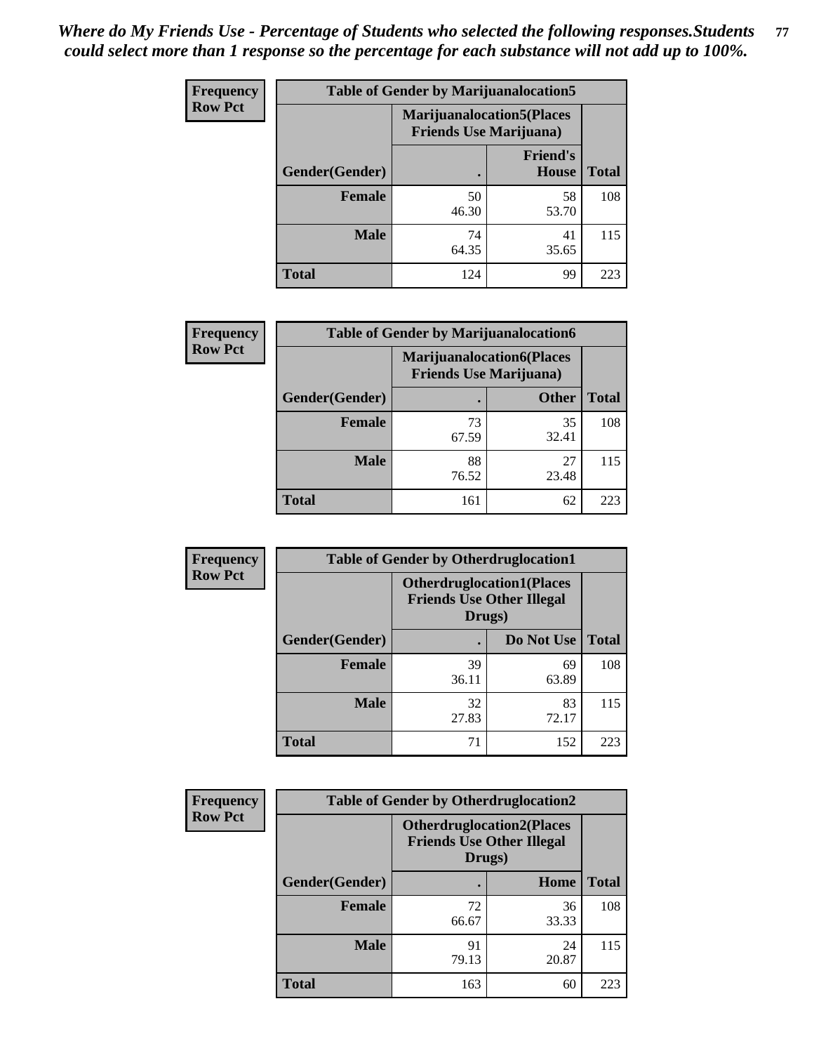*Where do My Friends Use - Percentage of Students who selected the following responses.Students could select more than 1 response so the percentage for each substance will not add up to 100%.*

**Table of Gender by Marijuanalocation5**

| Frequency Row Pct | Marijuanalocation5(Places Friends Use Marijuana) | | |
|---|---|---|---|
| Gender(Gender) | . | Friend's House | Total |
| Female | 50<br>46.30 | 58<br>53.70 | 108 |
| Male | 74<br>64.35 | 41<br>35.65 | 115 |
| Total | 124 | 99 | 223 |

**Table of Gender by Marijuanalocation6**

| Frequency Row Pct | Marijuanalocation6(Places Friends Use Marijuana) | | |
|---|---|---|---|
| Gender(Gender) | . | Other | Total |
| Female | 73<br>67.59 | 35<br>32.41 | 108 |
| Male | 88<br>76.52 | 27<br>23.48 | 115 |
| Total | 161 | 62 | 223 |

**Table of Gender by Otherdruglocation1**

| Frequency Row Pct | Otherdruglocation1(Places Friends Use Other Illegal Drugs) | | |
|---|---|---|---|
| Gender(Gender) | . | Do Not Use | Total |
| Female | 39<br>36.11 | 69<br>63.89 | 108 |
| Male | 32<br>27.83 | 83<br>72.17 | 115 |
| Total | 71 | 152 | 223 |

**Table of Gender by Otherdruglocation2**

| Frequency Row Pct | Otherdruglocation2(Places Friends Use Other Illegal Drugs) | | |
|---|---|---|---|
| Gender(Gender) | . | Home | Total |
| Female | 72<br>66.67 | 36<br>33.33 | 108 |
| Male | 91<br>79.13 | 24<br>20.87 | 115 |
| Total | 163 | 60 | 223 |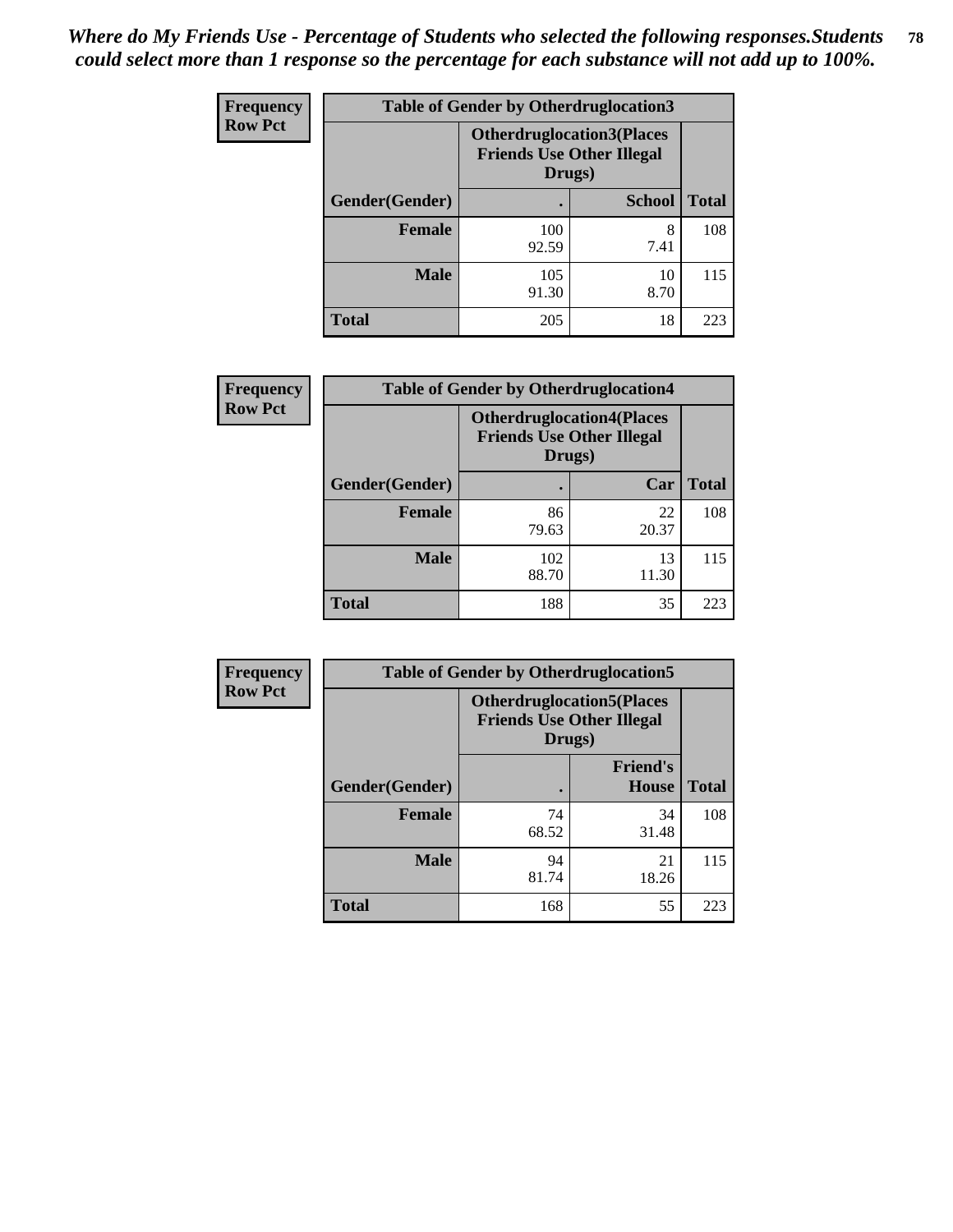*Where do My Friends Use - Percentage of Students who selected the following responses.Students could select more than 1 response so the percentage for each substance will not add up to 100%.*

| Frequency Row Pct | Table of Gender by Otherdruglocation3 | | |
|---|---|---|---|
| | Otherdruglocation3(Places Friends Use Other Illegal Drugs) | | |
| Gender(Gender) | . | School | Total |
| Female | 100<br>92.59 | 8<br>7.41 | 108 |
| Male | 105<br>91.30 | 10<br>8.70 | 115 |
| Total | 205 | 18 | 223 |

| Frequency Row Pct | Table of Gender by Otherdruglocation4 | | |
|---|---|---|---|
| | Otherdruglocation4(Places Friends Use Other Illegal Drugs) | | |
| Gender(Gender) | . | Car | Total |
| Female | 86<br>79.63 | 22<br>20.37 | 108 |
| Male | 102<br>88.70 | 13<br>11.30 | 115 |
| Total | 188 | 35 | 223 |

| Frequency Row Pct | Table of Gender by Otherdruglocation5 | | |
|---|---|---|---|
| | Otherdruglocation5(Places Friends Use Other Illegal Drugs) | | |
| Gender(Gender) | . | Friend's House | Total |
| Female | 74<br>68.52 | 34<br>31.48 | 108 |
| Male | 94<br>81.74 | 21<br>18.26 | 115 |
| Total | 168 | 55 | 223 |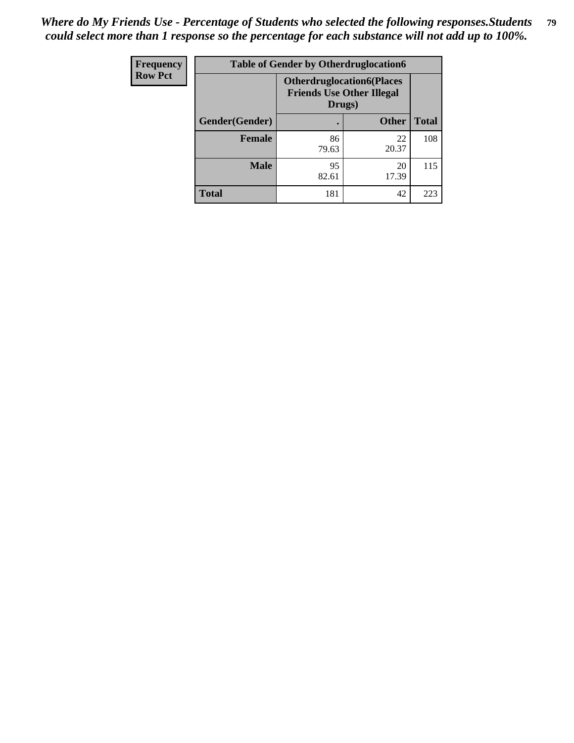*Where do My Friends Use - Percentage of Students who selected the following responses.Students could select more than 1 response so the percentage for each substance will not add up to 100%.*

| Frequency<br>Row Pct | Table of Gender by Otherdruglocation6 | | |
|---|---|---|---|
| | Otherdruglocation6(Places Friends Use Other Illegal Drugs) | | |
| Gender(Gender) | . | Other | Total |
| Female | 86<br>79.63 | 22<br>20.37 | 108 |
| Male | 95<br>82.61 | 20<br>17.39 | 115 |
| Total | 181 | 42 | 223 |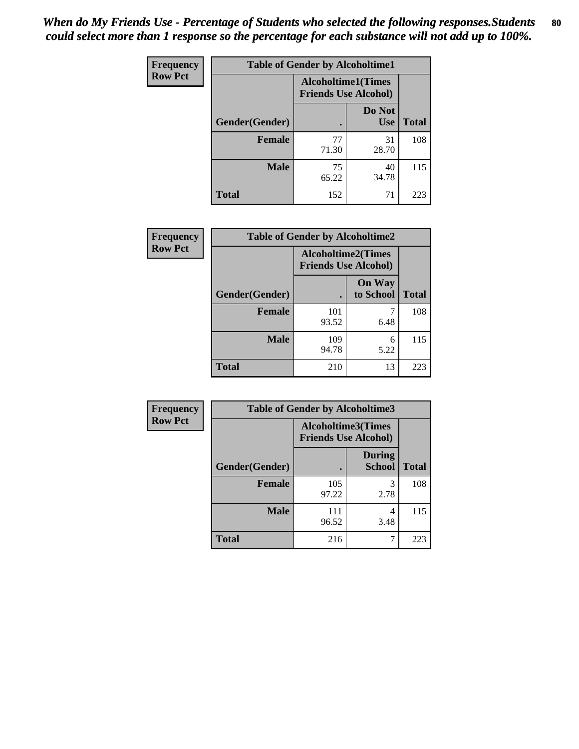*When do My Friends Use - Percentage of Students who selected the following responses.Students could select more than 1 response so the percentage for each substance will not add up to 100%.*

**Frequency**
**Row Pct**

| Table of Gender by Alcoholtime1 | | | |
|---|---|---|---|
| | Alcoholtime1(Times Friends Use Alcohol) | | |
| Gender(Gender) | . | Do Not Use | Total |
| **Female** | 77<br>71.30 | 31<br>28.70 | 108 |
| **Male** | 75<br>65.22 | 40<br>34.78 | 115 |
| **Total** | 152 | 71 | 223 |

**Frequency**
**Row Pct**

| Table of Gender by Alcoholtime2 | | | |
|---|---|---|---|
| | Alcoholtime2(Times Friends Use Alcohol) | | |
| Gender(Gender) | . | On Way to School | Total |
| **Female** | 101<br>93.52 | 7<br>6.48 | 108 |
| **Male** | 109<br>94.78 | 6<br>5.22 | 115 |
| **Total** | 210 | 13 | 223 |

**Frequency**
**Row Pct**

| Table of Gender by Alcoholtime3 | | | |
|---|---|---|---|
| | Alcoholtime3(Times Friends Use Alcohol) | | |
| Gender(Gender) | . | During School | Total |
| **Female** | 105<br>97.22 | 3<br>2.78 | 108 |
| **Male** | 111<br>96.52 | 4<br>3.48 | 115 |
| **Total** | 216 | 7 | 223 |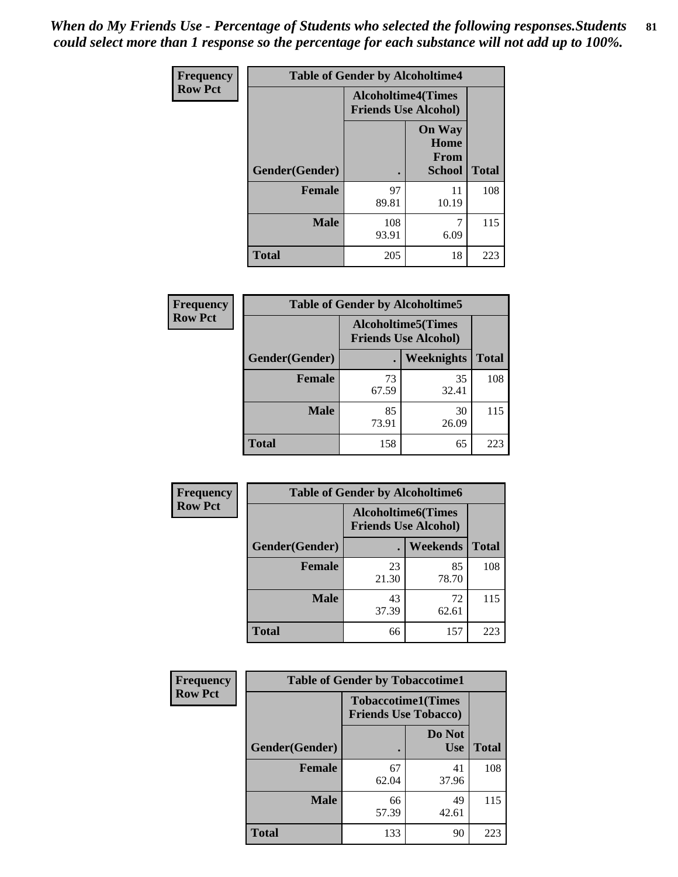*When do My Friends Use - Percentage of Students who selected the following responses.Students could select more than 1 response so the percentage for each substance will not add up to 100%.*

**Frequency**
**Row Pct**

| Table of Gender by Alcoholtime4 | | | |
|---|---|---|---|
| | Alcoholtime4(Times Friends Use Alcohol) | | |
| Gender(Gender) | . | On Way Home From School | Total |
| **Female** | 97<br>89.81 | 11<br>10.19 | 108 |
| **Male** | 108<br>93.91 | 7<br>6.09 | 115 |
| **Total** | 205 | 18 | 223 |

**Frequency**
**Row Pct**

| Table of Gender by Alcoholtime5 | | | |
|---|---|---|---|
| | Alcoholtime5(Times Friends Use Alcohol) | | |
| Gender(Gender) | . | Weeknights | Total |
| **Female** | 73<br>67.59 | 35<br>32.41 | 108 |
| **Male** | 85<br>73.91 | 30<br>26.09 | 115 |
| **Total** | 158 | 65 | 223 |

**Frequency**
**Row Pct**

| Table of Gender by Alcoholtime6 | | | |
|---|---|---|---|
| | Alcoholtime6(Times Friends Use Alcohol) | | |
| Gender(Gender) | . | Weekends | Total |
| **Female** | 23<br>21.30 | 85<br>78.70 | 108 |
| **Male** | 43<br>37.39 | 72<br>62.61 | 115 |
| **Total** | 66 | 157 | 223 |

**Frequency**
**Row Pct**

| Table of Gender by Tobaccotime1 | | | |
|---|---|---|---|
| | Tobaccotime1(Times Friends Use Tobacco) | | |
| Gender(Gender) | . | Do Not Use | Total |
| **Female** | 67<br>62.04 | 41<br>37.96 | 108 |
| **Male** | 66<br>57.39 | 49<br>42.61 | 115 |
| **Total** | 133 | 90 | 223 |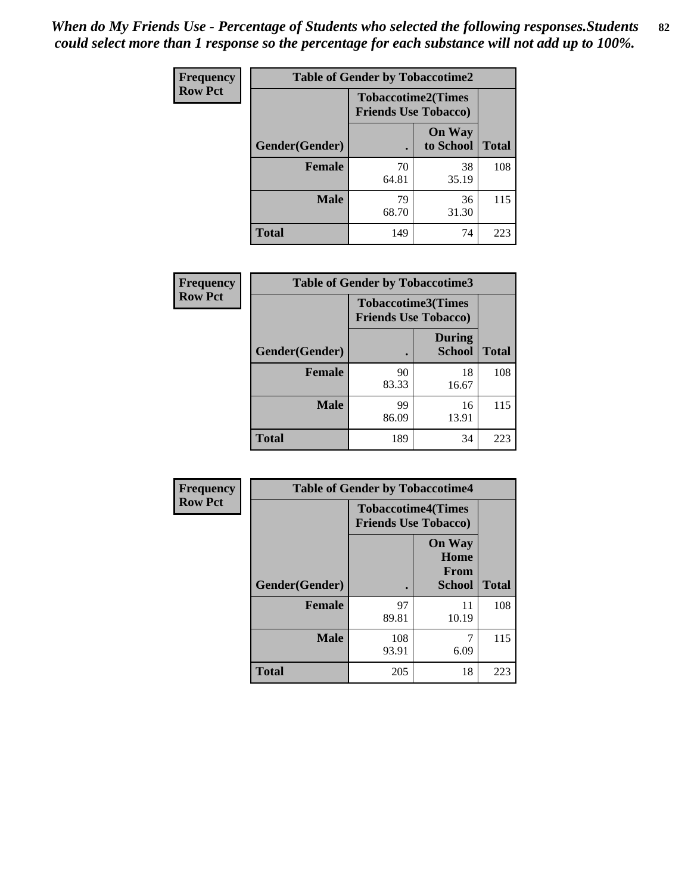*When do My Friends Use - Percentage of Students who selected the following responses.Students could select more than 1 response so the percentage for each substance will not add up to 100%.*

**Frequency**
**Row Pct**

| Table of Gender by Tobaccotime2 | | | |
|---|---|---|---|
| | Tobaccotime2(Times Friends Use Tobacco) | | |
| Gender(Gender) | . | On Way to School | Total |
| **Female** | 70<br>64.81 | 38<br>35.19 | 108 |
| **Male** | 79<br>68.70 | 36<br>31.30 | 115 |
| **Total** | 149 | 74 | 223 |

**Frequency**
**Row Pct**

| Table of Gender by Tobaccotime3 | | | |
|---|---|---|---|
| | Tobaccotime3(Times Friends Use Tobacco) | | |
| Gender(Gender) | . | During School | Total |
| **Female** | 90<br>83.33 | 18<br>16.67 | 108 |
| **Male** | 99<br>86.09 | 16<br>13.91 | 115 |
| **Total** | 189 | 34 | 223 |

**Frequency**
**Row Pct**

| Table of Gender by Tobaccotime4 | | | |
|---|---|---|---|
| | Tobaccotime4(Times Friends Use Tobacco) | | |
| Gender(Gender) | . | On Way Home From School | Total |
| **Female** | 97<br>89.81 | 11<br>10.19 | 108 |
| **Male** | 108<br>93.91 | 7<br>6.09 | 115 |
| **Total** | 205 | 18 | 223 |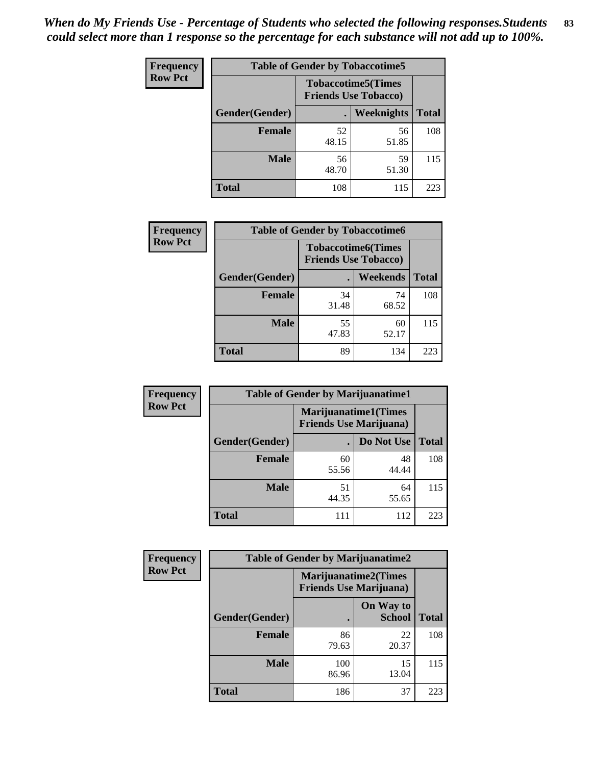*When do My Friends Use - Percentage of Students who selected the following responses.Students could select more than 1 response so the percentage for each substance will not add up to 100%.*

**Frequency**
**Row Pct**

| Table of Gender by Tobaccotime5 | | | |
|---|---|---|---|
| | Tobaccotime5(Times Friends Use Tobacco) | | |
| Gender(Gender) | . | Weeknights | Total |
| Female | 52<br>48.15 | 56<br>51.85 | 108 |
| Male | 56<br>48.70 | 59<br>51.30 | 115 |
| Total | 108 | 115 | 223 |

**Frequency**
**Row Pct**

| Table of Gender by Tobaccotime6 | | | |
|---|---|---|---|
| | Tobaccotime6(Times Friends Use Tobacco) | | |
| Gender(Gender) | . | Weekends | Total |
| Female | 34<br>31.48 | 74<br>68.52 | 108 |
| Male | 55<br>47.83 | 60<br>52.17 | 115 |
| Total | 89 | 134 | 223 |

**Frequency**
**Row Pct**

| Table of Gender by Marijuanatime1 | | | |
|---|---|---|---|
| | Marijuanatime1(Times Friends Use Marijuana) | | |
| Gender(Gender) | . | Do Not Use | Total |
| Female | 60<br>55.56 | 48<br>44.44 | 108 |
| Male | 51<br>44.35 | 64<br>55.65 | 115 |
| Total | 111 | 112 | 223 |

**Frequency**
**Row Pct**

| Table of Gender by Marijuanatime2 | | | |
|---|---|---|---|
| | Marijuanatime2(Times Friends Use Marijuana) | | |
| Gender(Gender) | . | On Way to School | Total |
| Female | 86<br>79.63 | 22<br>20.37 | 108 |
| Male | 100<br>86.96 | 15<br>13.04 | 115 |
| Total | 186 | 37 | 223 |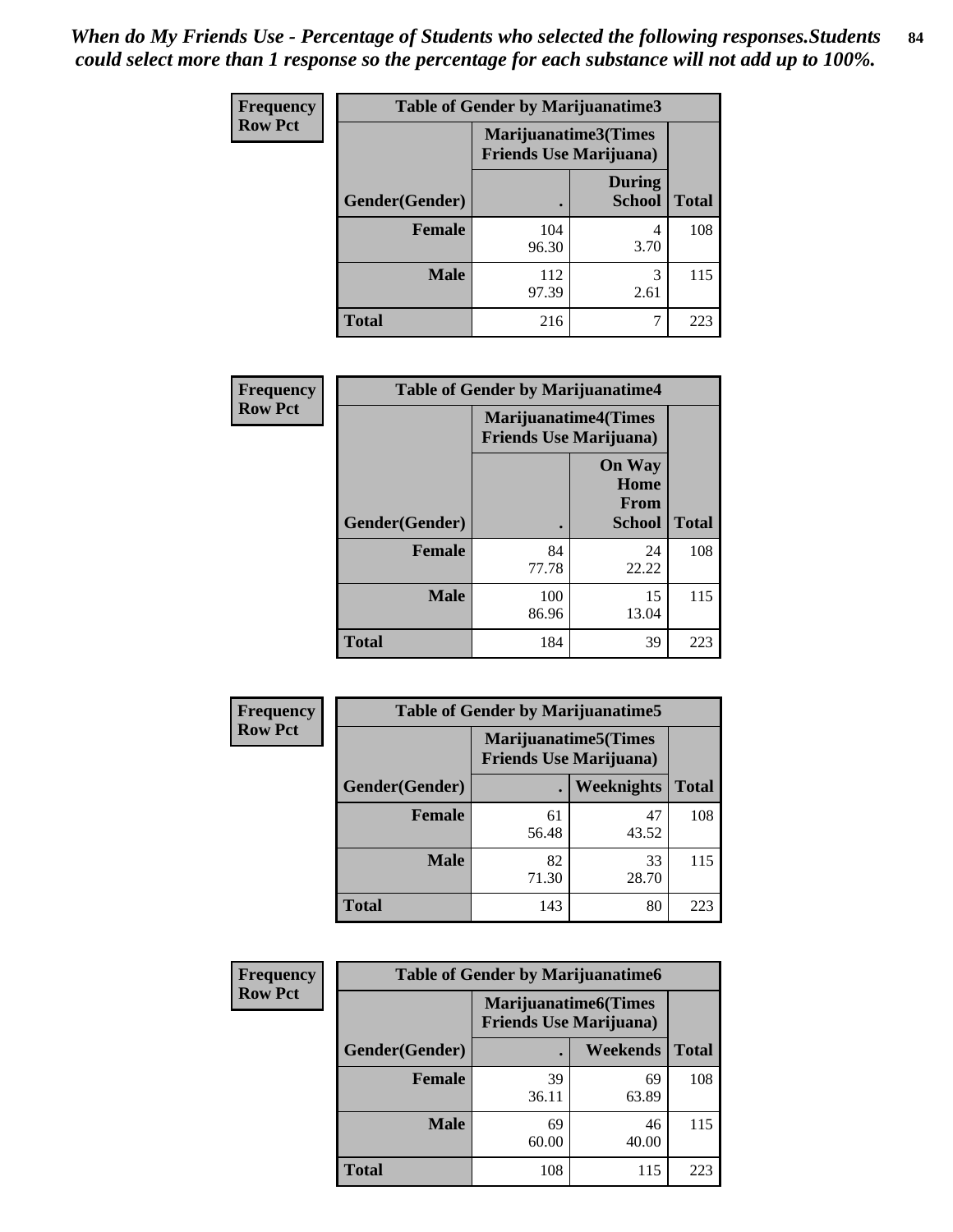*When do My Friends Use - Percentage of Students who selected the following responses.Students could select more than 1 response so the percentage for each substance will not add up to 100%.*

| Frequency Row Pct | Table of Gender by Marijuanatime3 | | |
|---|---|---|---|
| | Marijuanatime3(Times Friends Use Marijuana) | | |
| Gender(Gender) | . | During School | Total |
| Female | 104<br>96.30 | 4<br>3.70 | 108 |
| Male | 112<br>97.39 | 3<br>2.61 | 115 |
| Total | 216 | 7 | 223 |

| Frequency Row Pct | Table of Gender by Marijuanatime4 | | |
|---|---|---|---|
| | Marijuanatime4(Times Friends Use Marijuana) | | |
| Gender(Gender) | . | On Way Home From School | Total |
| Female | 84<br>77.78 | 24<br>22.22 | 108 |
| Male | 100<br>86.96 | 15<br>13.04 | 115 |
| Total | 184 | 39 | 223 |

| Frequency Row Pct | Table of Gender by Marijuanatime5 | | |
|---|---|---|---|
| | Marijuanatime5(Times Friends Use Marijuana) | | |
| Gender(Gender) | . | Weeknights | Total |
| Female | 61<br>56.48 | 47<br>43.52 | 108 |
| Male | 82<br>71.30 | 33<br>28.70 | 115 |
| Total | 143 | 80 | 223 |

| Frequency Row Pct | Table of Gender by Marijuanatime6 | | |
|---|---|---|---|
| | Marijuanatime6(Times Friends Use Marijuana) | | |
| Gender(Gender) | . | Weekends | Total |
| Female | 39<br>36.11 | 69<br>63.89 | 108 |
| Male | 69<br>60.00 | 46<br>40.00 | 115 |
| Total | 108 | 115 | 223 |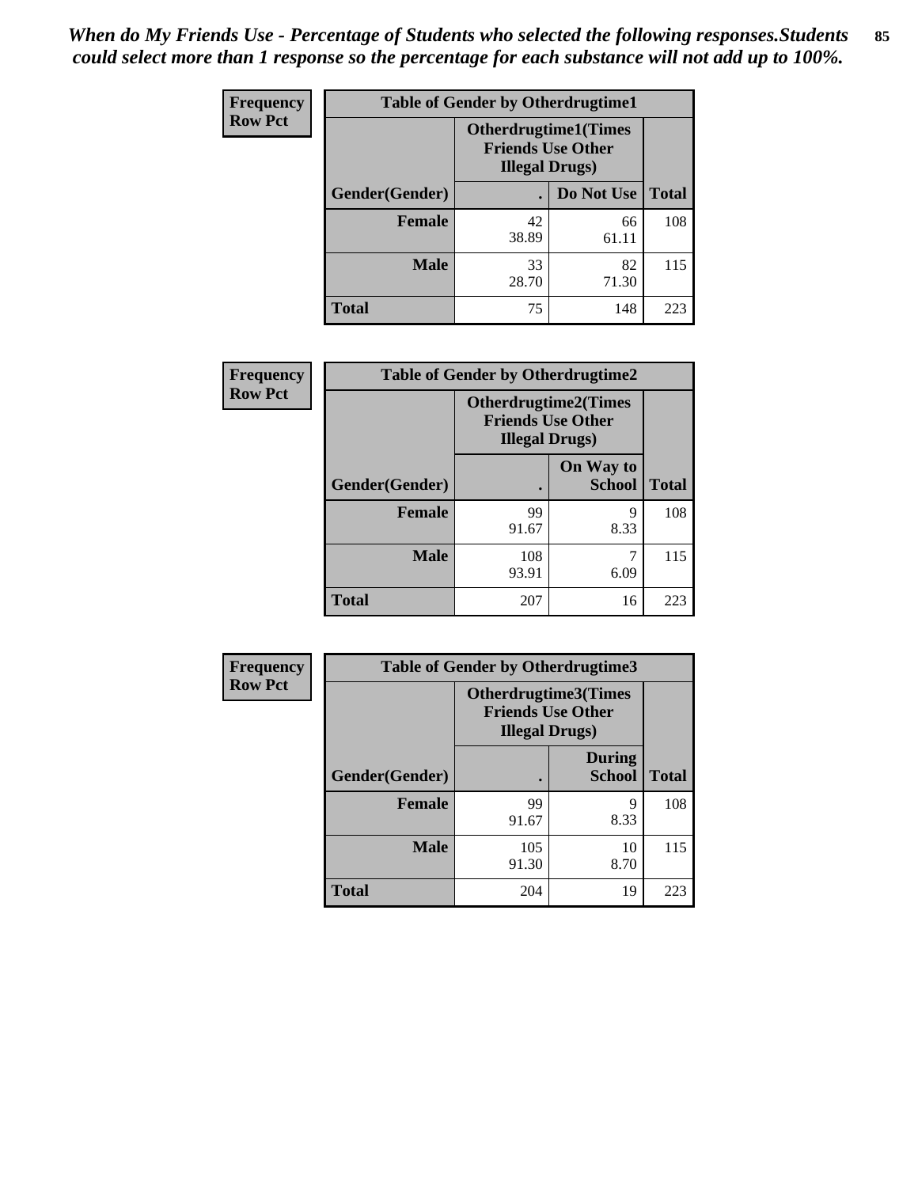*When do My Friends Use - Percentage of Students who selected the following responses.Students could select more than 1 response so the percentage for each substance will not add up to 100%.*

**Frequency**
**Row Pct**

| Table of Gender by Otherdrugtime1 | | | |
|---|---|---|---|
| | Otherdrugtime1(Times Friends Use Other Illegal Drugs) | | |
| Gender(Gender) | . | Do Not Use | Total |
| **Female** | 42<br>38.89 | 66<br>61.11 | 108 |
| **Male** | 33<br>28.70 | 82<br>71.30 | 115 |
| **Total** | 75 | 148 | 223 |

**Frequency**
**Row Pct**

| Table of Gender by Otherdrugtime2 | | | |
|---|---|---|---|
| | Otherdrugtime2(Times Friends Use Other Illegal Drugs) | | |
| Gender(Gender) | . | On Way to School | Total |
| **Female** | 99<br>91.67 | 9<br>8.33 | 108 |
| **Male** | 108<br>93.91 | 7<br>6.09 | 115 |
| **Total** | 207 | 16 | 223 |

**Frequency**
**Row Pct**

| Table of Gender by Otherdrugtime3 | | | |
|---|---|---|---|
| | Otherdrugtime3(Times Friends Use Other Illegal Drugs) | | |
| Gender(Gender) | . | During School | Total |
| **Female** | 99<br>91.67 | 9<br>8.33 | 108 |
| **Male** | 105<br>91.30 | 10<br>8.70 | 115 |
| **Total** | 204 | 19 | 223 |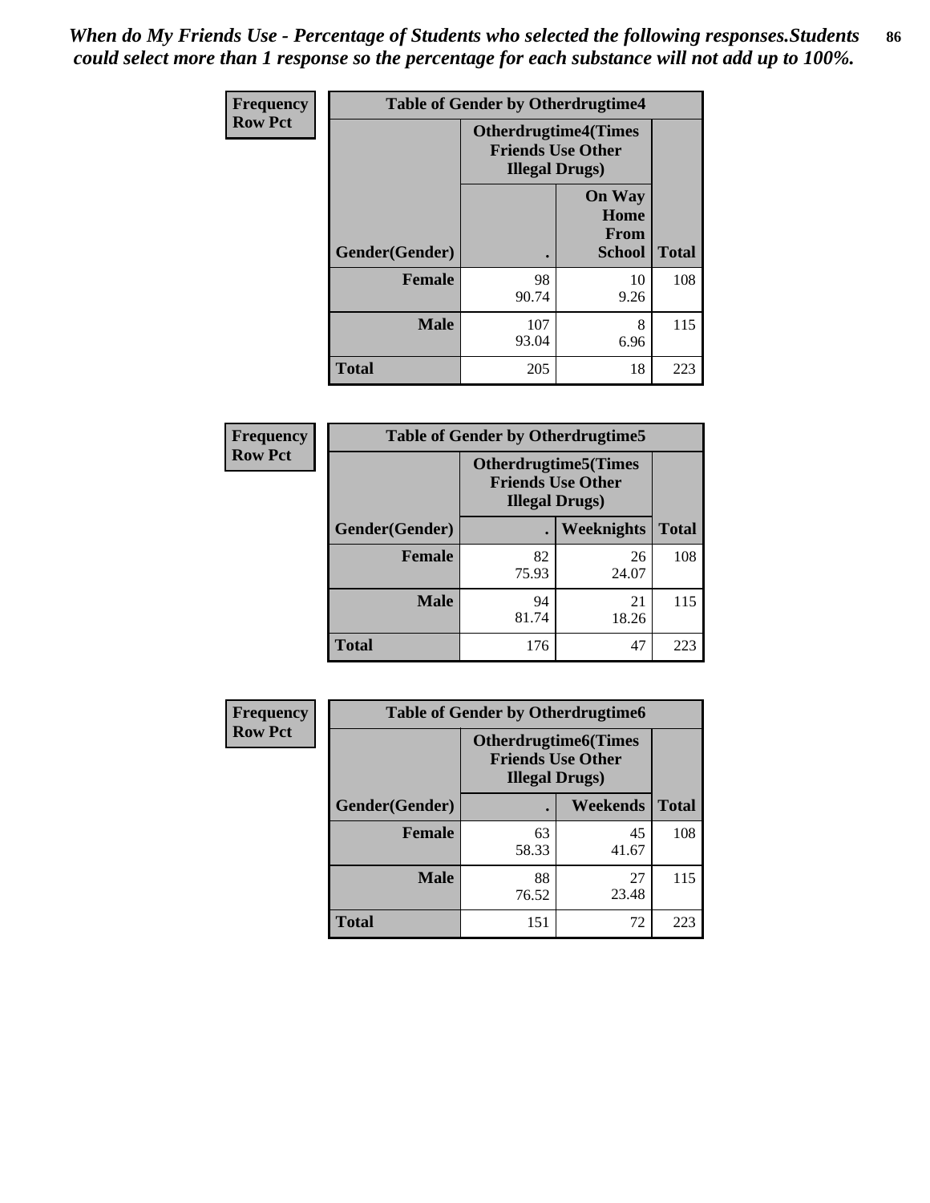*When do My Friends Use - Percentage of Students who selected the following responses.Students could select more than 1 response so the percentage for each substance will not add up to 100%.*

**Frequency**
**Row Pct**

| Table of Gender by Otherdrugtime4 | | | |
|---|---|---|---|
| | Otherdrugtime4(Times Friends Use Other Illegal Drugs) | | |
| Gender(Gender) | . | On Way Home From School | Total |
| Female | 98<br>90.74 | 10<br>9.26 | 108 |
| Male | 107<br>93.04 | 8<br>6.96 | 115 |
| Total | 205 | 18 | 223 |

**Frequency**
**Row Pct**

| Table of Gender by Otherdrugtime5 | | | |
|---|---|---|---|
| | Otherdrugtime5(Times Friends Use Other Illegal Drugs) | | |
| Gender(Gender) | . | Weeknights | Total |
| Female | 82<br>75.93 | 26<br>24.07 | 108 |
| Male | 94<br>81.74 | 21<br>18.26 | 115 |
| Total | 176 | 47 | 223 |

**Frequency**
**Row Pct**

| Table of Gender by Otherdrugtime6 | | | |
|---|---|---|---|
| | Otherdrugtime6(Times Friends Use Other Illegal Drugs) | | |
| Gender(Gender) | . | Weekends | Total |
| Female | 63<br>58.33 | 45<br>41.67 | 108 |
| Male | 88<br>76.52 | 27<br>23.48 | 115 |
| Total | 151 | 72 | 223 |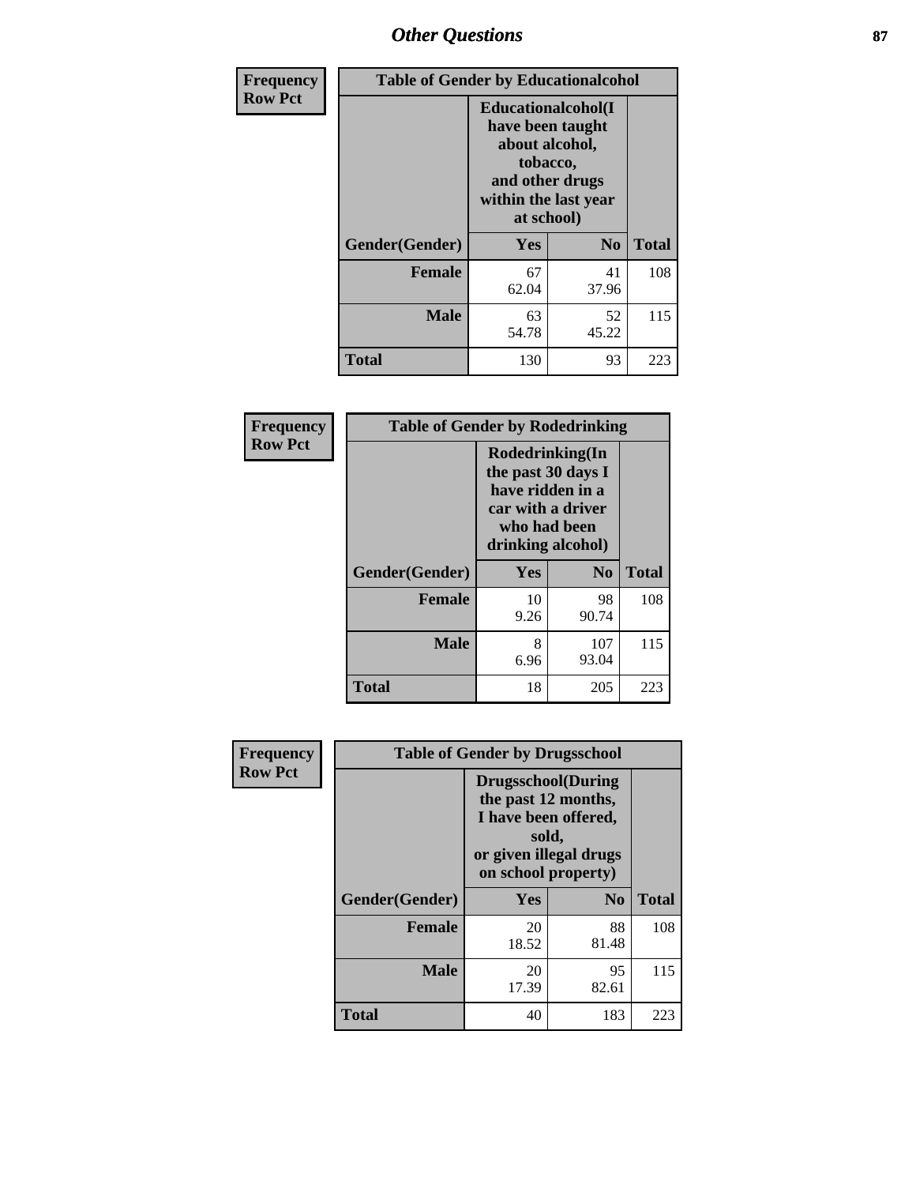## Other Questions

**Frequency**
**Row Pct**

| Table of Gender by Educationalcohol | | | |
|---|---|---|---|
| | Educationalcohol(I have been taught about alcohol, tobacco, and other drugs within the last year at school) | | |
| Gender(Gender) | Yes | No | Total |
| Female | 67<br>62.04 | 41<br>37.96 | 108 |
| Male | 63<br>54.78 | 52<br>45.22 | 115 |
| Total | 130 | 93 | 223 |

**Frequency**
**Row Pct**

| Table of Gender by Rodedrinking | | | |
|---|---|---|---|
| | Rodedrinking(In the past 30 days I have ridden in a car with a driver who had been drinking alcohol) | | |
| Gender(Gender) | Yes | No | Total |
| Female | 10<br>9.26 | 98<br>90.74 | 108 |
| Male | 8<br>6.96 | 107<br>93.04 | 115 |
| Total | 18 | 205 | 223 |

**Frequency**
**Row Pct**

| Table of Gender by Drugsschool | | | |
|---|---|---|---|
| | Drugsschool(During the past 12 months, I have been offered, sold, or given illegal drugs on school property) | | |
| Gender(Gender) | Yes | No | Total |
| Female | 20<br>18.52 | 88<br>81.48 | 108 |
| Male | 20<br>17.39 | 95<br>82.61 | 115 |
| Total | 40 | 183 | 223 |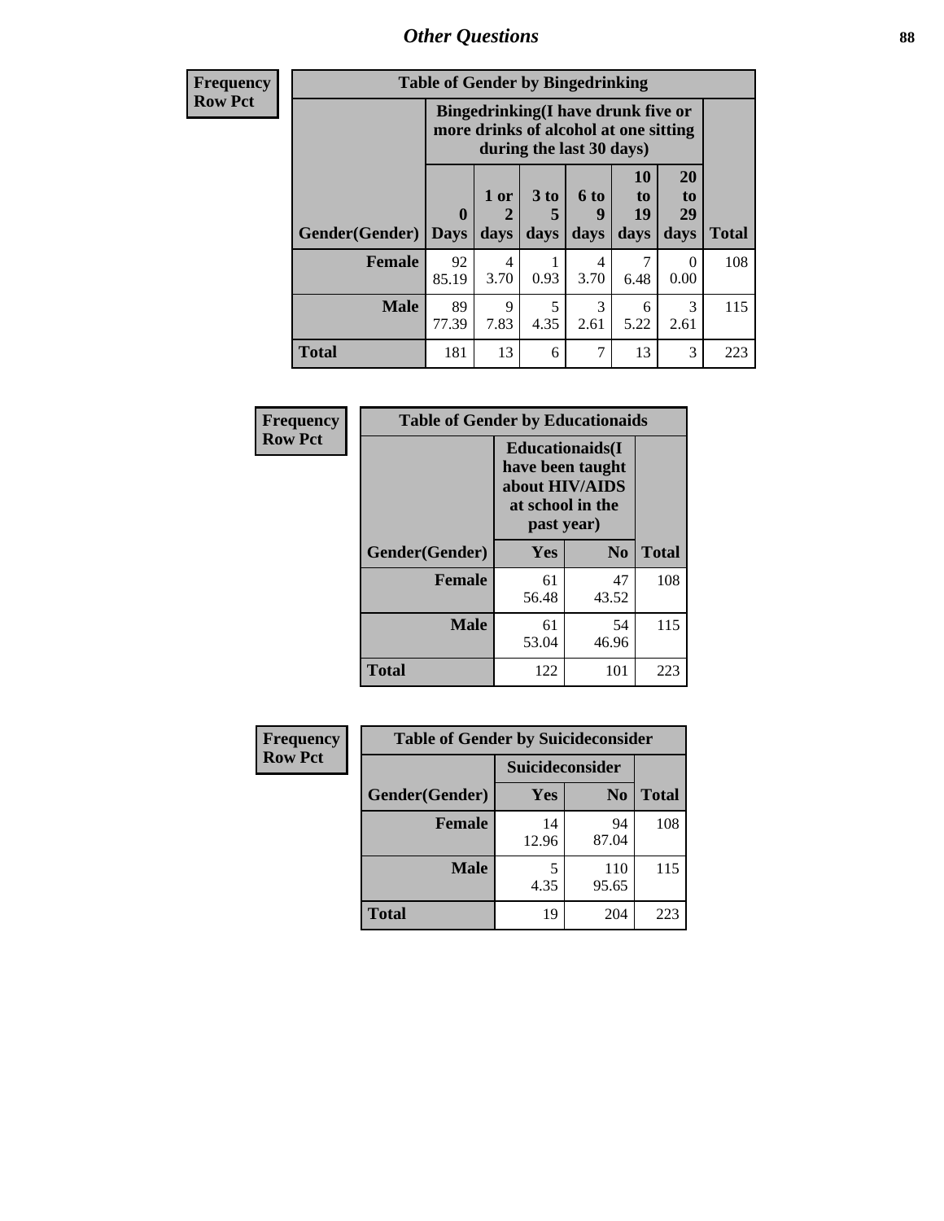## Other Questions

**Frequency**
**Row Pct**

**Table of Gender by Bingedrinking**

| | Bingedrinking(I have drunk five or more drinks of alcohol at one sitting during the last 30 days) | | | | | | |
|---|---|---|---|---|---|---|---|
| Gender(Gender) | 0 Days | 1 or 2 days | 3 to 5 days | 6 to 9 days | 10 to 19 days | 20 to 29 days | Total |
| **Female** | 92<br>85.19 | 4<br>3.70 | 1<br>0.93 | 4<br>3.70 | 7<br>6.48 | 0<br>0.00 | 108 |
| **Male** | 89<br>77.39 | 9<br>7.83 | 5<br>4.35 | 3<br>2.61 | 6<br>5.22 | 3<br>2.61 | 115 |
| **Total** | 181 | 13 | 6 | 7 | 13 | 3 | 223 |

**Frequency**
**Row Pct**

**Table of Gender by Educationaids**

| | Educationaids(I have been taught about HIV/AIDS at school in the past year) | | |
|---|---|---|---|
| Gender(Gender) | Yes | No | Total |
| **Female** | 61<br>56.48 | 47<br>43.52 | 108 |
| **Male** | 61<br>53.04 | 54<br>46.96 | 115 |
| **Total** | 122 | 101 | 223 |

**Frequency**
**Row Pct**

**Table of Gender by Suicideconsider**

| | Suicideconsider | | |
|---|---|---|---|
| Gender(Gender) | Yes | No | Total |
| **Female** | 14<br>12.96 | 94<br>87.04 | 108 |
| **Male** | 5<br>4.35 | 110<br>95.65 | 115 |
| **Total** | 19 | 204 | 223 |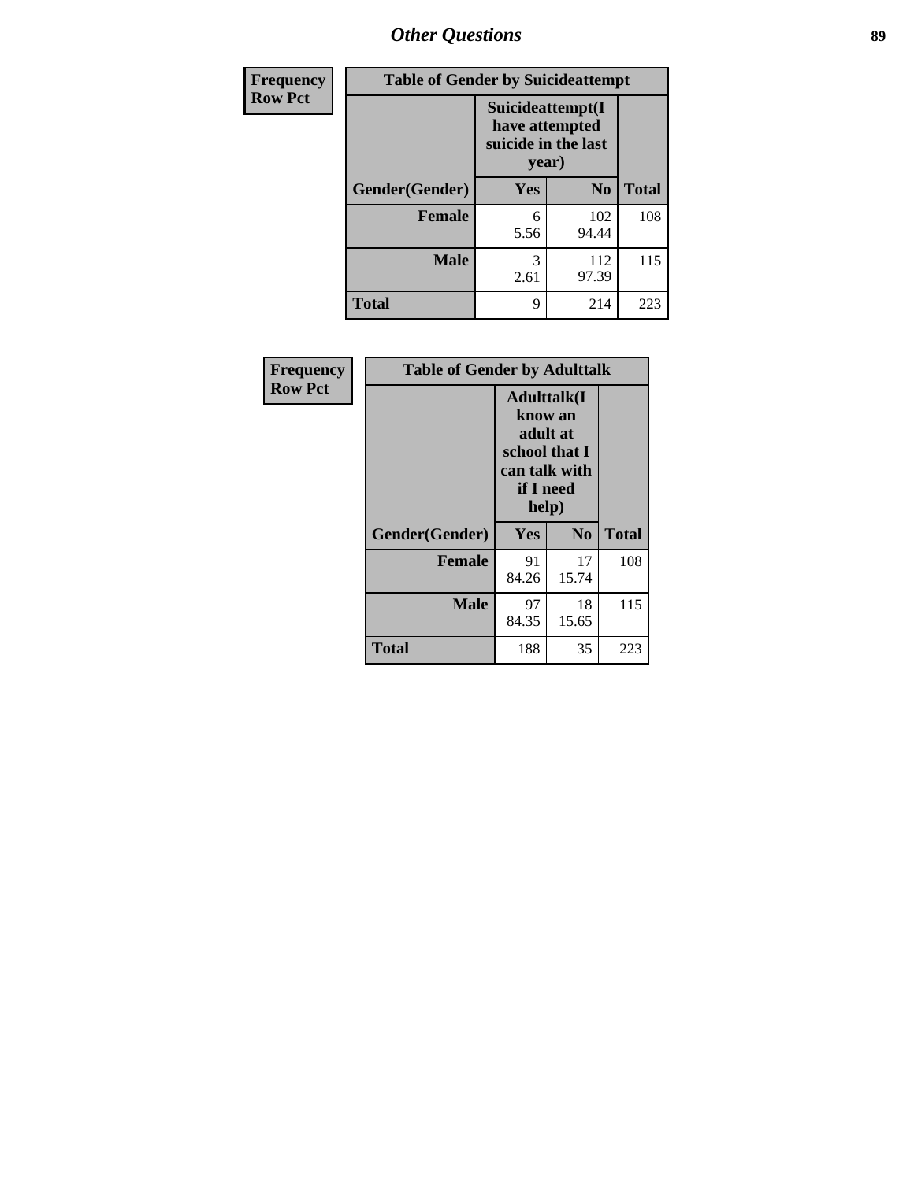| Frequency<br>Row Pct | Table of Gender by Suicideattempt | | |
|---|---|---|---|
| | Suicideattempt(I have attempted suicide in the last year) | | |
| Gender(Gender) | Yes | No | Total |
| Female | 6<br>5.56 | 102<br>94.44 | 108 |
| Male | 3<br>2.61 | 112<br>97.39 | 115 |
| Total | 9 | 214 | 223 |

| Frequency<br>Row Pct | Table of Gender by Adulttalk | | |
|---|---|---|---|
| | Adulttalk(I know an adult at school that I can talk with if I need help) | | |
| Gender(Gender) | Yes | No | Total |
| Female | 91<br>84.26 | 17<br>15.74 | 108 |
| Male | 97<br>84.35 | 18<br>15.65 | 115 |
| Total | 188 | 35 | 223 |